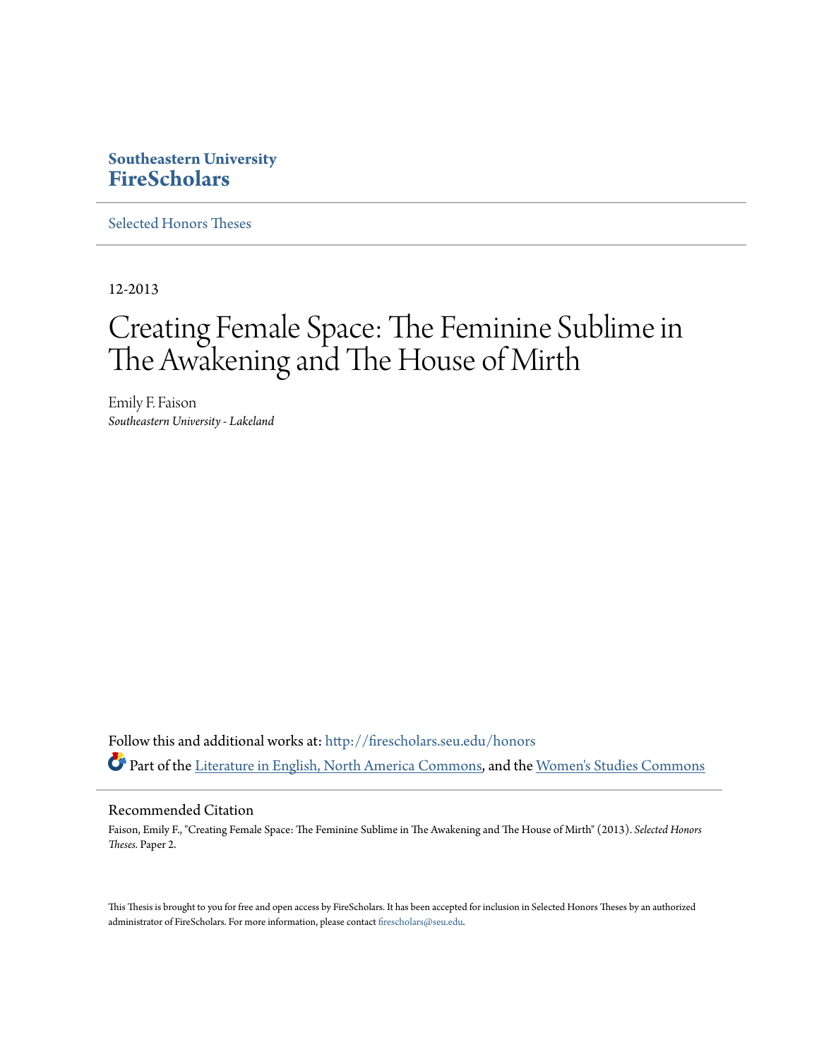**Southeastern University**
**FireScholars**

Selected Honors Theses

12-2013

# Creating Female Space: The Feminine Sublime in The Awakening and The House of Mirth

Emily F. Faison
*Southeastern University - Lakeland*

Follow this and additional works at: http://firescholars.seu.edu/honors

Part of the Literature in English, North America Commons, and the Women's Studies Commons

## Recommended Citation

Faison, Emily F., "Creating Female Space: The Feminine Sublime in The Awakening and The House of Mirth" (2013). *Selected Honors Theses.* Paper 2.

This Thesis is brought to you for free and open access by FireScholars. It has been accepted for inclusion in Selected Honors Theses by an authorized administrator of FireScholars. For more information, please contact firescholars@seu.edu.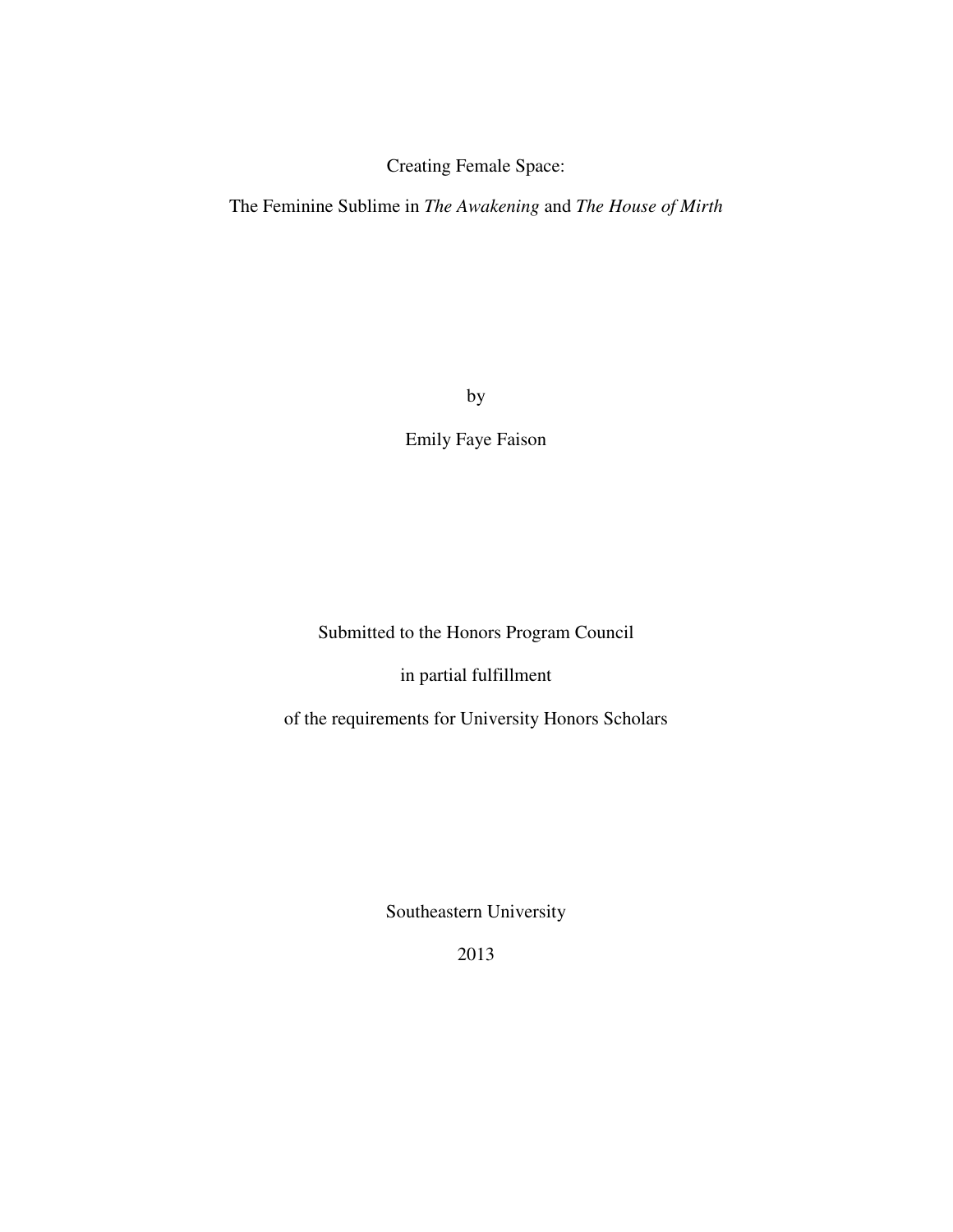# Creating Female Space:

## The Feminine Sublime in *The Awakening* and *The House of Mirth*

by

Emily Faye Faison

Submitted to the Honors Program Council

in partial fulfillment

of the requirements for University Honors Scholars

Southeastern University

2013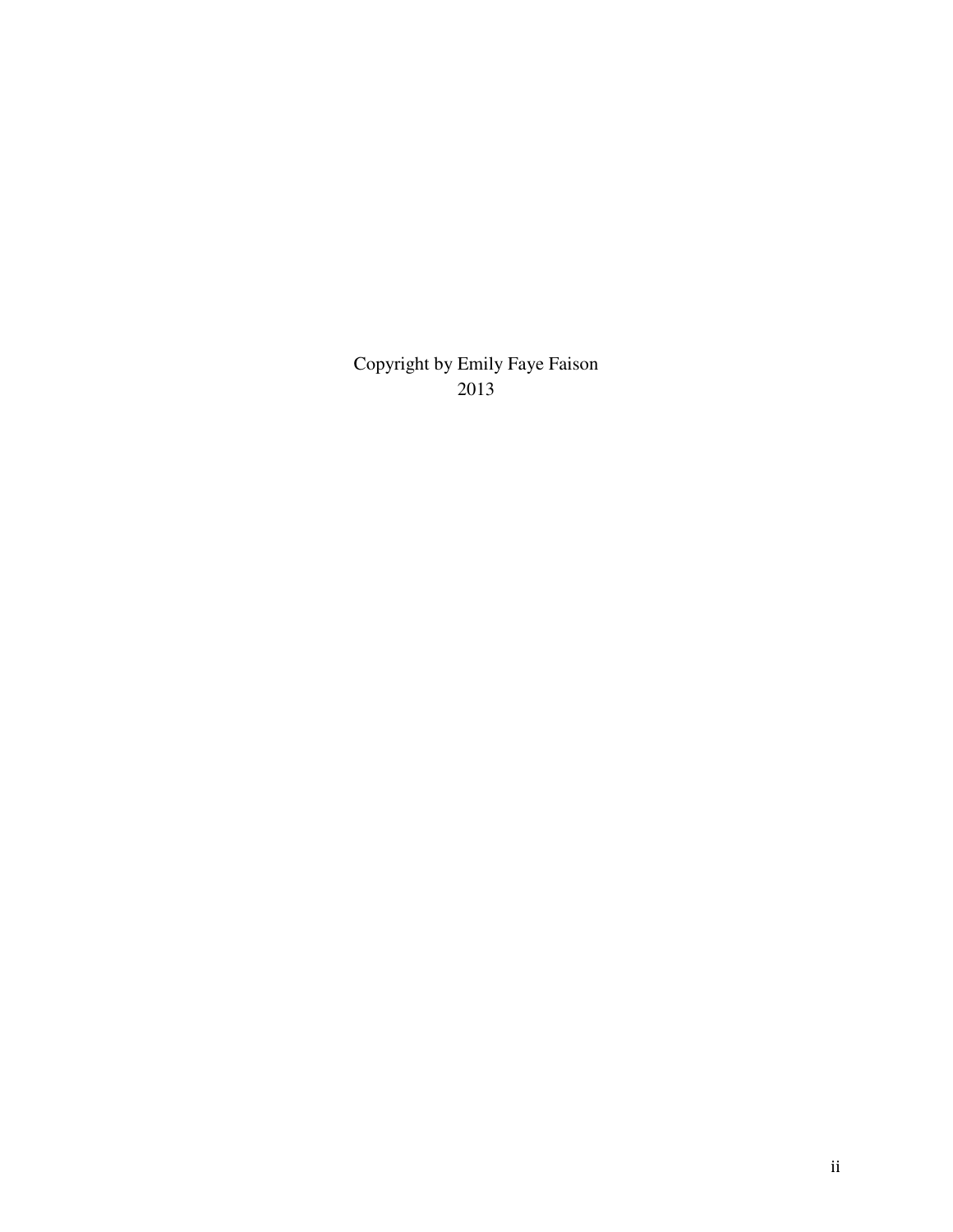Copyright by Emily Faye Faison
2013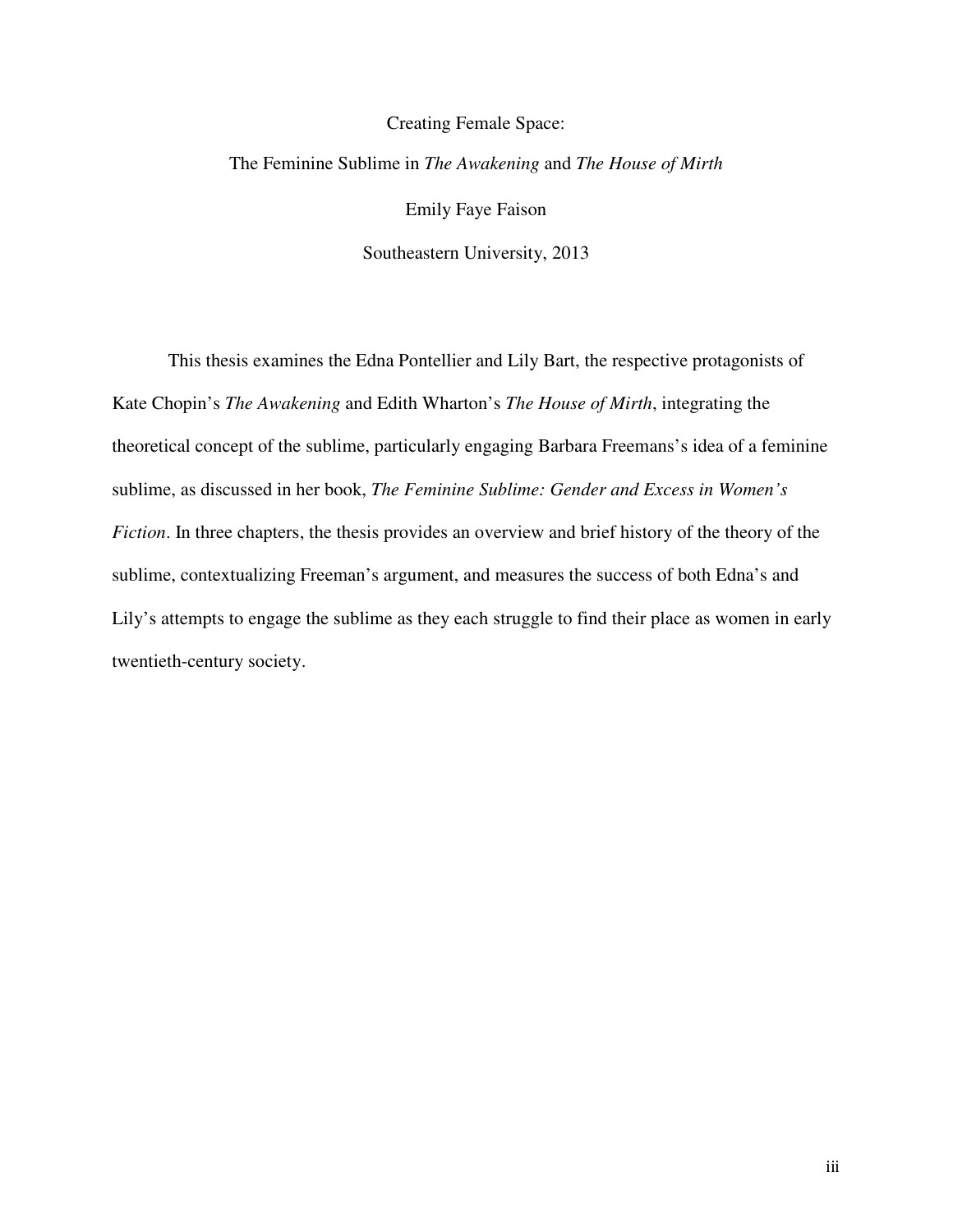Creating Female Space:

The Feminine Sublime in *The Awakening* and *The House of Mirth*

Emily Faye Faison

Southeastern University, 2013

This thesis examines the Edna Pontellier and Lily Bart, the respective protagonists of Kate Chopin's *The Awakening* and Edith Wharton's *The House of Mirth*, integrating the theoretical concept of the sublime, particularly engaging Barbara Freemans's idea of a feminine sublime, as discussed in her book, *The Feminine Sublime: Gender and Excess in Women's Fiction*. In three chapters, the thesis provides an overview and brief history of the theory of the sublime, contextualizing Freeman's argument, and measures the success of both Edna's and Lily's attempts to engage the sublime as they each struggle to find their place as women in early twentieth-century society.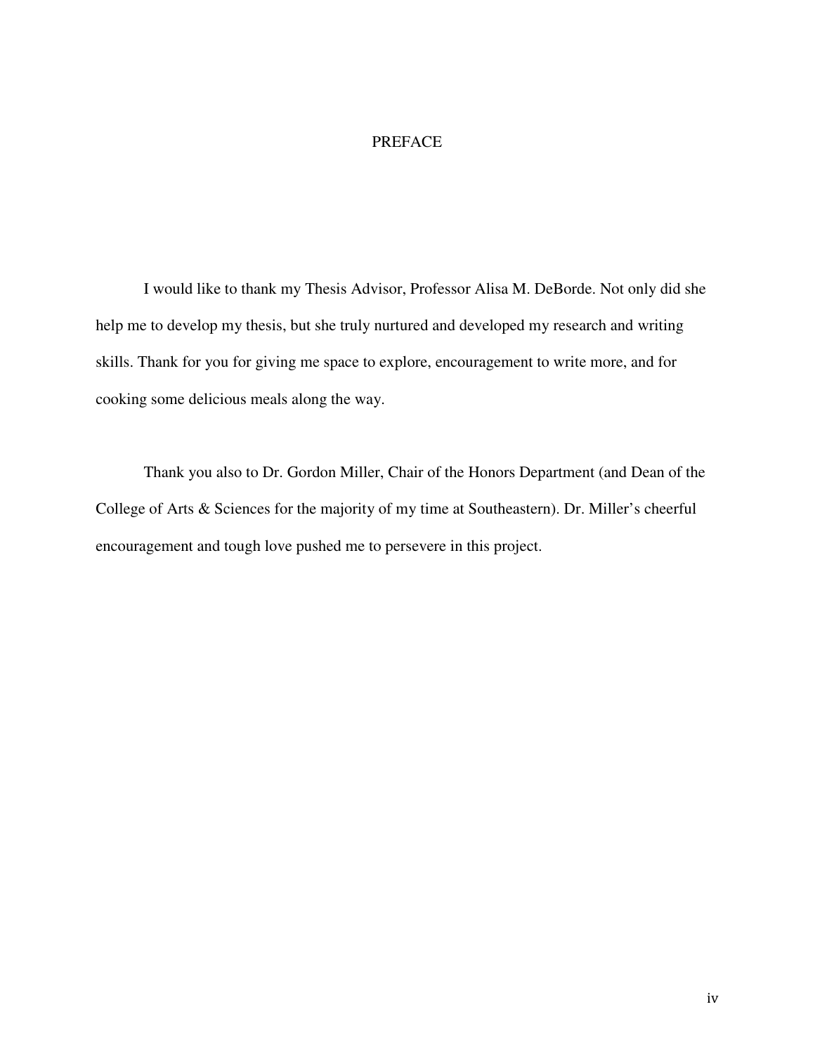# PREFACE

I would like to thank my Thesis Advisor, Professor Alisa M. DeBorde. Not only did she help me to develop my thesis, but she truly nurtured and developed my research and writing skills. Thank for you for giving me space to explore, encouragement to write more, and for cooking some delicious meals along the way.

Thank you also to Dr. Gordon Miller, Chair of the Honors Department (and Dean of the College of Arts & Sciences for the majority of my time at Southeastern). Dr. Miller's cheerful encouragement and tough love pushed me to persevere in this project.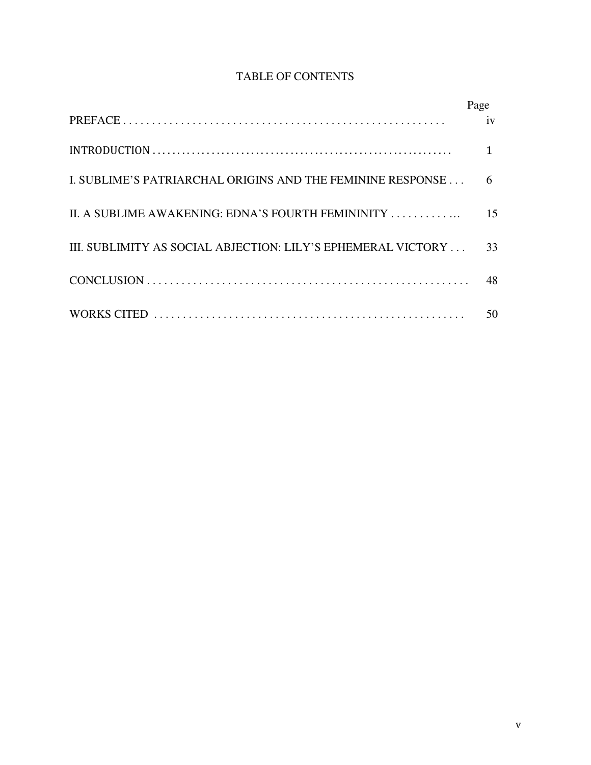# TABLE OF CONTENTS

| | Page |
|---|---|
| PREFACE . . . . . . . . . . . . . . . . . . . . . . . . . . . . . . . . . . . . . . . . . . . . . . . . . . . . | iv |
| INTRODUCTION . . . . . . . . . . . . . . . . . . . . . . . . . . . . . . . . . . . . . . . . . . . . . . . . . . | 1 |
| I. SUBLIME'S PATRIARCHAL ORIGINS AND THE FEMININE RESPONSE . . . | 6 |
| II. A SUBLIME AWAKENING: EDNA'S FOURTH FEMININITY . . . . . . . . . . . … | 15 |
| III. SUBLIMITY AS SOCIAL ABJECTION: LILY'S EPHEMERAL VICTORY . . . | 33 |
| CONCLUSION . . . . . . . . . . . . . . . . . . . . . . . . . . . . . . . . . . . . . . . . . . . . . . . . . . . . . | 48 |
| WORKS CITED . . . . . . . . . . . . . . . . . . . . . . . . . . . . . . . . . . . . . . . . . . . . . . . . . . . | 50 |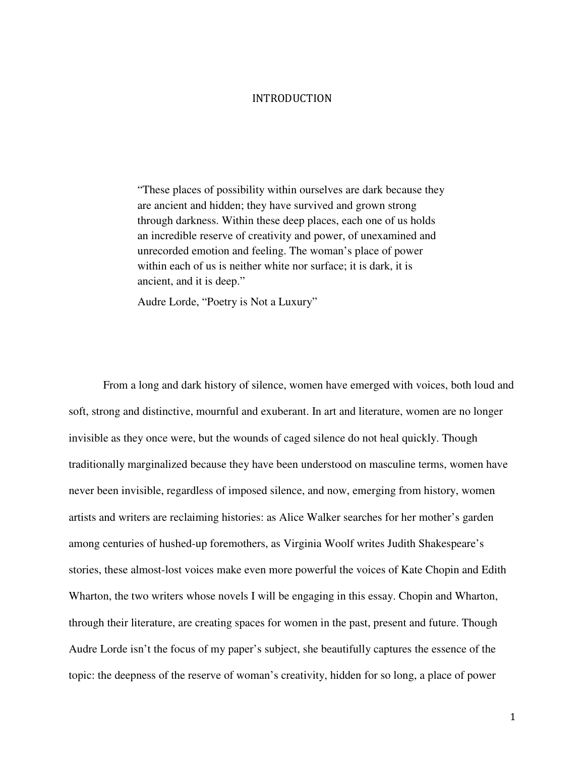# INTRODUCTION

> "These places of possibility within ourselves are dark because they are ancient and hidden; they have survived and grown strong through darkness. Within these deep places, each one of us holds an incredible reserve of creativity and power, of unexamined and unrecorded emotion and feeling. The woman's place of power within each of us is neither white nor surface; it is dark, it is ancient, and it is deep."
>
> Audre Lorde, "Poetry is Not a Luxury"

From a long and dark history of silence, women have emerged with voices, both loud and soft, strong and distinctive, mournful and exuberant. In art and literature, women are no longer invisible as they once were, but the wounds of caged silence do not heal quickly. Though traditionally marginalized because they have been understood on masculine terms, women have never been invisible, regardless of imposed silence, and now, emerging from history, women artists and writers are reclaiming histories: as Alice Walker searches for her mother's garden among centuries of hushed-up foremothers, as Virginia Woolf writes Judith Shakespeare's stories, these almost-lost voices make even more powerful the voices of Kate Chopin and Edith Wharton, the two writers whose novels I will be engaging in this essay. Chopin and Wharton, through their literature, are creating spaces for women in the past, present and future. Though Audre Lorde isn't the focus of my paper's subject, she beautifully captures the essence of the topic: the deepness of the reserve of woman's creativity, hidden for so long, a place of power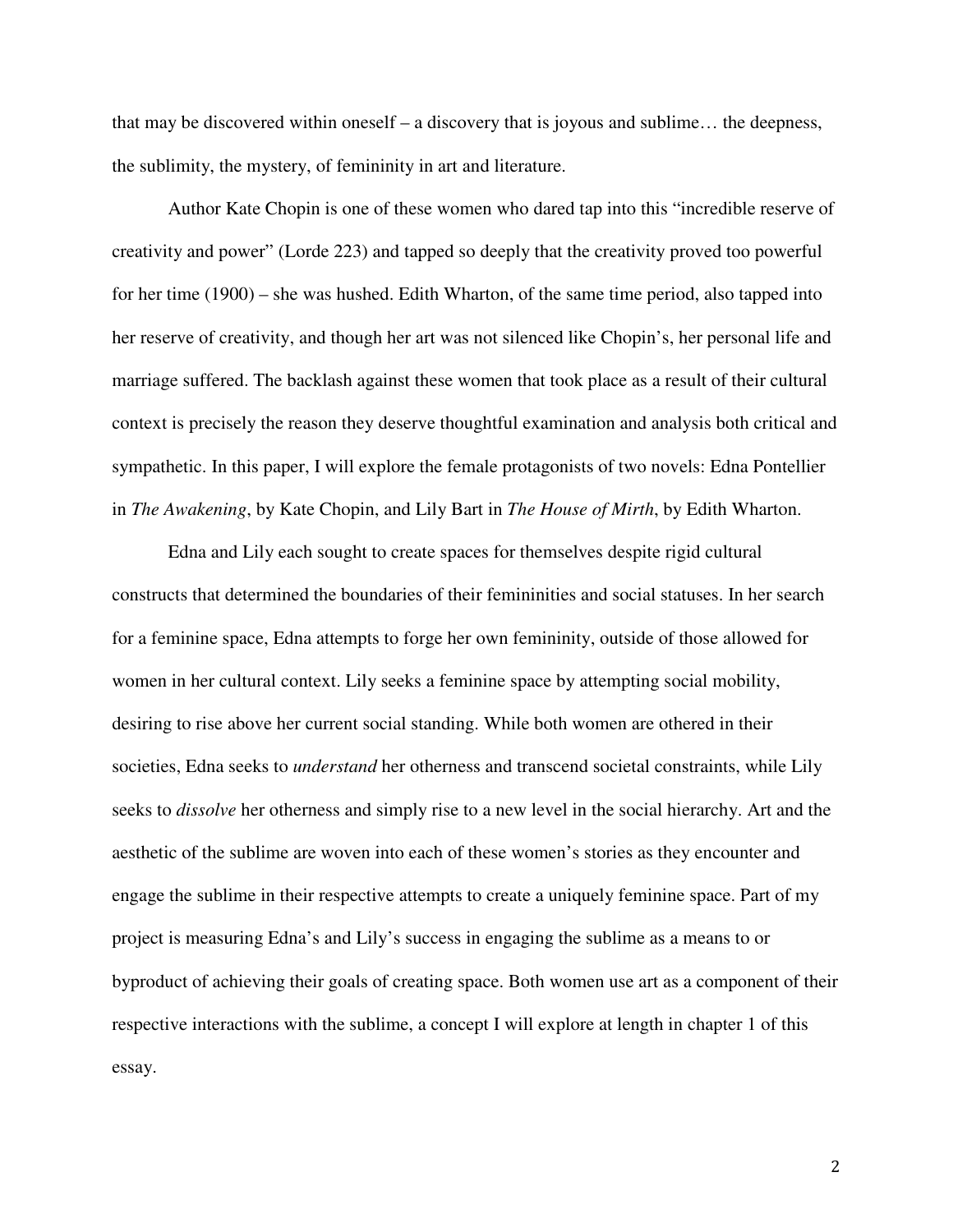that may be discovered within oneself – a discovery that is joyous and sublime… the deepness, the sublimity, the mystery, of femininity in art and literature.

Author Kate Chopin is one of these women who dared tap into this "incredible reserve of creativity and power" (Lorde 223) and tapped so deeply that the creativity proved too powerful for her time (1900) – she was hushed. Edith Wharton, of the same time period, also tapped into her reserve of creativity, and though her art was not silenced like Chopin's, her personal life and marriage suffered. The backlash against these women that took place as a result of their cultural context is precisely the reason they deserve thoughtful examination and analysis both critical and sympathetic. In this paper, I will explore the female protagonists of two novels: Edna Pontellier in *The Awakening*, by Kate Chopin, and Lily Bart in *The House of Mirth*, by Edith Wharton.

Edna and Lily each sought to create spaces for themselves despite rigid cultural constructs that determined the boundaries of their femininities and social statuses. In her search for a feminine space, Edna attempts to forge her own femininity, outside of those allowed for women in her cultural context. Lily seeks a feminine space by attempting social mobility, desiring to rise above her current social standing. While both women are othered in their societies, Edna seeks to *understand* her otherness and transcend societal constraints, while Lily seeks to *dissolve* her otherness and simply rise to a new level in the social hierarchy. Art and the aesthetic of the sublime are woven into each of these women's stories as they encounter and engage the sublime in their respective attempts to create a uniquely feminine space. Part of my project is measuring Edna's and Lily's success in engaging the sublime as a means to or byproduct of achieving their goals of creating space. Both women use art as a component of their respective interactions with the sublime, a concept I will explore at length in chapter 1 of this essay.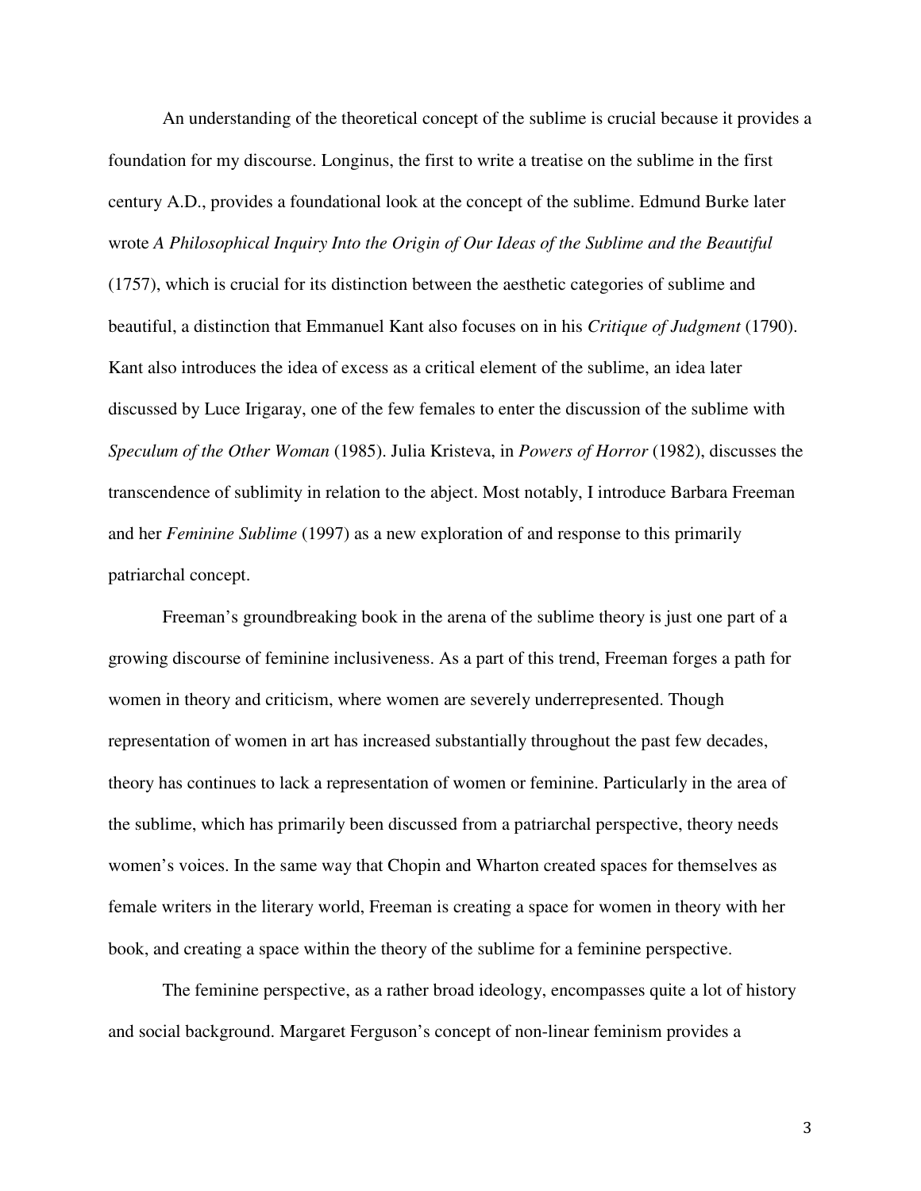An understanding of the theoretical concept of the sublime is crucial because it provides a foundation for my discourse. Longinus, the first to write a treatise on the sublime in the first century A.D., provides a foundational look at the concept of the sublime. Edmund Burke later wrote *A Philosophical Inquiry Into the Origin of Our Ideas of the Sublime and the Beautiful* (1757), which is crucial for its distinction between the aesthetic categories of sublime and beautiful, a distinction that Emmanuel Kant also focuses on in his *Critique of Judgment* (1790). Kant also introduces the idea of excess as a critical element of the sublime, an idea later discussed by Luce Irigaray, one of the few females to enter the discussion of the sublime with *Speculum of the Other Woman* (1985). Julia Kristeva, in *Powers of Horror* (1982), discusses the transcendence of sublimity in relation to the abject. Most notably, I introduce Barbara Freeman and her *Feminine Sublime* (1997) as a new exploration of and response to this primarily patriarchal concept.

Freeman's groundbreaking book in the arena of the sublime theory is just one part of a growing discourse of feminine inclusiveness. As a part of this trend, Freeman forges a path for women in theory and criticism, where women are severely underrepresented. Though representation of women in art has increased substantially throughout the past few decades, theory has continues to lack a representation of women or feminine. Particularly in the area of the sublime, which has primarily been discussed from a patriarchal perspective, theory needs women's voices. In the same way that Chopin and Wharton created spaces for themselves as female writers in the literary world, Freeman is creating a space for women in theory with her book, and creating a space within the theory of the sublime for a feminine perspective.

The feminine perspective, as a rather broad ideology, encompasses quite a lot of history and social background. Margaret Ferguson's concept of non-linear feminism provides a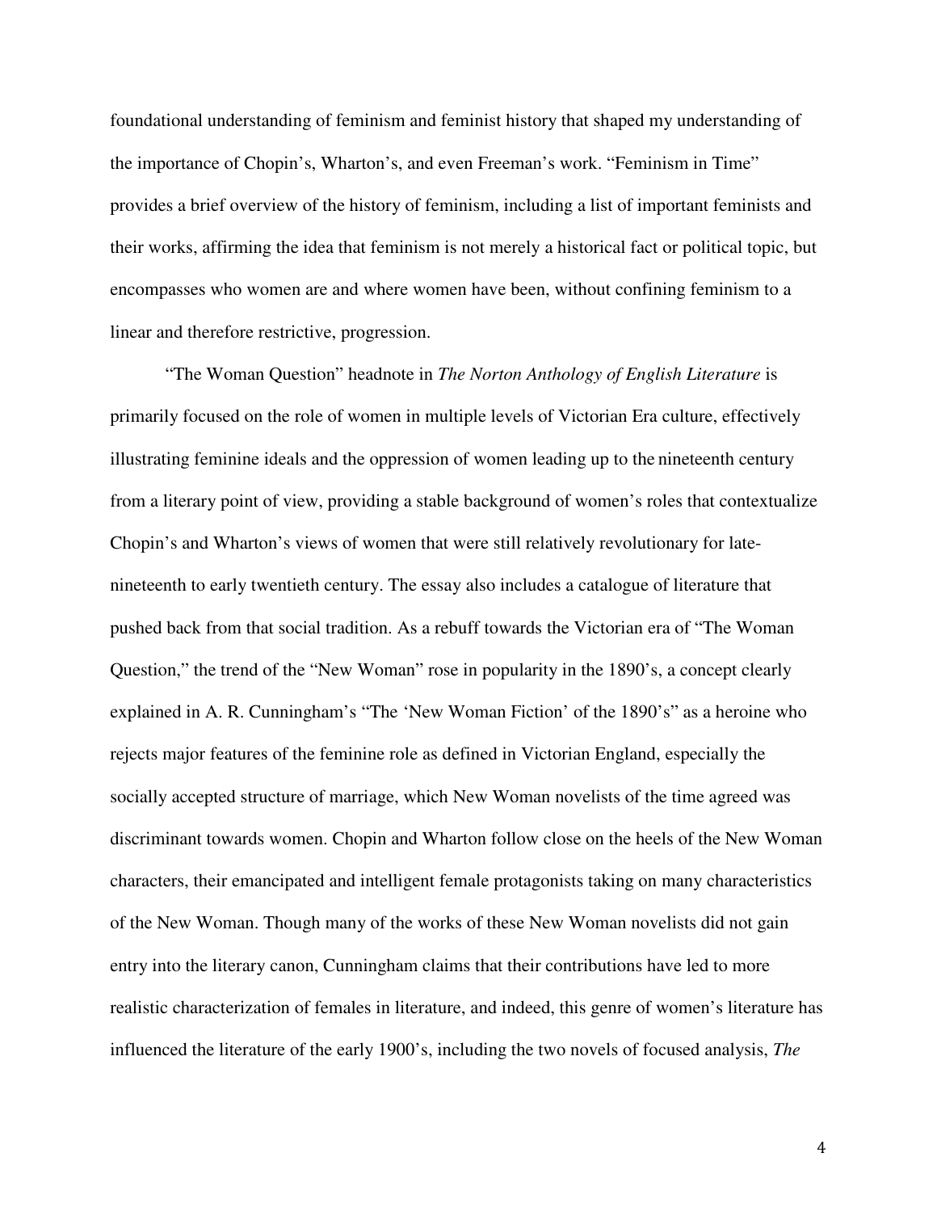foundational understanding of feminism and feminist history that shaped my understanding of the importance of Chopin's, Wharton's, and even Freeman's work. "Feminism in Time" provides a brief overview of the history of feminism, including a list of important feminists and their works, affirming the idea that feminism is not merely a historical fact or political topic, but encompasses who women are and where women have been, without confining feminism to a linear and therefore restrictive, progression.

"The Woman Question" headnote in *The Norton Anthology of English Literature* is primarily focused on the role of women in multiple levels of Victorian Era culture, effectively illustrating feminine ideals and the oppression of women leading up to the nineteenth century from a literary point of view, providing a stable background of women's roles that contextualize Chopin's and Wharton's views of women that were still relatively revolutionary for late-nineteenth to early twentieth century. The essay also includes a catalogue of literature that pushed back from that social tradition. As a rebuff towards the Victorian era of "The Woman Question," the trend of the "New Woman" rose in popularity in the 1890's, a concept clearly explained in A. R. Cunningham's "The 'New Woman Fiction' of the 1890's" as a heroine who rejects major features of the feminine role as defined in Victorian England, especially the socially accepted structure of marriage, which New Woman novelists of the time agreed was discriminant towards women. Chopin and Wharton follow close on the heels of the New Woman characters, their emancipated and intelligent female protagonists taking on many characteristics of the New Woman. Though many of the works of these New Woman novelists did not gain entry into the literary canon, Cunningham claims that their contributions have led to more realistic characterization of females in literature, and indeed, this genre of women's literature has influenced the literature of the early 1900's, including the two novels of focused analysis, *The*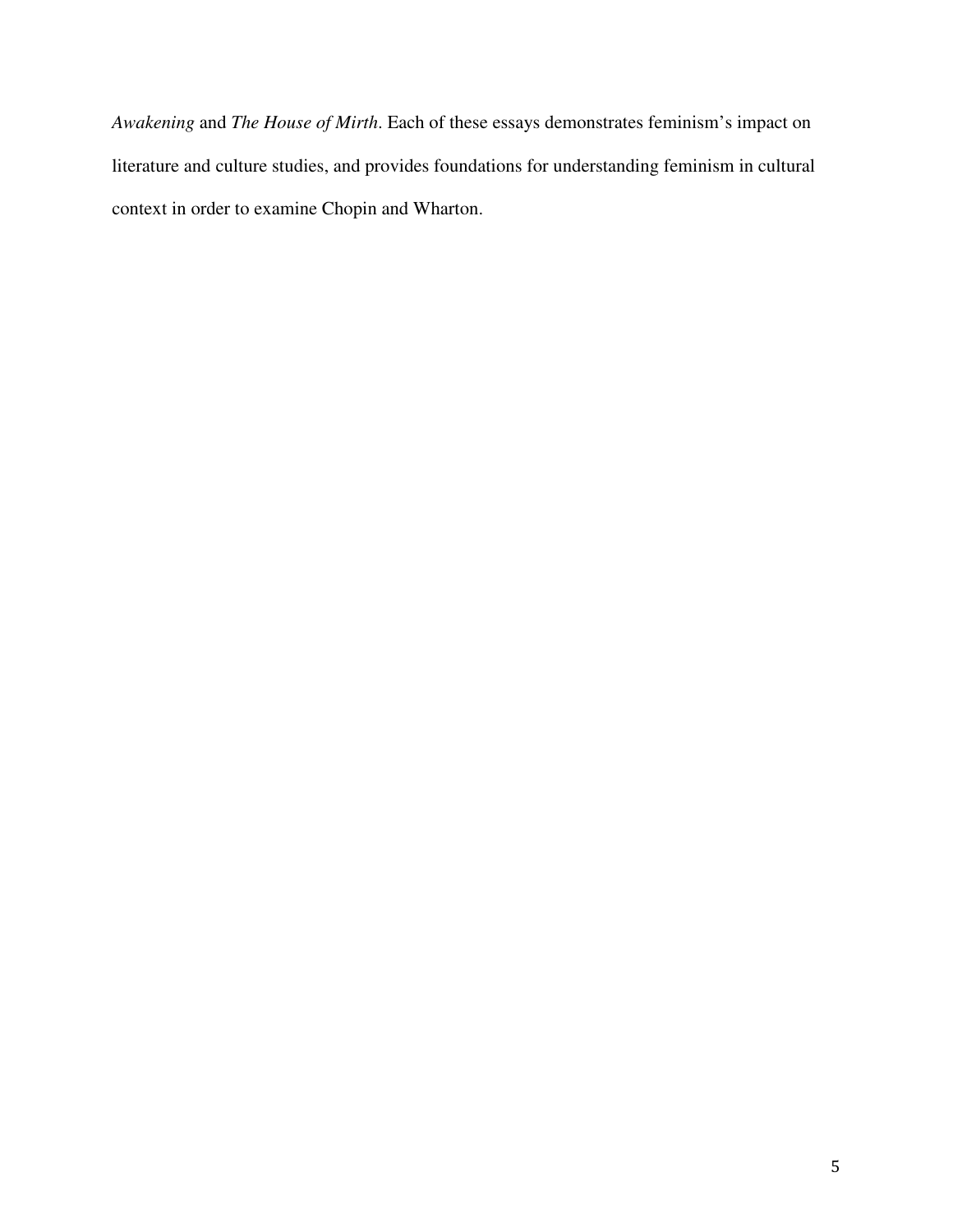*Awakening* and *The House of Mirth*. Each of these essays demonstrates feminism's impact on literature and culture studies, and provides foundations for understanding feminism in cultural context in order to examine Chopin and Wharton.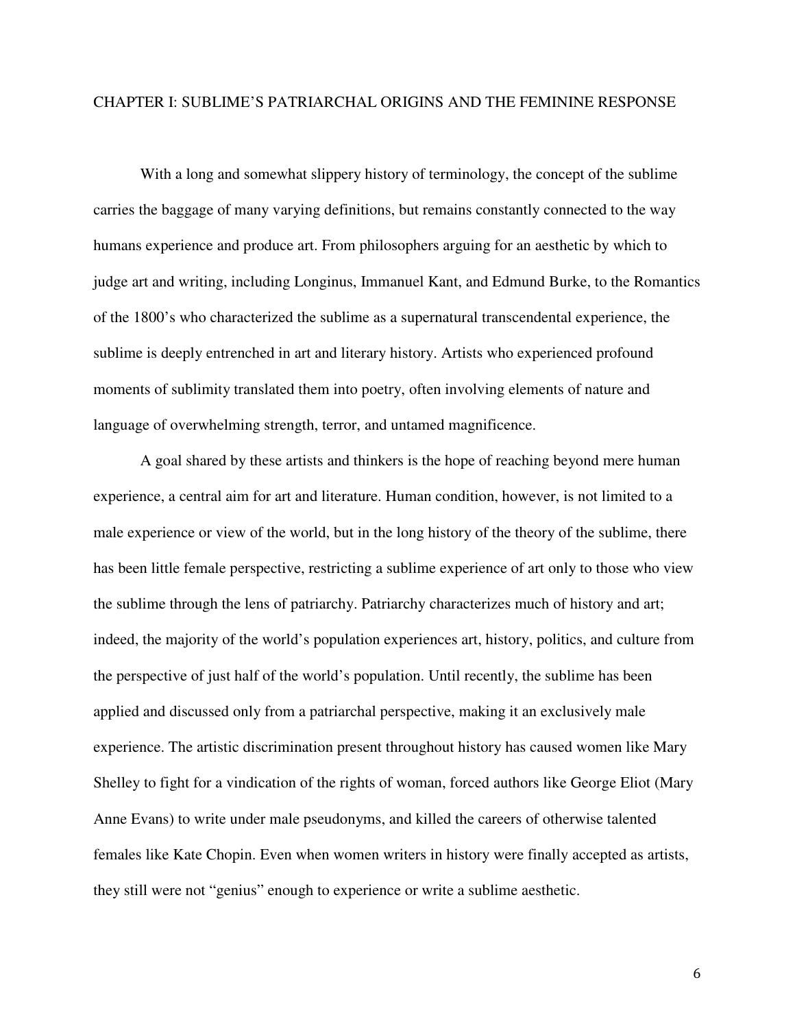# CHAPTER I: SUBLIME'S PATRIARCHAL ORIGINS AND THE FEMININE RESPONSE

With a long and somewhat slippery history of terminology, the concept of the sublime carries the baggage of many varying definitions, but remains constantly connected to the way humans experience and produce art. From philosophers arguing for an aesthetic by which to judge art and writing, including Longinus, Immanuel Kant, and Edmund Burke, to the Romantics of the 1800's who characterized the sublime as a supernatural transcendental experience, the sublime is deeply entrenched in art and literary history. Artists who experienced profound moments of sublimity translated them into poetry, often involving elements of nature and language of overwhelming strength, terror, and untamed magnificence.

A goal shared by these artists and thinkers is the hope of reaching beyond mere human experience, a central aim for art and literature. Human condition, however, is not limited to a male experience or view of the world, but in the long history of the theory of the sublime, there has been little female perspective, restricting a sublime experience of art only to those who view the sublime through the lens of patriarchy. Patriarchy characterizes much of history and art; indeed, the majority of the world's population experiences art, history, politics, and culture from the perspective of just half of the world's population. Until recently, the sublime has been applied and discussed only from a patriarchal perspective, making it an exclusively male experience. The artistic discrimination present throughout history has caused women like Mary Shelley to fight for a vindication of the rights of woman, forced authors like George Eliot (Mary Anne Evans) to write under male pseudonyms, and killed the careers of otherwise talented females like Kate Chopin. Even when women writers in history were finally accepted as artists, they still were not "genius" enough to experience or write a sublime aesthetic.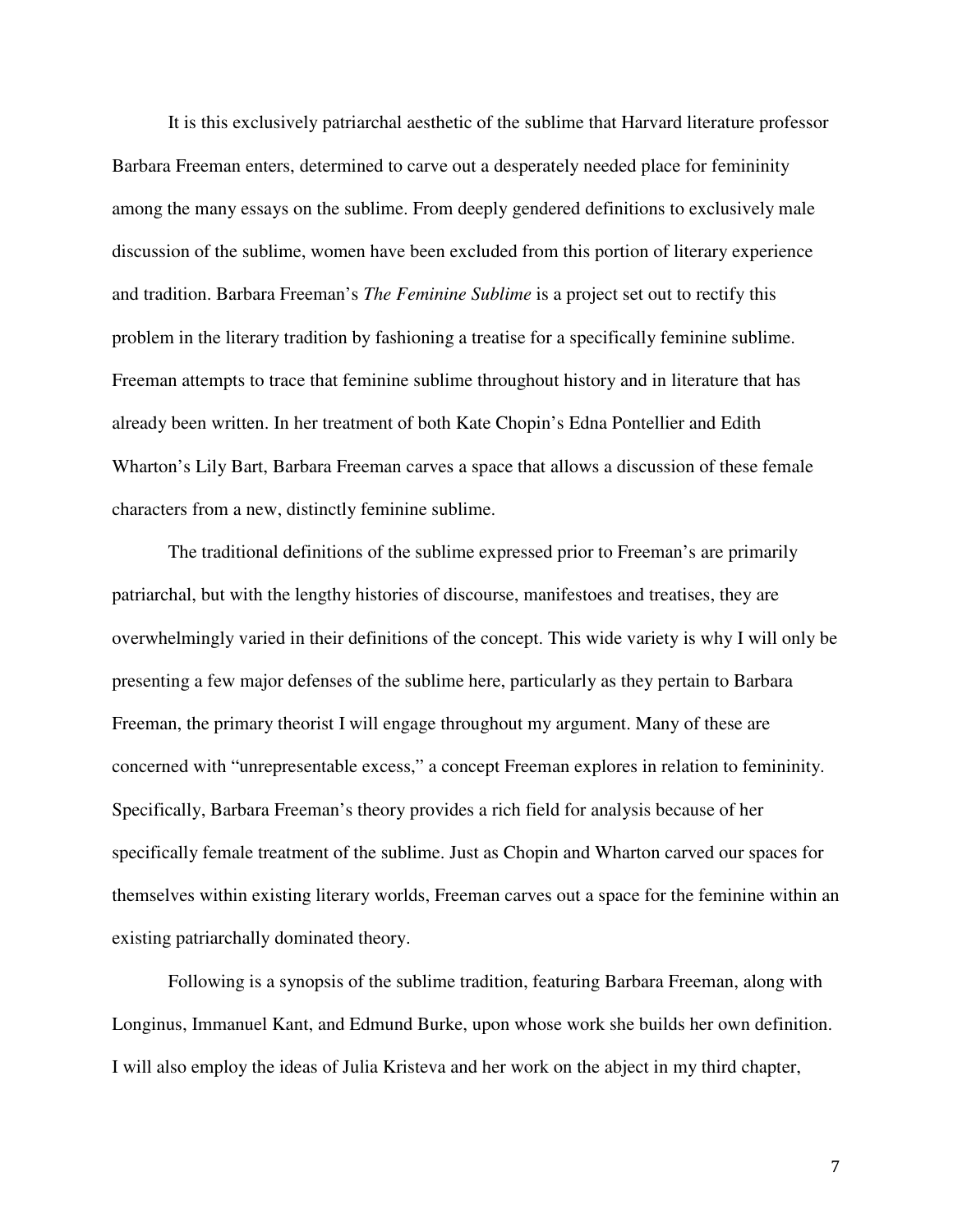It is this exclusively patriarchal aesthetic of the sublime that Harvard literature professor Barbara Freeman enters, determined to carve out a desperately needed place for femininity among the many essays on the sublime. From deeply gendered definitions to exclusively male discussion of the sublime, women have been excluded from this portion of literary experience and tradition. Barbara Freeman's *The Feminine Sublime* is a project set out to rectify this problem in the literary tradition by fashioning a treatise for a specifically feminine sublime. Freeman attempts to trace that feminine sublime throughout history and in literature that has already been written. In her treatment of both Kate Chopin's Edna Pontellier and Edith Wharton's Lily Bart, Barbara Freeman carves a space that allows a discussion of these female characters from a new, distinctly feminine sublime.

The traditional definitions of the sublime expressed prior to Freeman's are primarily patriarchal, but with the lengthy histories of discourse, manifestoes and treatises, they are overwhelmingly varied in their definitions of the concept. This wide variety is why I will only be presenting a few major defenses of the sublime here, particularly as they pertain to Barbara Freeman, the primary theorist I will engage throughout my argument. Many of these are concerned with "unrepresentable excess," a concept Freeman explores in relation to femininity. Specifically, Barbara Freeman's theory provides a rich field for analysis because of her specifically female treatment of the sublime. Just as Chopin and Wharton carved our spaces for themselves within existing literary worlds, Freeman carves out a space for the feminine within an existing patriarchally dominated theory.

Following is a synopsis of the sublime tradition, featuring Barbara Freeman, along with Longinus, Immanuel Kant, and Edmund Burke, upon whose work she builds her own definition. I will also employ the ideas of Julia Kristeva and her work on the abject in my third chapter,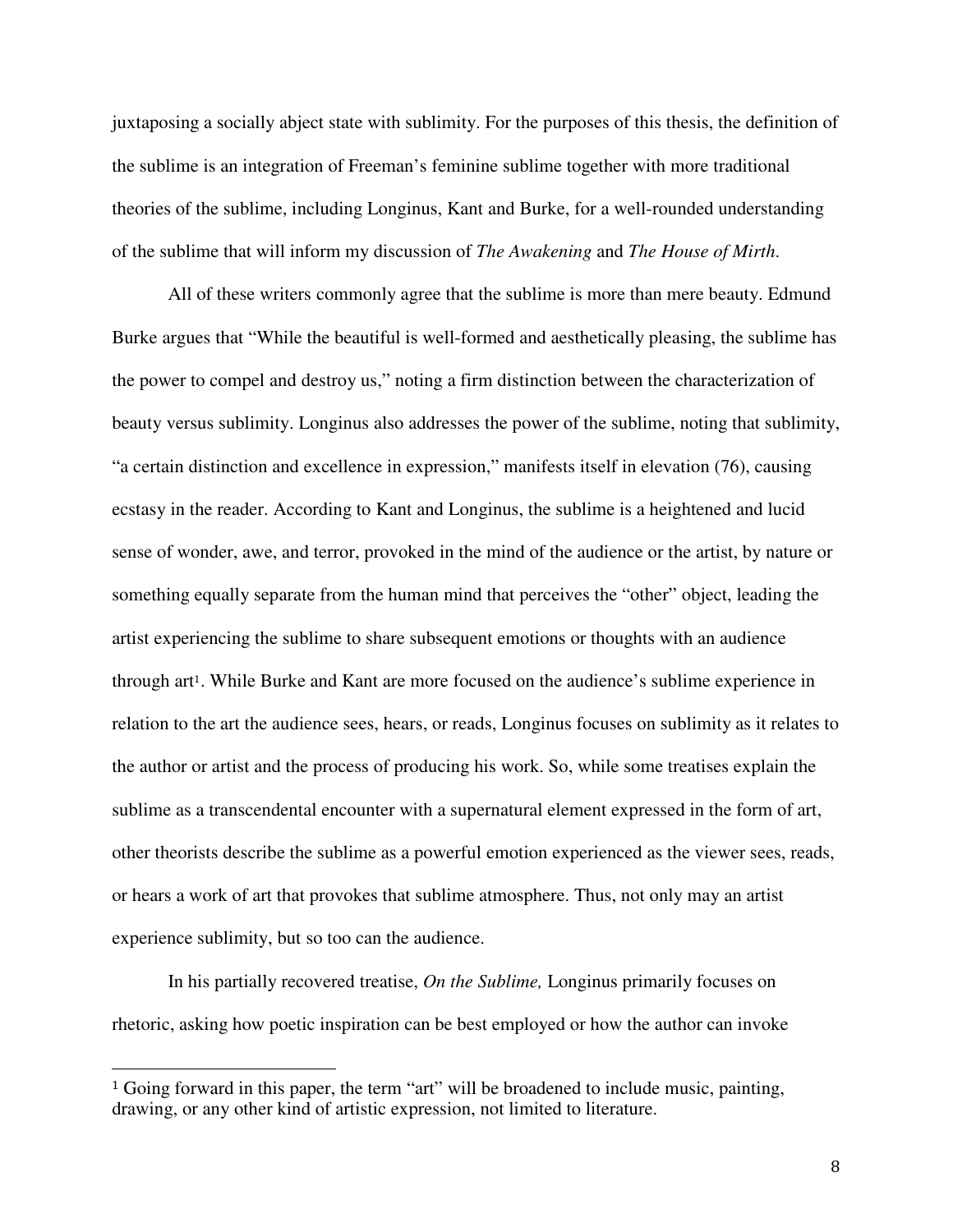juxtaposing a socially abject state with sublimity. For the purposes of this thesis, the definition of the sublime is an integration of Freeman's feminine sublime together with more traditional theories of the sublime, including Longinus, Kant and Burke, for a well-rounded understanding of the sublime that will inform my discussion of *The Awakening* and *The House of Mirth*.

All of these writers commonly agree that the sublime is more than mere beauty. Edmund Burke argues that "While the beautiful is well-formed and aesthetically pleasing, the sublime has the power to compel and destroy us," noting a firm distinction between the characterization of beauty versus sublimity. Longinus also addresses the power of the sublime, noting that sublimity, "a certain distinction and excellence in expression," manifests itself in elevation (76), causing ecstasy in the reader. According to Kant and Longinus, the sublime is a heightened and lucid sense of wonder, awe, and terror, provoked in the mind of the audience or the artist, by nature or something equally separate from the human mind that perceives the "other" object, leading the artist experiencing the sublime to share subsequent emotions or thoughts with an audience through art[1]. While Burke and Kant are more focused on the audience's sublime experience in relation to the art the audience sees, hears, or reads, Longinus focuses on sublimity as it relates to the author or artist and the process of producing his work. So, while some treatises explain the sublime as a transcendental encounter with a supernatural element expressed in the form of art, other theorists describe the sublime as a powerful emotion experienced as the viewer sees, reads, or hears a work of art that provokes that sublime atmosphere. Thus, not only may an artist experience sublimity, but so too can the audience.

In his partially recovered treatise, *On the Sublime,* Longinus primarily focuses on rhetoric, asking how poetic inspiration can be best employed or how the author can invoke

---

[1] Going forward in this paper, the term "art" will be broadened to include music, painting, drawing, or any other kind of artistic expression, not limited to literature.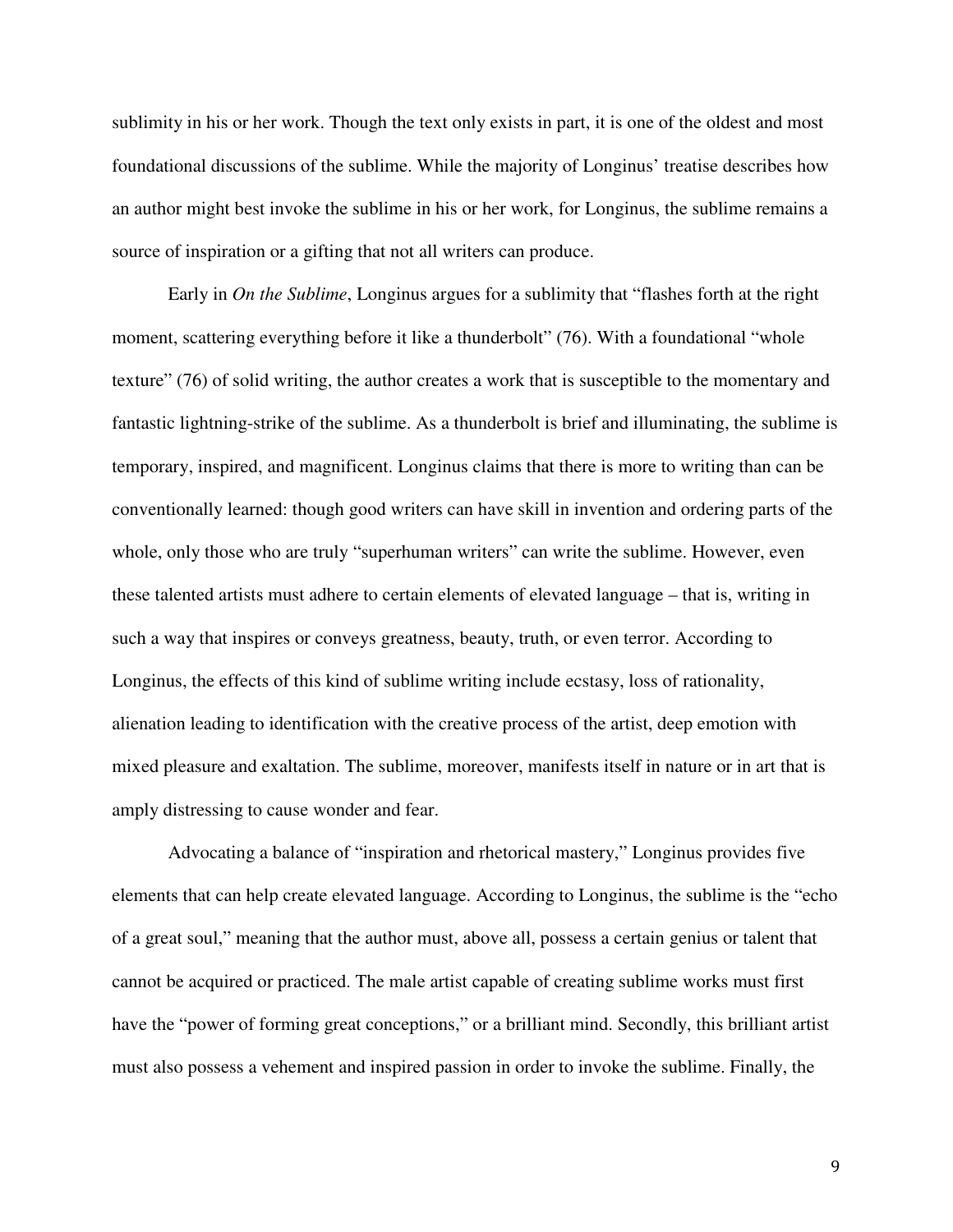sublimity in his or her work. Though the text only exists in part, it is one of the oldest and most foundational discussions of the sublime. While the majority of Longinus' treatise describes how an author might best invoke the sublime in his or her work, for Longinus, the sublime remains a source of inspiration or a gifting that not all writers can produce.

Early in *On the Sublime*, Longinus argues for a sublimity that "flashes forth at the right moment, scattering everything before it like a thunderbolt" (76). With a foundational "whole texture" (76) of solid writing, the author creates a work that is susceptible to the momentary and fantastic lightning-strike of the sublime. As a thunderbolt is brief and illuminating, the sublime is temporary, inspired, and magnificent. Longinus claims that there is more to writing than can be conventionally learned: though good writers can have skill in invention and ordering parts of the whole, only those who are truly "superhuman writers" can write the sublime. However, even these talented artists must adhere to certain elements of elevated language – that is, writing in such a way that inspires or conveys greatness, beauty, truth, or even terror. According to Longinus, the effects of this kind of sublime writing include ecstasy, loss of rationality, alienation leading to identification with the creative process of the artist, deep emotion with mixed pleasure and exaltation. The sublime, moreover, manifests itself in nature or in art that is amply distressing to cause wonder and fear.

Advocating a balance of "inspiration and rhetorical mastery," Longinus provides five elements that can help create elevated language. According to Longinus, the sublime is the "echo of a great soul," meaning that the author must, above all, possess a certain genius or talent that cannot be acquired or practiced. The male artist capable of creating sublime works must first have the "power of forming great conceptions," or a brilliant mind. Secondly, this brilliant artist must also possess a vehement and inspired passion in order to invoke the sublime. Finally, the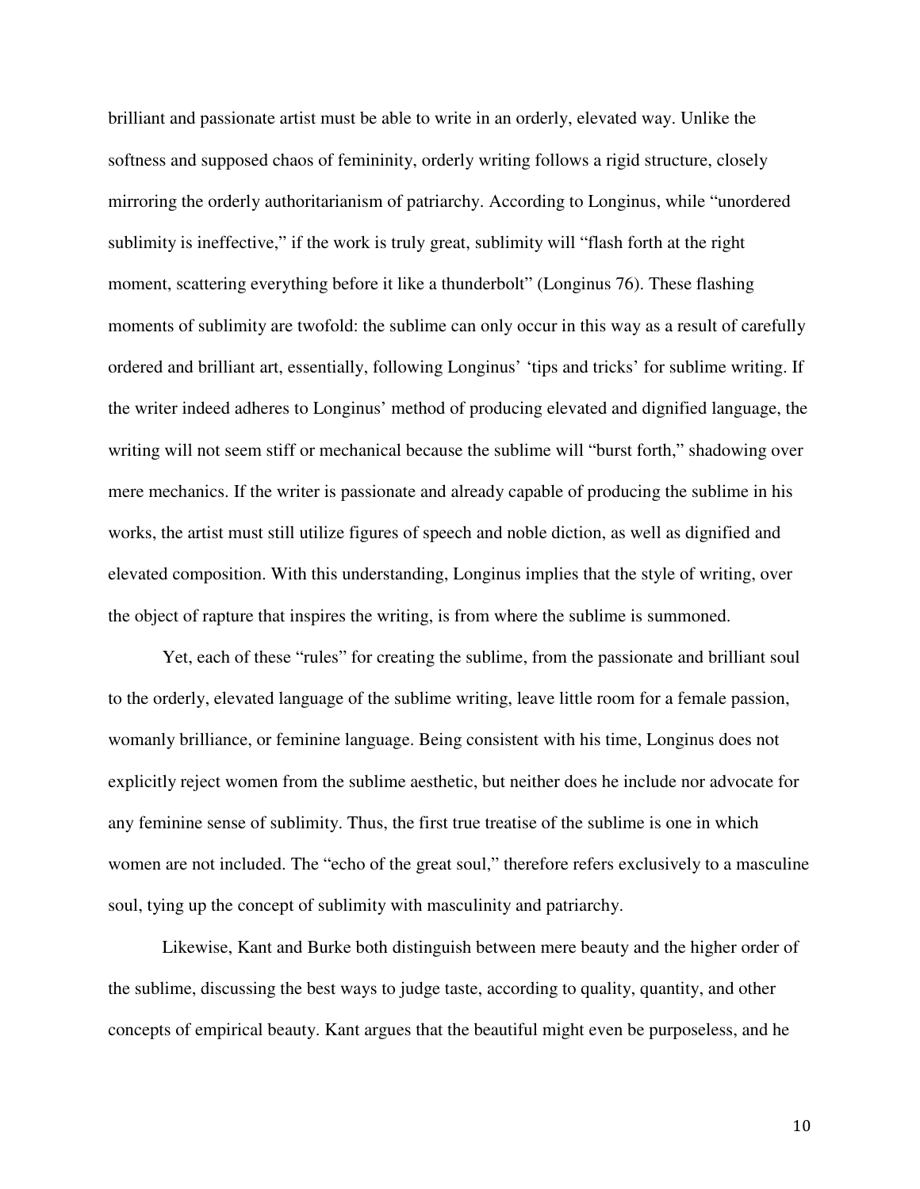brilliant and passionate artist must be able to write in an orderly, elevated way. Unlike the softness and supposed chaos of femininity, orderly writing follows a rigid structure, closely mirroring the orderly authoritarianism of patriarchy. According to Longinus, while "unordered sublimity is ineffective," if the work is truly great, sublimity will "flash forth at the right moment, scattering everything before it like a thunderbolt" (Longinus 76). These flashing moments of sublimity are twofold: the sublime can only occur in this way as a result of carefully ordered and brilliant art, essentially, following Longinus' 'tips and tricks' for sublime writing. If the writer indeed adheres to Longinus' method of producing elevated and dignified language, the writing will not seem stiff or mechanical because the sublime will "burst forth," shadowing over mere mechanics. If the writer is passionate and already capable of producing the sublime in his works, the artist must still utilize figures of speech and noble diction, as well as dignified and elevated composition. With this understanding, Longinus implies that the style of writing, over the object of rapture that inspires the writing, is from where the sublime is summoned.

Yet, each of these "rules" for creating the sublime, from the passionate and brilliant soul to the orderly, elevated language of the sublime writing, leave little room for a female passion, womanly brilliance, or feminine language. Being consistent with his time, Longinus does not explicitly reject women from the sublime aesthetic, but neither does he include nor advocate for any feminine sense of sublimity. Thus, the first true treatise of the sublime is one in which women are not included. The "echo of the great soul," therefore refers exclusively to a masculine soul, tying up the concept of sublimity with masculinity and patriarchy.

Likewise, Kant and Burke both distinguish between mere beauty and the higher order of the sublime, discussing the best ways to judge taste, according to quality, quantity, and other concepts of empirical beauty. Kant argues that the beautiful might even be purposeless, and he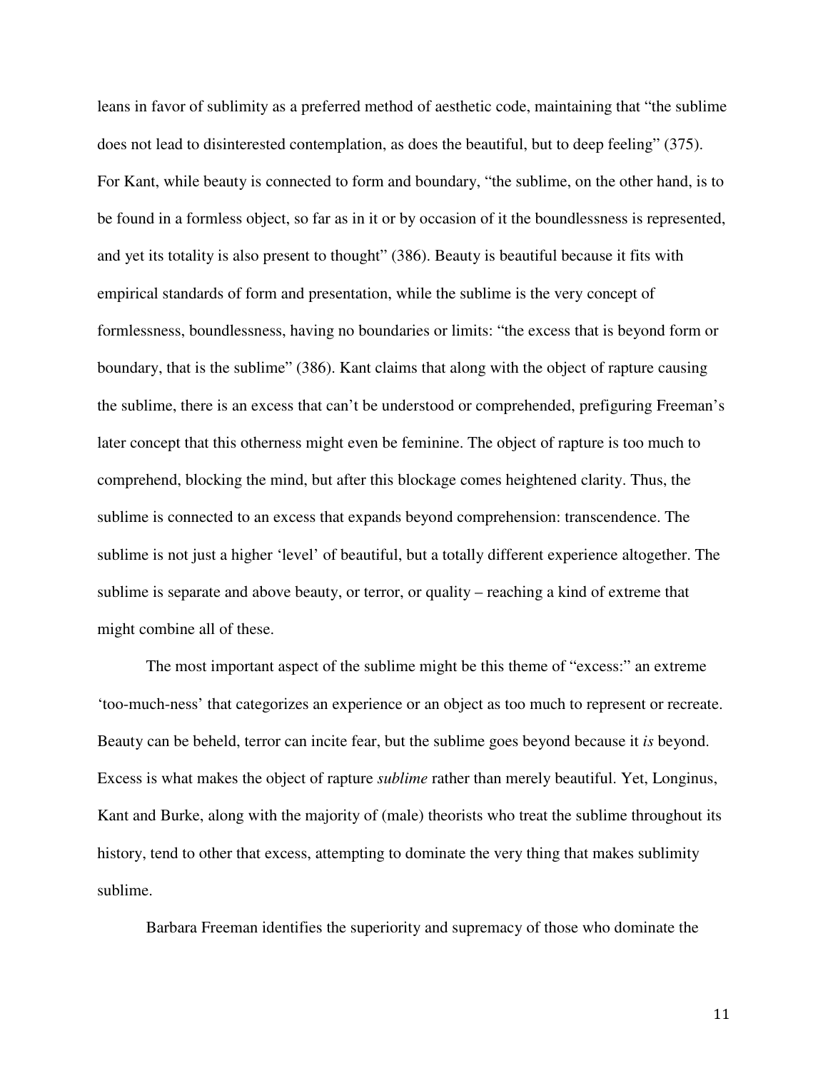leans in favor of sublimity as a preferred method of aesthetic code, maintaining that "the sublime does not lead to disinterested contemplation, as does the beautiful, but to deep feeling" (375). For Kant, while beauty is connected to form and boundary, "the sublime, on the other hand, is to be found in a formless object, so far as in it or by occasion of it the boundlessness is represented, and yet its totality is also present to thought" (386). Beauty is beautiful because it fits with empirical standards of form and presentation, while the sublime is the very concept of formlessness, boundlessness, having no boundaries or limits: "the excess that is beyond form or boundary, that is the sublime" (386). Kant claims that along with the object of rapture causing the sublime, there is an excess that can't be understood or comprehended, prefiguring Freeman's later concept that this otherness might even be feminine. The object of rapture is too much to comprehend, blocking the mind, but after this blockage comes heightened clarity. Thus, the sublime is connected to an excess that expands beyond comprehension: transcendence. The sublime is not just a higher 'level' of beautiful, but a totally different experience altogether. The sublime is separate and above beauty, or terror, or quality – reaching a kind of extreme that might combine all of these.

The most important aspect of the sublime might be this theme of "excess:" an extreme 'too-much-ness' that categorizes an experience or an object as too much to represent or recreate. Beauty can be beheld, terror can incite fear, but the sublime goes beyond because it *is* beyond. Excess is what makes the object of rapture *sublime* rather than merely beautiful. Yet, Longinus, Kant and Burke, along with the majority of (male) theorists who treat the sublime throughout its history, tend to other that excess, attempting to dominate the very thing that makes sublimity sublime.

Barbara Freeman identifies the superiority and supremacy of those who dominate the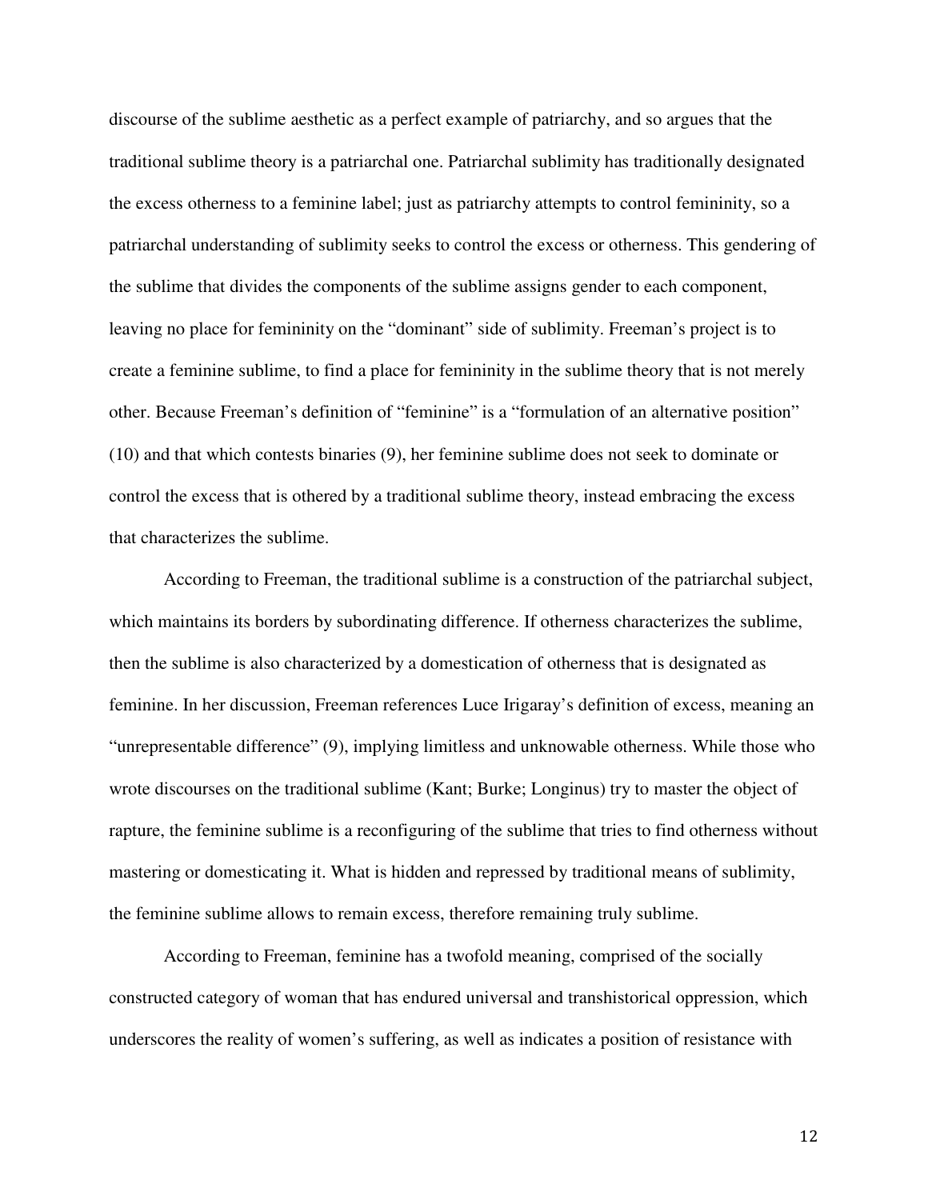discourse of the sublime aesthetic as a perfect example of patriarchy, and so argues that the traditional sublime theory is a patriarchal one. Patriarchal sublimity has traditionally designated the excess otherness to a feminine label; just as patriarchy attempts to control femininity, so a patriarchal understanding of sublimity seeks to control the excess or otherness. This gendering of the sublime that divides the components of the sublime assigns gender to each component, leaving no place for femininity on the "dominant" side of sublimity. Freeman's project is to create a feminine sublime, to find a place for femininity in the sublime theory that is not merely other. Because Freeman's definition of "feminine" is a "formulation of an alternative position" (10) and that which contests binaries (9), her feminine sublime does not seek to dominate or control the excess that is othered by a traditional sublime theory, instead embracing the excess that characterizes the sublime.

According to Freeman, the traditional sublime is a construction of the patriarchal subject, which maintains its borders by subordinating difference. If otherness characterizes the sublime, then the sublime is also characterized by a domestication of otherness that is designated as feminine. In her discussion, Freeman references Luce Irigaray's definition of excess, meaning an "unrepresentable difference" (9), implying limitless and unknowable otherness. While those who wrote discourses on the traditional sublime (Kant; Burke; Longinus) try to master the object of rapture, the feminine sublime is a reconfiguring of the sublime that tries to find otherness without mastering or domesticating it. What is hidden and repressed by traditional means of sublimity, the feminine sublime allows to remain excess, therefore remaining truly sublime.

According to Freeman, feminine has a twofold meaning, comprised of the socially constructed category of woman that has endured universal and transhistorical oppression, which underscores the reality of women's suffering, as well as indicates a position of resistance with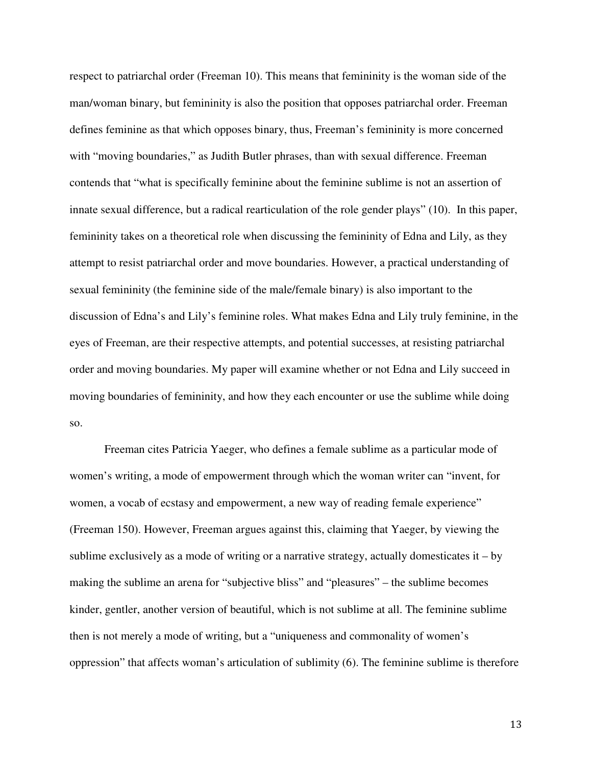respect to patriarchal order (Freeman 10). This means that femininity is the woman side of the man/woman binary, but femininity is also the position that opposes patriarchal order. Freeman defines feminine as that which opposes binary, thus, Freeman's femininity is more concerned with "moving boundaries," as Judith Butler phrases, than with sexual difference. Freeman contends that "what is specifically feminine about the feminine sublime is not an assertion of innate sexual difference, but a radical rearticulation of the role gender plays" (10). In this paper, femininity takes on a theoretical role when discussing the femininity of Edna and Lily, as they attempt to resist patriarchal order and move boundaries. However, a practical understanding of sexual femininity (the feminine side of the male/female binary) is also important to the discussion of Edna's and Lily's feminine roles. What makes Edna and Lily truly feminine, in the eyes of Freeman, are their respective attempts, and potential successes, at resisting patriarchal order and moving boundaries. My paper will examine whether or not Edna and Lily succeed in moving boundaries of femininity, and how they each encounter or use the sublime while doing so.

Freeman cites Patricia Yaeger, who defines a female sublime as a particular mode of women's writing, a mode of empowerment through which the woman writer can "invent, for women, a vocab of ecstasy and empowerment, a new way of reading female experience" (Freeman 150). However, Freeman argues against this, claiming that Yaeger, by viewing the sublime exclusively as a mode of writing or a narrative strategy, actually domesticates it – by making the sublime an arena for "subjective bliss" and "pleasures" – the sublime becomes kinder, gentler, another version of beautiful, which is not sublime at all. The feminine sublime then is not merely a mode of writing, but a "uniqueness and commonality of women's oppression" that affects woman's articulation of sublimity (6). The feminine sublime is therefore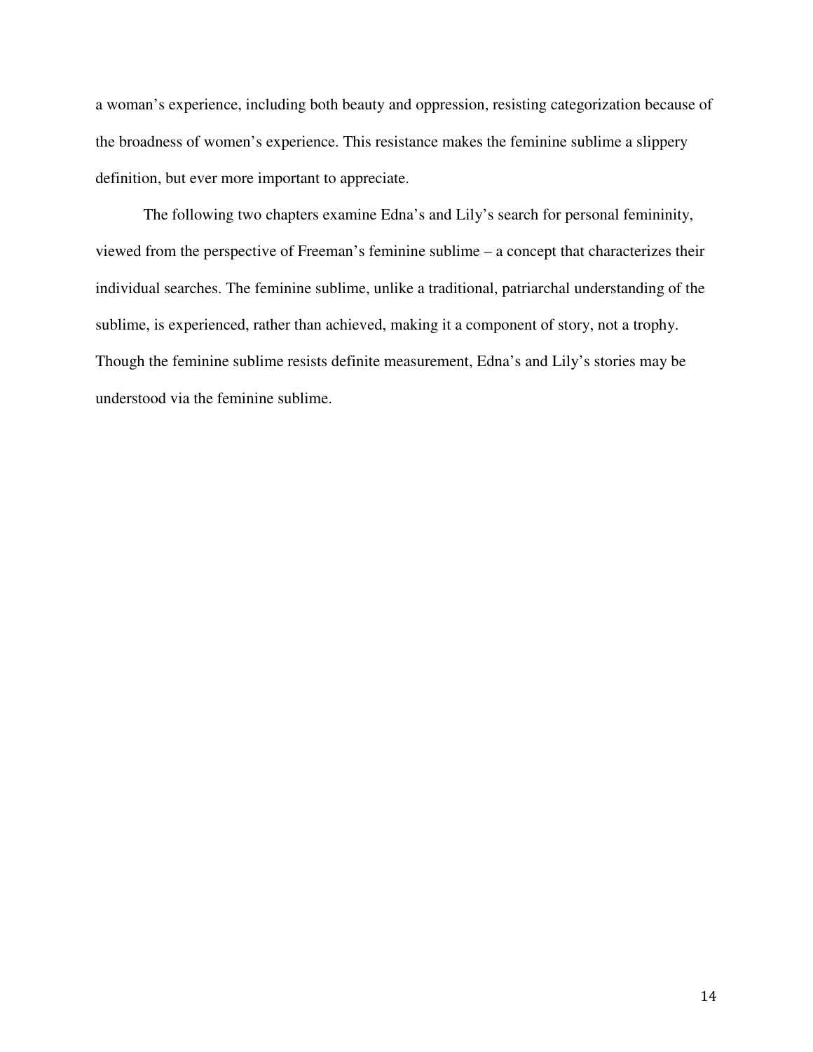a woman's experience, including both beauty and oppression, resisting categorization because of the broadness of women's experience. This resistance makes the feminine sublime a slippery definition, but ever more important to appreciate.

The following two chapters examine Edna's and Lily's search for personal femininity, viewed from the perspective of Freeman's feminine sublime – a concept that characterizes their individual searches. The feminine sublime, unlike a traditional, patriarchal understanding of the sublime, is experienced, rather than achieved, making it a component of story, not a trophy. Though the feminine sublime resists definite measurement, Edna's and Lily's stories may be understood via the feminine sublime.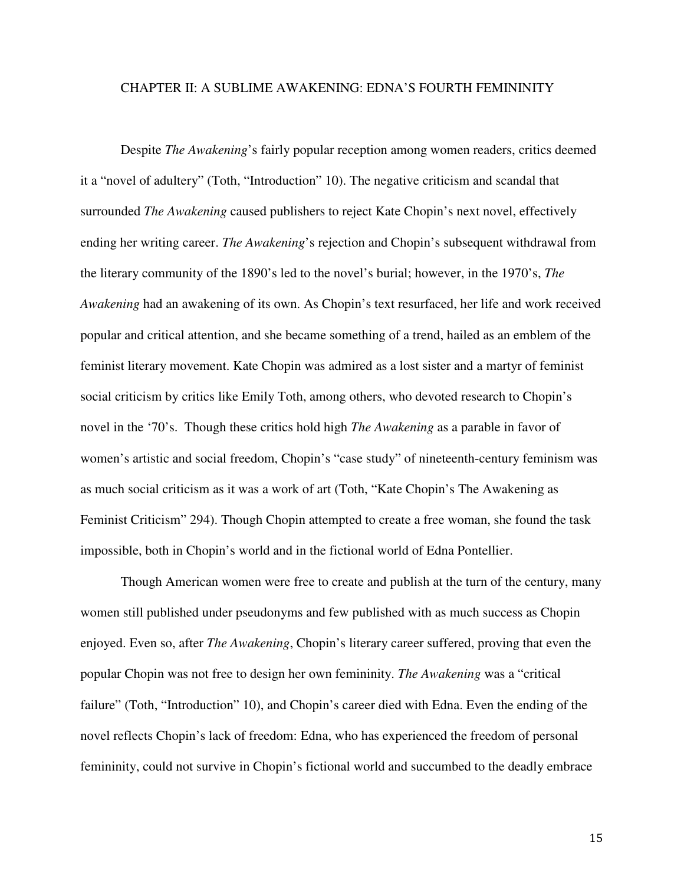## CHAPTER II: A SUBLIME AWAKENING: EDNA'S FOURTH FEMININITY

Despite *The Awakening*'s fairly popular reception among women readers, critics deemed it a "novel of adultery" (Toth, "Introduction" 10). The negative criticism and scandal that surrounded *The Awakening* caused publishers to reject Kate Chopin's next novel, effectively ending her writing career. *The Awakening*'s rejection and Chopin's subsequent withdrawal from the literary community of the 1890's led to the novel's burial; however, in the 1970's, *The Awakening* had an awakening of its own. As Chopin's text resurfaced, her life and work received popular and critical attention, and she became something of a trend, hailed as an emblem of the feminist literary movement. Kate Chopin was admired as a lost sister and a martyr of feminist social criticism by critics like Emily Toth, among others, who devoted research to Chopin's novel in the '70's. Though these critics hold high *The Awakening* as a parable in favor of women's artistic and social freedom, Chopin's "case study" of nineteenth-century feminism was as much social criticism as it was a work of art (Toth, "Kate Chopin's The Awakening as Feminist Criticism" 294). Though Chopin attempted to create a free woman, she found the task impossible, both in Chopin's world and in the fictional world of Edna Pontellier.

Though American women were free to create and publish at the turn of the century, many women still published under pseudonyms and few published with as much success as Chopin enjoyed. Even so, after *The Awakening*, Chopin's literary career suffered, proving that even the popular Chopin was not free to design her own femininity. *The Awakening* was a "critical failure" (Toth, "Introduction" 10), and Chopin's career died with Edna. Even the ending of the novel reflects Chopin's lack of freedom: Edna, who has experienced the freedom of personal femininity, could not survive in Chopin's fictional world and succumbed to the deadly embrace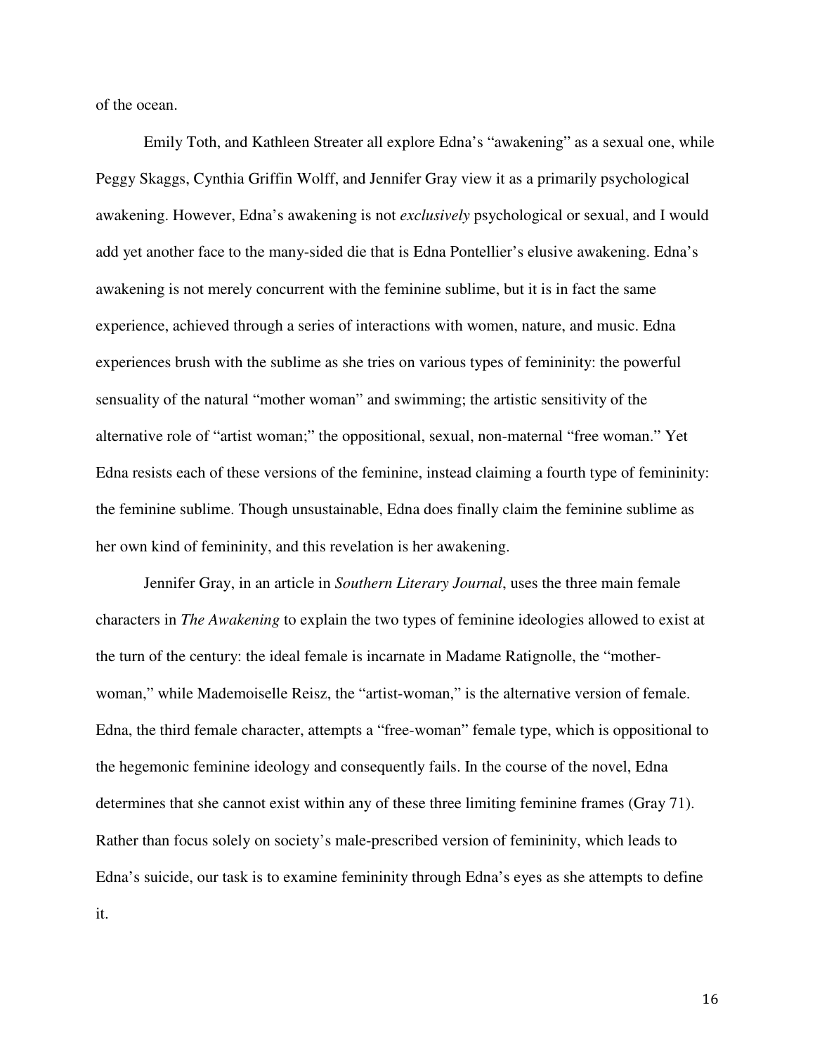of the ocean.

Emily Toth, and Kathleen Streater all explore Edna's "awakening" as a sexual one, while Peggy Skaggs, Cynthia Griffin Wolff, and Jennifer Gray view it as a primarily psychological awakening. However, Edna's awakening is not *exclusively* psychological or sexual, and I would add yet another face to the many-sided die that is Edna Pontellier's elusive awakening. Edna's awakening is not merely concurrent with the feminine sublime, but it is in fact the same experience, achieved through a series of interactions with women, nature, and music. Edna experiences brush with the sublime as she tries on various types of femininity: the powerful sensuality of the natural "mother woman" and swimming; the artistic sensitivity of the alternative role of "artist woman;" the oppositional, sexual, non-maternal "free woman." Yet Edna resists each of these versions of the feminine, instead claiming a fourth type of femininity: the feminine sublime. Though unsustainable, Edna does finally claim the feminine sublime as her own kind of femininity, and this revelation is her awakening.

Jennifer Gray, in an article in *Southern Literary Journal*, uses the three main female characters in *The Awakening* to explain the two types of feminine ideologies allowed to exist at the turn of the century: the ideal female is incarnate in Madame Ratignolle, the "mother-woman," while Mademoiselle Reisz, the "artist-woman," is the alternative version of female. Edna, the third female character, attempts a "free-woman" female type, which is oppositional to the hegemonic feminine ideology and consequently fails. In the course of the novel, Edna determines that she cannot exist within any of these three limiting feminine frames (Gray 71). Rather than focus solely on society's male-prescribed version of femininity, which leads to Edna's suicide, our task is to examine femininity through Edna's eyes as she attempts to define it.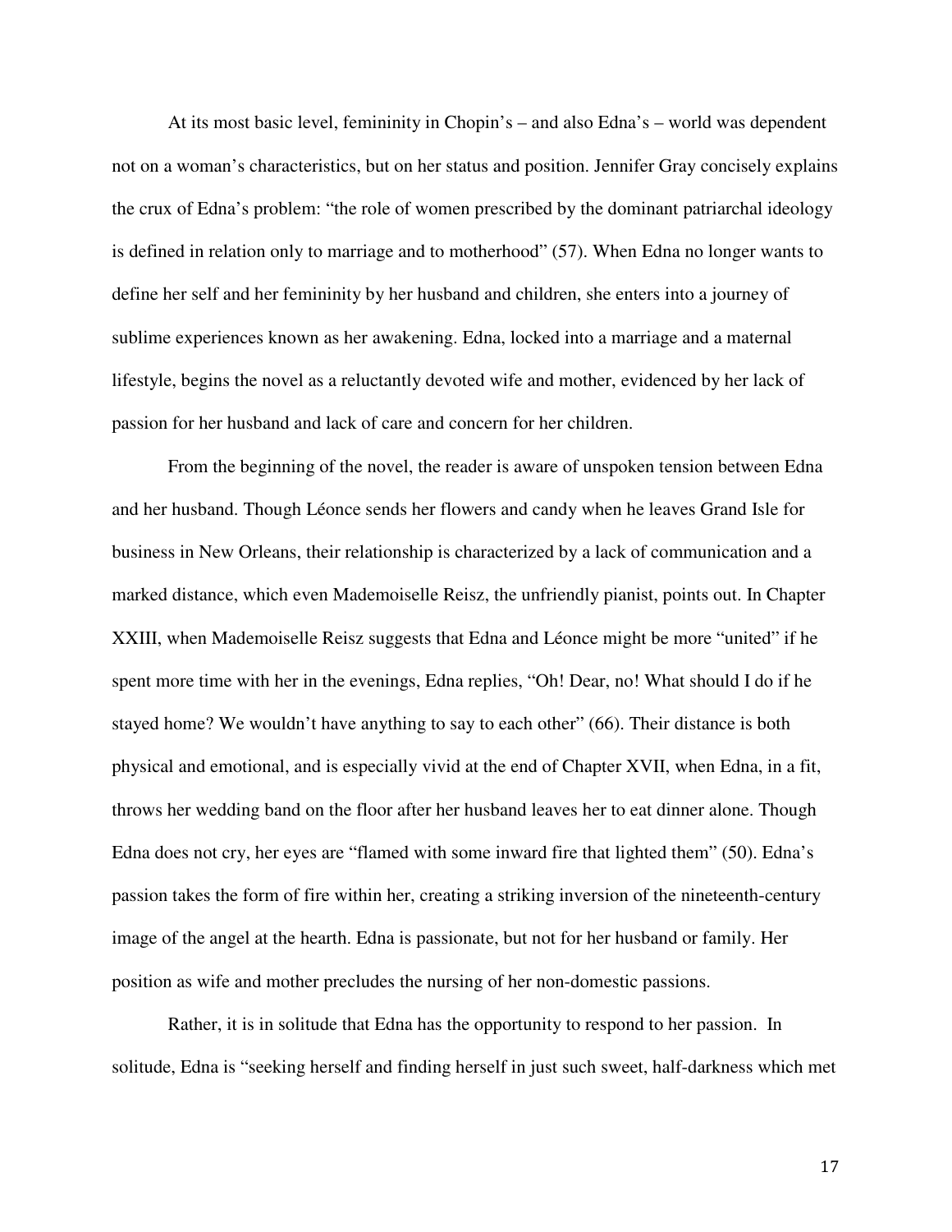At its most basic level, femininity in Chopin's – and also Edna's – world was dependent not on a woman's characteristics, but on her status and position. Jennifer Gray concisely explains the crux of Edna's problem: "the role of women prescribed by the dominant patriarchal ideology is defined in relation only to marriage and to motherhood" (57). When Edna no longer wants to define her self and her femininity by her husband and children, she enters into a journey of sublime experiences known as her awakening. Edna, locked into a marriage and a maternal lifestyle, begins the novel as a reluctantly devoted wife and mother, evidenced by her lack of passion for her husband and lack of care and concern for her children.

From the beginning of the novel, the reader is aware of unspoken tension between Edna and her husband. Though Léonce sends her flowers and candy when he leaves Grand Isle for business in New Orleans, their relationship is characterized by a lack of communication and a marked distance, which even Mademoiselle Reisz, the unfriendly pianist, points out. In Chapter XXIII, when Mademoiselle Reisz suggests that Edna and Léonce might be more "united" if he spent more time with her in the evenings, Edna replies, "Oh! Dear, no! What should I do if he stayed home? We wouldn't have anything to say to each other" (66). Their distance is both physical and emotional, and is especially vivid at the end of Chapter XVII, when Edna, in a fit, throws her wedding band on the floor after her husband leaves her to eat dinner alone. Though Edna does not cry, her eyes are "flamed with some inward fire that lighted them" (50). Edna's passion takes the form of fire within her, creating a striking inversion of the nineteenth-century image of the angel at the hearth. Edna is passionate, but not for her husband or family. Her position as wife and mother precludes the nursing of her non-domestic passions.

Rather, it is in solitude that Edna has the opportunity to respond to her passion. In solitude, Edna is "seeking herself and finding herself in just such sweet, half-darkness which met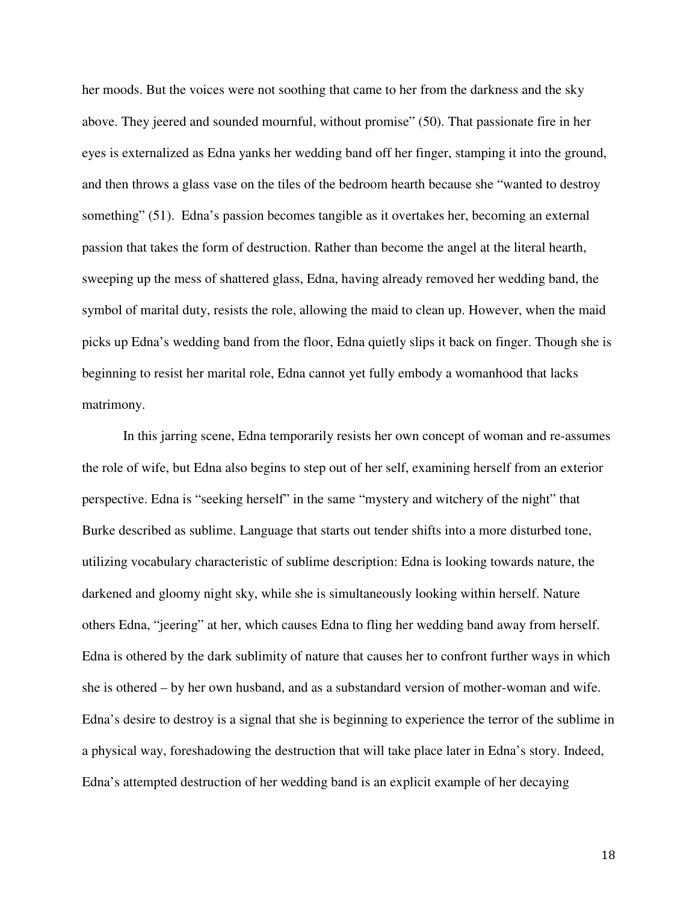her moods. But the voices were not soothing that came to her from the darkness and the sky above. They jeered and sounded mournful, without promise" (50). That passionate fire in her eyes is externalized as Edna yanks her wedding band off her finger, stamping it into the ground, and then throws a glass vase on the tiles of the bedroom hearth because she "wanted to destroy something" (51). Edna's passion becomes tangible as it overtakes her, becoming an external passion that takes the form of destruction. Rather than become the angel at the literal hearth, sweeping up the mess of shattered glass, Edna, having already removed her wedding band, the symbol of marital duty, resists the role, allowing the maid to clean up. However, when the maid picks up Edna's wedding band from the floor, Edna quietly slips it back on finger. Though she is beginning to resist her marital role, Edna cannot yet fully embody a womanhood that lacks matrimony.

In this jarring scene, Edna temporarily resists her own concept of woman and re-assumes the role of wife, but Edna also begins to step out of her self, examining herself from an exterior perspective. Edna is "seeking herself" in the same "mystery and witchery of the night" that Burke described as sublime. Language that starts out tender shifts into a more disturbed tone, utilizing vocabulary characteristic of sublime description: Edna is looking towards nature, the darkened and gloomy night sky, while she is simultaneously looking within herself. Nature others Edna, "jeering" at her, which causes Edna to fling her wedding band away from herself. Edna is othered by the dark sublimity of nature that causes her to confront further ways in which she is othered – by her own husband, and as a substandard version of mother-woman and wife. Edna's desire to destroy is a signal that she is beginning to experience the terror of the sublime in a physical way, foreshadowing the destruction that will take place later in Edna's story. Indeed, Edna's attempted destruction of her wedding band is an explicit example of her decaying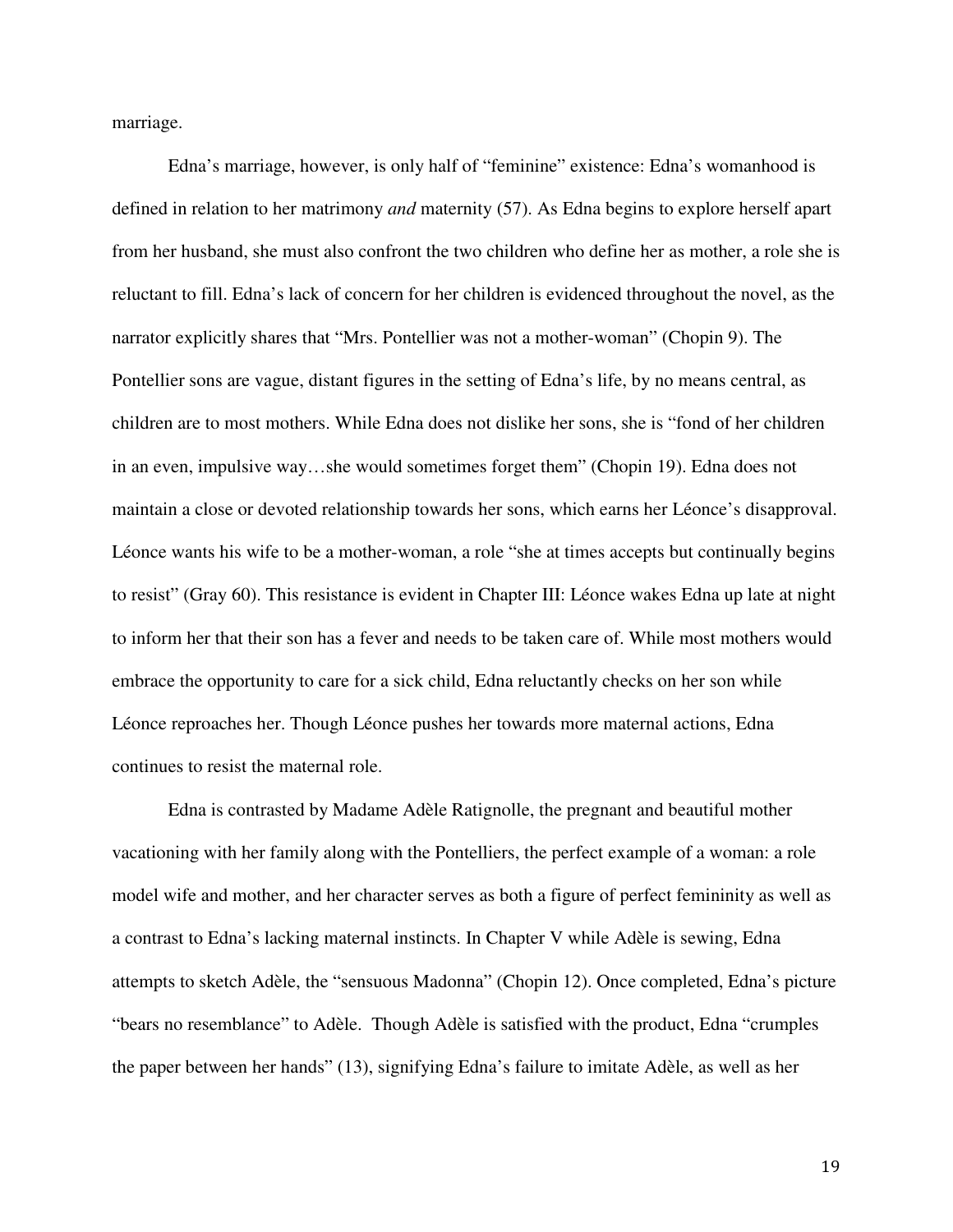marriage.

Edna's marriage, however, is only half of "feminine" existence: Edna's womanhood is defined in relation to her matrimony *and* maternity (57). As Edna begins to explore herself apart from her husband, she must also confront the two children who define her as mother, a role she is reluctant to fill. Edna's lack of concern for her children is evidenced throughout the novel, as the narrator explicitly shares that "Mrs. Pontellier was not a mother-woman" (Chopin 9). The Pontellier sons are vague, distant figures in the setting of Edna's life, by no means central, as children are to most mothers. While Edna does not dislike her sons, she is "fond of her children in an even, impulsive way…she would sometimes forget them" (Chopin 19). Edna does not maintain a close or devoted relationship towards her sons, which earns her Léonce's disapproval. Léonce wants his wife to be a mother-woman, a role "she at times accepts but continually begins to resist" (Gray 60). This resistance is evident in Chapter III: Léonce wakes Edna up late at night to inform her that their son has a fever and needs to be taken care of. While most mothers would embrace the opportunity to care for a sick child, Edna reluctantly checks on her son while Léonce reproaches her. Though Léonce pushes her towards more maternal actions, Edna continues to resist the maternal role.

Edna is contrasted by Madame Adèle Ratignolle, the pregnant and beautiful mother vacationing with her family along with the Pontelliers, the perfect example of a woman: a role model wife and mother, and her character serves as both a figure of perfect femininity as well as a contrast to Edna's lacking maternal instincts. In Chapter V while Adèle is sewing, Edna attempts to sketch Adèle, the "sensuous Madonna" (Chopin 12). Once completed, Edna's picture "bears no resemblance" to Adèle. Though Adèle is satisfied with the product, Edna "crumples the paper between her hands" (13), signifying Edna's failure to imitate Adèle, as well as her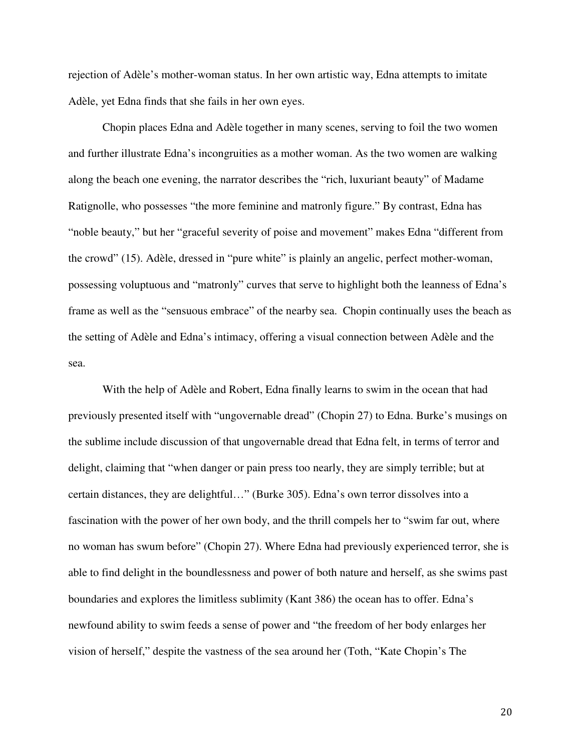rejection of Adèle's mother-woman status. In her own artistic way, Edna attempts to imitate Adèle, yet Edna finds that she fails in her own eyes.

Chopin places Edna and Adèle together in many scenes, serving to foil the two women and further illustrate Edna's incongruities as a mother woman. As the two women are walking along the beach one evening, the narrator describes the "rich, luxuriant beauty" of Madame Ratignolle, who possesses "the more feminine and matronly figure." By contrast, Edna has "noble beauty," but her "graceful severity of poise and movement" makes Edna "different from the crowd" (15). Adèle, dressed in "pure white" is plainly an angelic, perfect mother-woman, possessing voluptuous and "matronly" curves that serve to highlight both the leanness of Edna's frame as well as the "sensuous embrace" of the nearby sea. Chopin continually uses the beach as the setting of Adèle and Edna's intimacy, offering a visual connection between Adèle and the sea.

With the help of Adèle and Robert, Edna finally learns to swim in the ocean that had previously presented itself with "ungovernable dread" (Chopin 27) to Edna. Burke's musings on the sublime include discussion of that ungovernable dread that Edna felt, in terms of terror and delight, claiming that "when danger or pain press too nearly, they are simply terrible; but at certain distances, they are delightful…" (Burke 305). Edna's own terror dissolves into a fascination with the power of her own body, and the thrill compels her to "swim far out, where no woman has swum before" (Chopin 27). Where Edna had previously experienced terror, she is able to find delight in the boundlessness and power of both nature and herself, as she swims past boundaries and explores the limitless sublimity (Kant 386) the ocean has to offer. Edna's newfound ability to swim feeds a sense of power and "the freedom of her body enlarges her vision of herself," despite the vastness of the sea around her (Toth, "Kate Chopin's The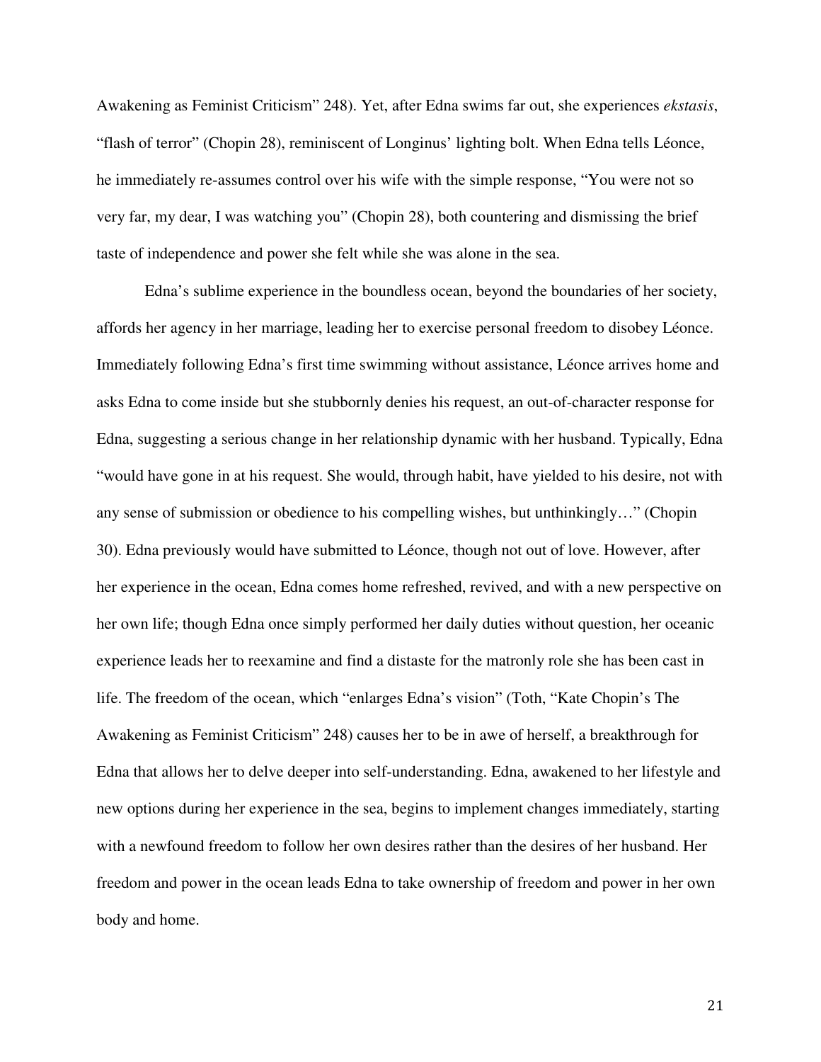Awakening as Feminist Criticism" 248). Yet, after Edna swims far out, she experiences *ekstasis*, "flash of terror" (Chopin 28), reminiscent of Longinus' lighting bolt. When Edna tells Léonce, he immediately re-assumes control over his wife with the simple response, "You were not so very far, my dear, I was watching you" (Chopin 28), both countering and dismissing the brief taste of independence and power she felt while she was alone in the sea.

Edna's sublime experience in the boundless ocean, beyond the boundaries of her society, affords her agency in her marriage, leading her to exercise personal freedom to disobey Léonce. Immediately following Edna's first time swimming without assistance, Léonce arrives home and asks Edna to come inside but she stubbornly denies his request, an out-of-character response for Edna, suggesting a serious change in her relationship dynamic with her husband. Typically, Edna "would have gone in at his request. She would, through habit, have yielded to his desire, not with any sense of submission or obedience to his compelling wishes, but unthinkingly…" (Chopin 30). Edna previously would have submitted to Léonce, though not out of love. However, after her experience in the ocean, Edna comes home refreshed, revived, and with a new perspective on her own life; though Edna once simply performed her daily duties without question, her oceanic experience leads her to reexamine and find a distaste for the matronly role she has been cast in life. The freedom of the ocean, which "enlarges Edna's vision" (Toth, "Kate Chopin's The Awakening as Feminist Criticism" 248) causes her to be in awe of herself, a breakthrough for Edna that allows her to delve deeper into self-understanding. Edna, awakened to her lifestyle and new options during her experience in the sea, begins to implement changes immediately, starting with a newfound freedom to follow her own desires rather than the desires of her husband. Her freedom and power in the ocean leads Edna to take ownership of freedom and power in her own body and home.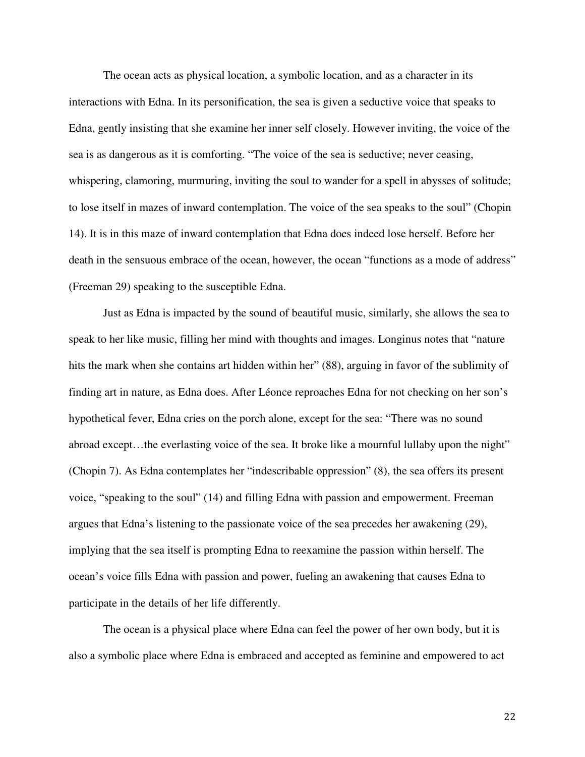The ocean acts as physical location, a symbolic location, and as a character in its interactions with Edna. In its personification, the sea is given a seductive voice that speaks to Edna, gently insisting that she examine her inner self closely. However inviting, the voice of the sea is as dangerous as it is comforting. "The voice of the sea is seductive; never ceasing, whispering, clamoring, murmuring, inviting the soul to wander for a spell in abysses of solitude; to lose itself in mazes of inward contemplation. The voice of the sea speaks to the soul" (Chopin 14). It is in this maze of inward contemplation that Edna does indeed lose herself. Before her death in the sensuous embrace of the ocean, however, the ocean "functions as a mode of address" (Freeman 29) speaking to the susceptible Edna.

Just as Edna is impacted by the sound of beautiful music, similarly, she allows the sea to speak to her like music, filling her mind with thoughts and images. Longinus notes that "nature hits the mark when she contains art hidden within her" (88), arguing in favor of the sublimity of finding art in nature, as Edna does. After Léonce reproaches Edna for not checking on her son's hypothetical fever, Edna cries on the porch alone, except for the sea: "There was no sound abroad except…the everlasting voice of the sea. It broke like a mournful lullaby upon the night" (Chopin 7). As Edna contemplates her "indescribable oppression" (8), the sea offers its present voice, "speaking to the soul" (14) and filling Edna with passion and empowerment. Freeman argues that Edna's listening to the passionate voice of the sea precedes her awakening (29), implying that the sea itself is prompting Edna to reexamine the passion within herself. The ocean's voice fills Edna with passion and power, fueling an awakening that causes Edna to participate in the details of her life differently.

The ocean is a physical place where Edna can feel the power of her own body, but it is also a symbolic place where Edna is embraced and accepted as feminine and empowered to act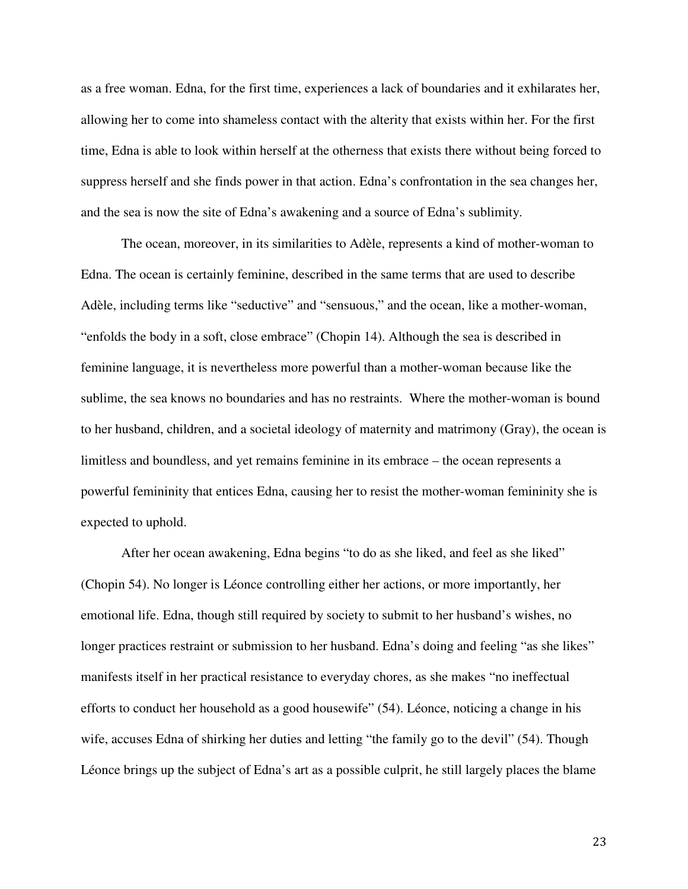as a free woman. Edna, for the first time, experiences a lack of boundaries and it exhilarates her, allowing her to come into shameless contact with the alterity that exists within her. For the first time, Edna is able to look within herself at the otherness that exists there without being forced to suppress herself and she finds power in that action. Edna's confrontation in the sea changes her, and the sea is now the site of Edna's awakening and a source of Edna's sublimity.

The ocean, moreover, in its similarities to Adèle, represents a kind of mother-woman to Edna. The ocean is certainly feminine, described in the same terms that are used to describe Adèle, including terms like "seductive" and "sensuous," and the ocean, like a mother-woman, "enfolds the body in a soft, close embrace" (Chopin 14). Although the sea is described in feminine language, it is nevertheless more powerful than a mother-woman because like the sublime, the sea knows no boundaries and has no restraints. Where the mother-woman is bound to her husband, children, and a societal ideology of maternity and matrimony (Gray), the ocean is limitless and boundless, and yet remains feminine in its embrace – the ocean represents a powerful femininity that entices Edna, causing her to resist the mother-woman femininity she is expected to uphold.

After her ocean awakening, Edna begins "to do as she liked, and feel as she liked" (Chopin 54). No longer is Léonce controlling either her actions, or more importantly, her emotional life. Edna, though still required by society to submit to her husband's wishes, no longer practices restraint or submission to her husband. Edna's doing and feeling "as she likes" manifests itself in her practical resistance to everyday chores, as she makes "no ineffectual efforts to conduct her household as a good housewife" (54). Léonce, noticing a change in his wife, accuses Edna of shirking her duties and letting "the family go to the devil" (54). Though Léonce brings up the subject of Edna's art as a possible culprit, he still largely places the blame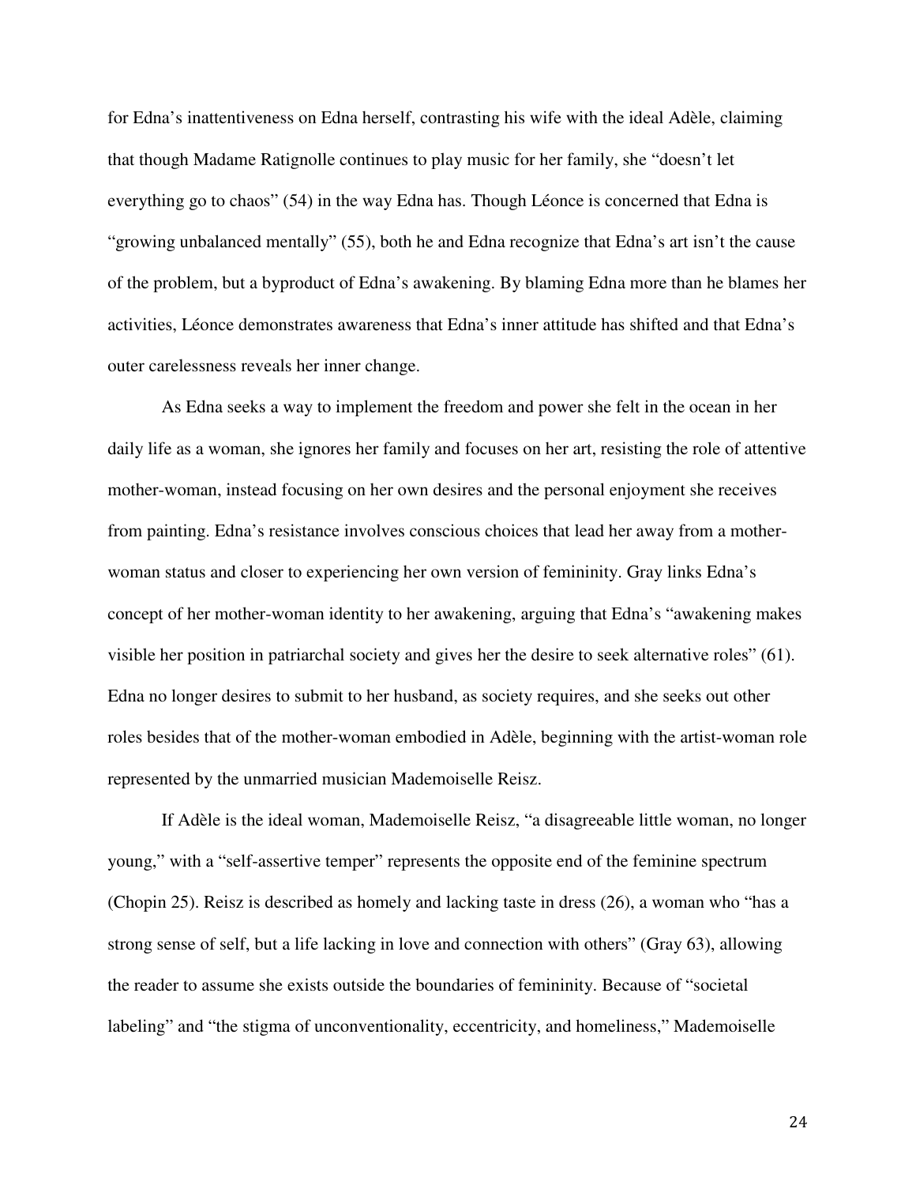for Edna's inattentiveness on Edna herself, contrasting his wife with the ideal Adèle, claiming that though Madame Ratignolle continues to play music for her family, she "doesn't let everything go to chaos" (54) in the way Edna has. Though Léonce is concerned that Edna is "growing unbalanced mentally" (55), both he and Edna recognize that Edna's art isn't the cause of the problem, but a byproduct of Edna's awakening. By blaming Edna more than he blames her activities, Léonce demonstrates awareness that Edna's inner attitude has shifted and that Edna's outer carelessness reveals her inner change.

As Edna seeks a way to implement the freedom and power she felt in the ocean in her daily life as a woman, she ignores her family and focuses on her art, resisting the role of attentive mother-woman, instead focusing on her own desires and the personal enjoyment she receives from painting. Edna's resistance involves conscious choices that lead her away from a mother-woman status and closer to experiencing her own version of femininity. Gray links Edna's concept of her mother-woman identity to her awakening, arguing that Edna's "awakening makes visible her position in patriarchal society and gives her the desire to seek alternative roles" (61). Edna no longer desires to submit to her husband, as society requires, and she seeks out other roles besides that of the mother-woman embodied in Adèle, beginning with the artist-woman role represented by the unmarried musician Mademoiselle Reisz.

If Adèle is the ideal woman, Mademoiselle Reisz, "a disagreeable little woman, no longer young," with a "self-assertive temper" represents the opposite end of the feminine spectrum (Chopin 25). Reisz is described as homely and lacking taste in dress (26), a woman who "has a strong sense of self, but a life lacking in love and connection with others" (Gray 63), allowing the reader to assume she exists outside the boundaries of femininity. Because of "societal labeling" and "the stigma of unconventionality, eccentricity, and homeliness," Mademoiselle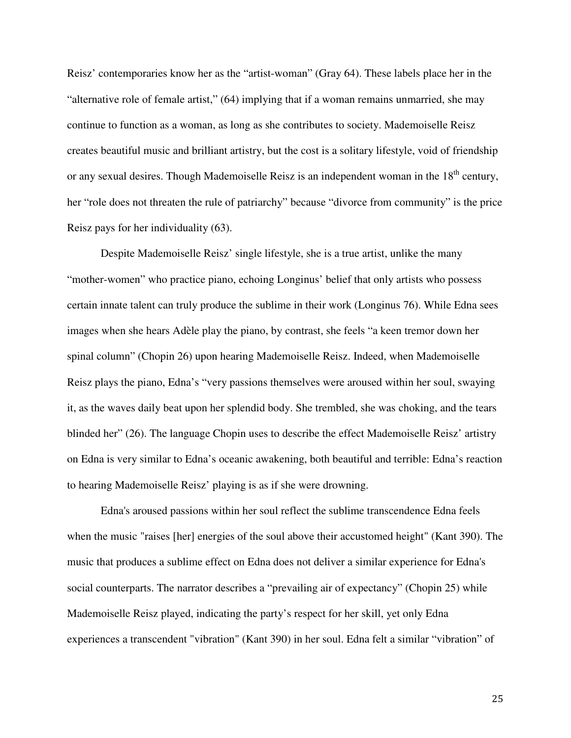Reisz' contemporaries know her as the "artist-woman" (Gray 64). These labels place her in the "alternative role of female artist," (64) implying that if a woman remains unmarried, she may continue to function as a woman, as long as she contributes to society. Mademoiselle Reisz creates beautiful music and brilliant artistry, but the cost is a solitary lifestyle, void of friendship or any sexual desires. Though Mademoiselle Reisz is an independent woman in the 18th century, her "role does not threaten the rule of patriarchy" because "divorce from community" is the price Reisz pays for her individuality (63).

Despite Mademoiselle Reisz' single lifestyle, she is a true artist, unlike the many "mother-women" who practice piano, echoing Longinus' belief that only artists who possess certain innate talent can truly produce the sublime in their work (Longinus 76). While Edna sees images when she hears Adèle play the piano, by contrast, she feels "a keen tremor down her spinal column" (Chopin 26) upon hearing Mademoiselle Reisz. Indeed, when Mademoiselle Reisz plays the piano, Edna's "very passions themselves were aroused within her soul, swaying it, as the waves daily beat upon her splendid body. She trembled, she was choking, and the tears blinded her" (26). The language Chopin uses to describe the effect Mademoiselle Reisz' artistry on Edna is very similar to Edna's oceanic awakening, both beautiful and terrible: Edna's reaction to hearing Mademoiselle Reisz' playing is as if she were drowning.

Edna's aroused passions within her soul reflect the sublime transcendence Edna feels when the music "raises [her] energies of the soul above their accustomed height" (Kant 390). The music that produces a sublime effect on Edna does not deliver a similar experience for Edna's social counterparts. The narrator describes a "prevailing air of expectancy" (Chopin 25) while Mademoiselle Reisz played, indicating the party's respect for her skill, yet only Edna experiences a transcendent "vibration" (Kant 390) in her soul. Edna felt a similar "vibration" of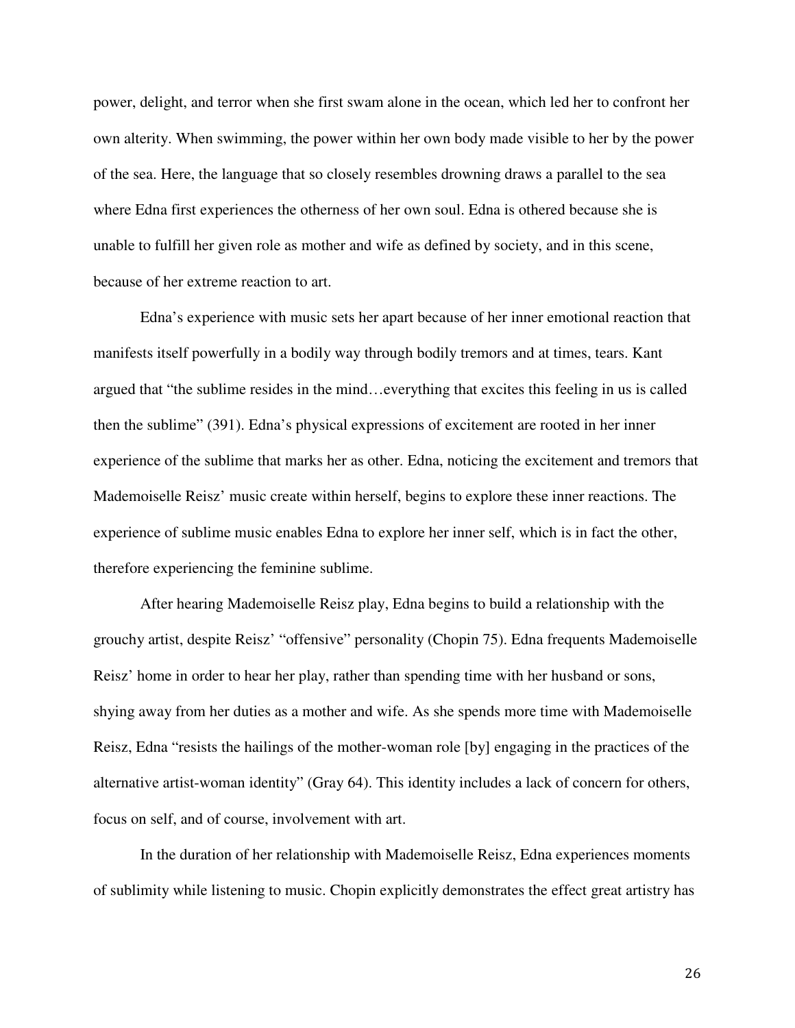power, delight, and terror when she first swam alone in the ocean, which led her to confront her own alterity. When swimming, the power within her own body made visible to her by the power of the sea. Here, the language that so closely resembles drowning draws a parallel to the sea where Edna first experiences the otherness of her own soul. Edna is othered because she is unable to fulfill her given role as mother and wife as defined by society, and in this scene, because of her extreme reaction to art.

Edna's experience with music sets her apart because of her inner emotional reaction that manifests itself powerfully in a bodily way through bodily tremors and at times, tears. Kant argued that "the sublime resides in the mind…everything that excites this feeling in us is called then the sublime" (391). Edna's physical expressions of excitement are rooted in her inner experience of the sublime that marks her as other. Edna, noticing the excitement and tremors that Mademoiselle Reisz' music create within herself, begins to explore these inner reactions. The experience of sublime music enables Edna to explore her inner self, which is in fact the other, therefore experiencing the feminine sublime.

After hearing Mademoiselle Reisz play, Edna begins to build a relationship with the grouchy artist, despite Reisz' "offensive" personality (Chopin 75). Edna frequents Mademoiselle Reisz' home in order to hear her play, rather than spending time with her husband or sons, shying away from her duties as a mother and wife. As she spends more time with Mademoiselle Reisz, Edna "resists the hailings of the mother-woman role [by] engaging in the practices of the alternative artist-woman identity" (Gray 64). This identity includes a lack of concern for others, focus on self, and of course, involvement with art.

In the duration of her relationship with Mademoiselle Reisz, Edna experiences moments of sublimity while listening to music. Chopin explicitly demonstrates the effect great artistry has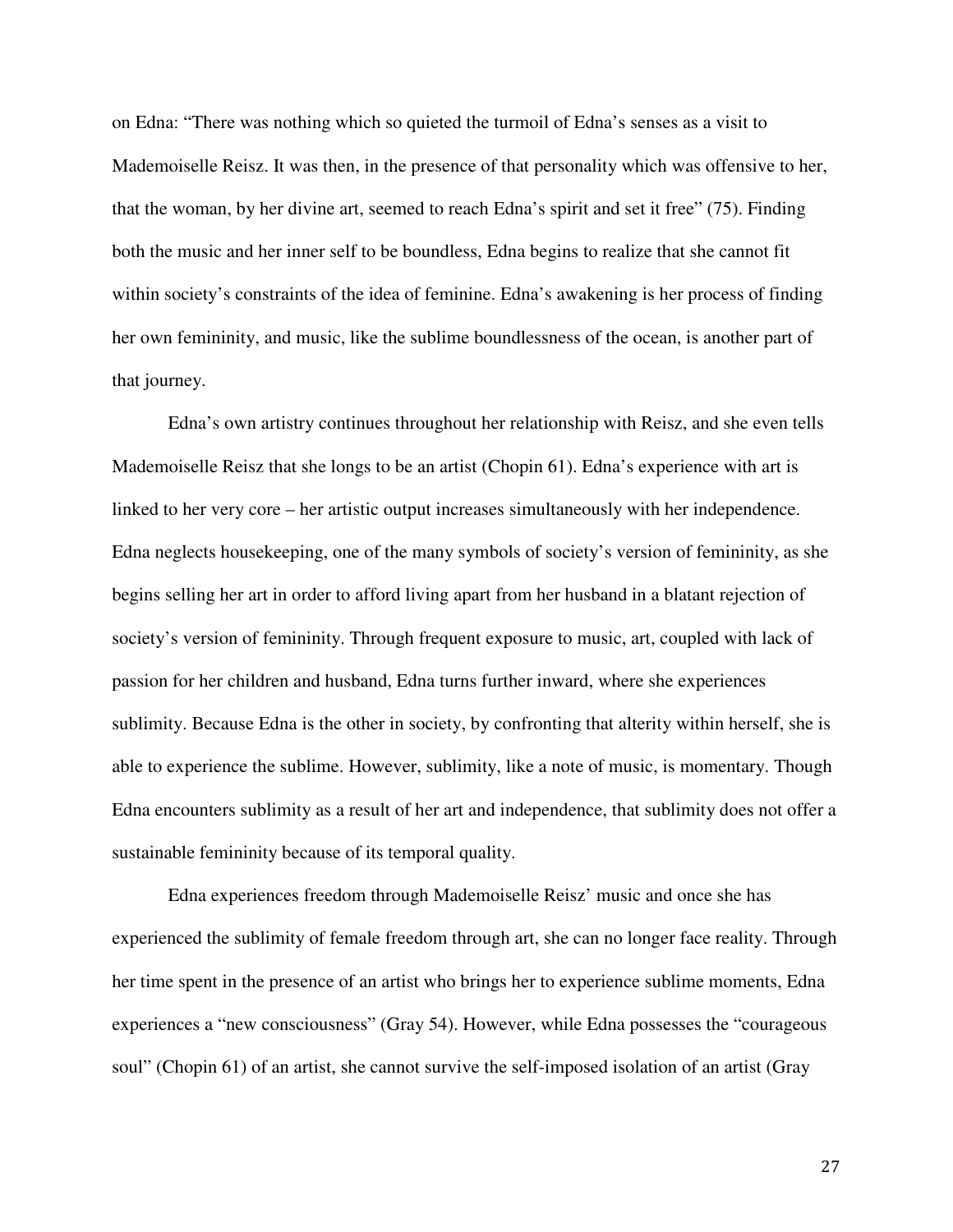on Edna: "There was nothing which so quieted the turmoil of Edna's senses as a visit to Mademoiselle Reisz. It was then, in the presence of that personality which was offensive to her, that the woman, by her divine art, seemed to reach Edna's spirit and set it free" (75). Finding both the music and her inner self to be boundless, Edna begins to realize that she cannot fit within society's constraints of the idea of feminine. Edna's awakening is her process of finding her own femininity, and music, like the sublime boundlessness of the ocean, is another part of that journey.

Edna's own artistry continues throughout her relationship with Reisz, and she even tells Mademoiselle Reisz that she longs to be an artist (Chopin 61). Edna's experience with art is linked to her very core – her artistic output increases simultaneously with her independence. Edna neglects housekeeping, one of the many symbols of society's version of femininity, as she begins selling her art in order to afford living apart from her husband in a blatant rejection of society's version of femininity. Through frequent exposure to music, art, coupled with lack of passion for her children and husband, Edna turns further inward, where she experiences sublimity. Because Edna is the other in society, by confronting that alterity within herself, she is able to experience the sublime. However, sublimity, like a note of music, is momentary. Though Edna encounters sublimity as a result of her art and independence, that sublimity does not offer a sustainable femininity because of its temporal quality.

Edna experiences freedom through Mademoiselle Reisz' music and once she has experienced the sublimity of female freedom through art, she can no longer face reality. Through her time spent in the presence of an artist who brings her to experience sublime moments, Edna experiences a "new consciousness" (Gray 54). However, while Edna possesses the "courageous soul" (Chopin 61) of an artist, she cannot survive the self-imposed isolation of an artist (Gray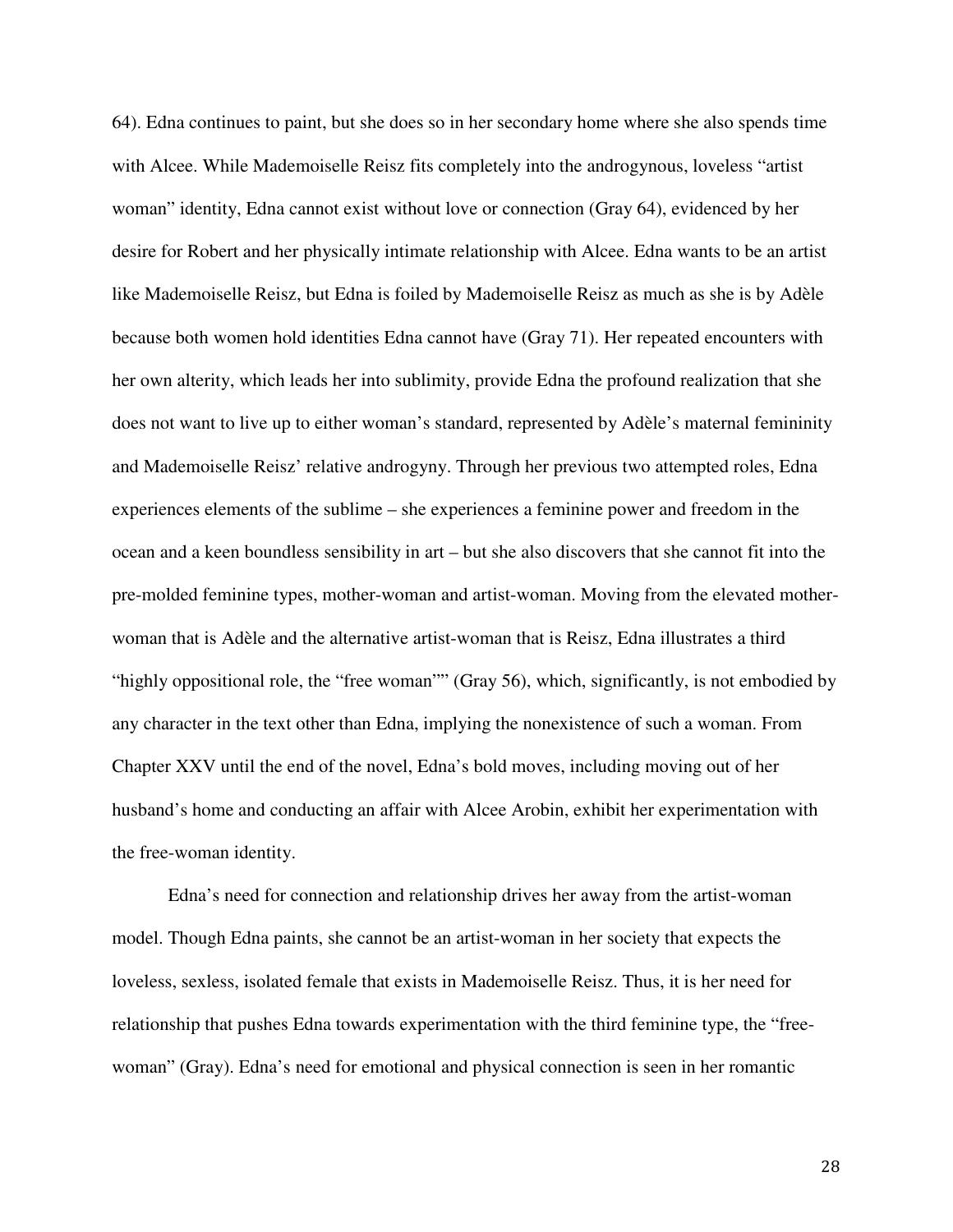64). Edna continues to paint, but she does so in her secondary home where she also spends time with Alcee. While Mademoiselle Reisz fits completely into the androgynous, loveless "artist woman" identity, Edna cannot exist without love or connection (Gray 64), evidenced by her desire for Robert and her physically intimate relationship with Alcee. Edna wants to be an artist like Mademoiselle Reisz, but Edna is foiled by Mademoiselle Reisz as much as she is by Adèle because both women hold identities Edna cannot have (Gray 71). Her repeated encounters with her own alterity, which leads her into sublimity, provide Edna the profound realization that she does not want to live up to either woman's standard, represented by Adèle's maternal femininity and Mademoiselle Reisz' relative androgyny. Through her previous two attempted roles, Edna experiences elements of the sublime – she experiences a feminine power and freedom in the ocean and a keen boundless sensibility in art – but she also discovers that she cannot fit into the pre-molded feminine types, mother-woman and artist-woman. Moving from the elevated mother-woman that is Adèle and the alternative artist-woman that is Reisz, Edna illustrates a third "highly oppositional role, the "free woman"" (Gray 56), which, significantly, is not embodied by any character in the text other than Edna, implying the nonexistence of such a woman. From Chapter XXV until the end of the novel, Edna's bold moves, including moving out of her husband's home and conducting an affair with Alcee Arobin, exhibit her experimentation with the free-woman identity.

Edna's need for connection and relationship drives her away from the artist-woman model. Though Edna paints, she cannot be an artist-woman in her society that expects the loveless, sexless, isolated female that exists in Mademoiselle Reisz. Thus, it is her need for relationship that pushes Edna towards experimentation with the third feminine type, the "free-woman" (Gray). Edna's need for emotional and physical connection is seen in her romantic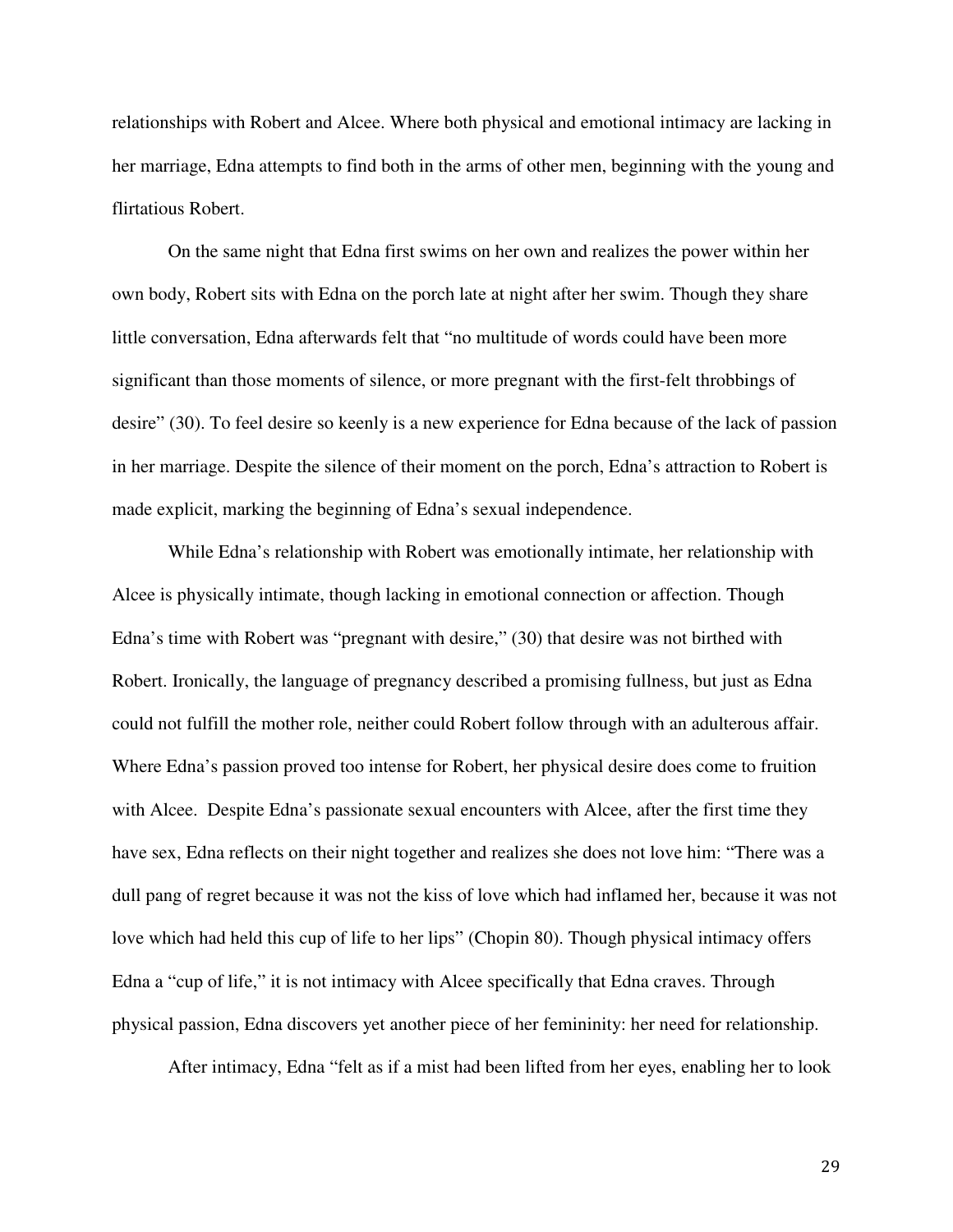relationships with Robert and Alcee. Where both physical and emotional intimacy are lacking in her marriage, Edna attempts to find both in the arms of other men, beginning with the young and flirtatious Robert.

On the same night that Edna first swims on her own and realizes the power within her own body, Robert sits with Edna on the porch late at night after her swim. Though they share little conversation, Edna afterwards felt that "no multitude of words could have been more significant than those moments of silence, or more pregnant with the first-felt throbbings of desire" (30). To feel desire so keenly is a new experience for Edna because of the lack of passion in her marriage. Despite the silence of their moment on the porch, Edna's attraction to Robert is made explicit, marking the beginning of Edna's sexual independence.

While Edna's relationship with Robert was emotionally intimate, her relationship with Alcee is physically intimate, though lacking in emotional connection or affection. Though Edna's time with Robert was "pregnant with desire," (30) that desire was not birthed with Robert. Ironically, the language of pregnancy described a promising fullness, but just as Edna could not fulfill the mother role, neither could Robert follow through with an adulterous affair. Where Edna's passion proved too intense for Robert, her physical desire does come to fruition with Alcee. Despite Edna's passionate sexual encounters with Alcee, after the first time they have sex, Edna reflects on their night together and realizes she does not love him: "There was a dull pang of regret because it was not the kiss of love which had inflamed her, because it was not love which had held this cup of life to her lips" (Chopin 80). Though physical intimacy offers Edna a "cup of life," it is not intimacy with Alcee specifically that Edna craves. Through physical passion, Edna discovers yet another piece of her femininity: her need for relationship.

After intimacy, Edna "felt as if a mist had been lifted from her eyes, enabling her to look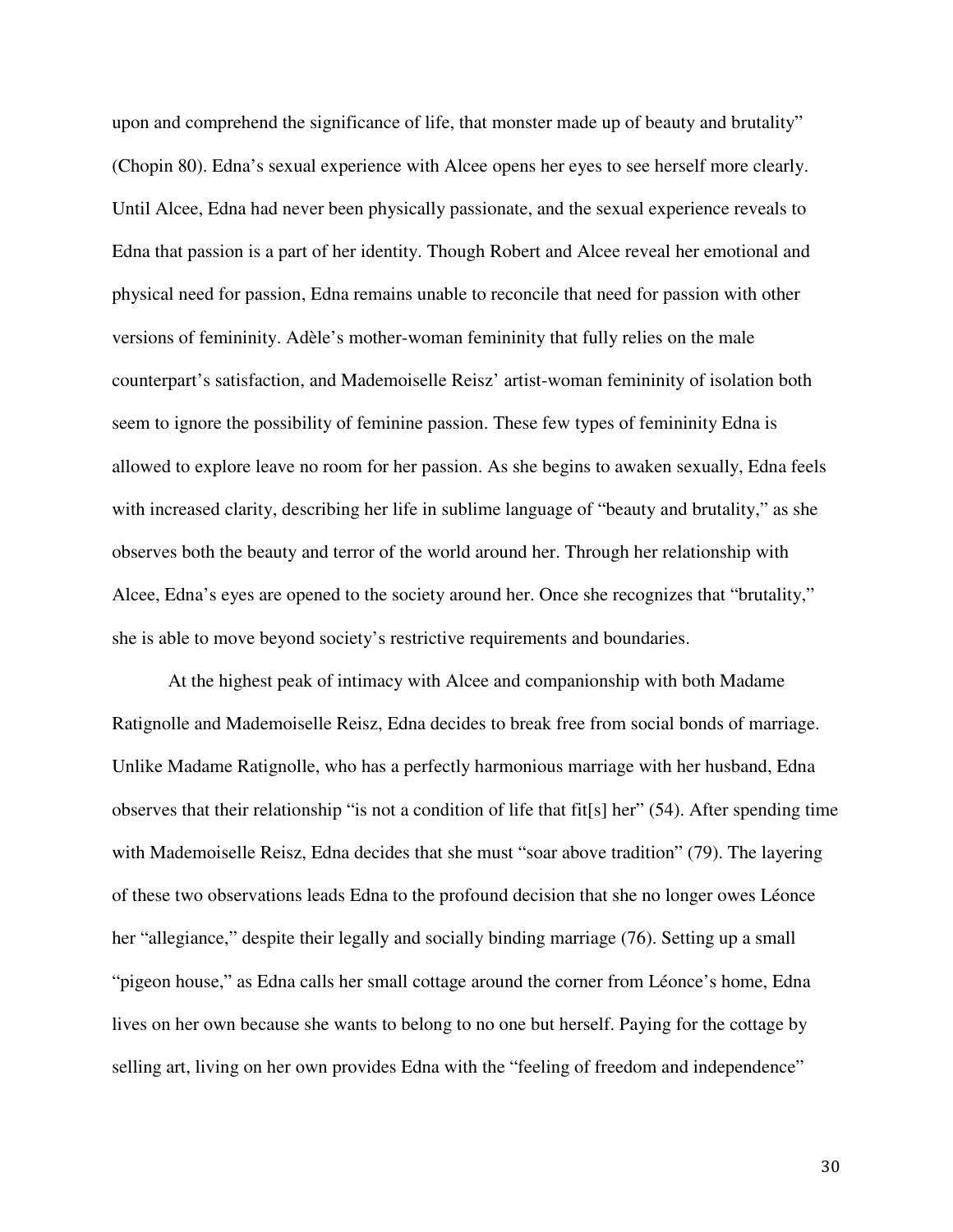upon and comprehend the significance of life, that monster made up of beauty and brutality" (Chopin 80). Edna's sexual experience with Alcee opens her eyes to see herself more clearly. Until Alcee, Edna had never been physically passionate, and the sexual experience reveals to Edna that passion is a part of her identity. Though Robert and Alcee reveal her emotional and physical need for passion, Edna remains unable to reconcile that need for passion with other versions of femininity. Adèle's mother-woman femininity that fully relies on the male counterpart's satisfaction, and Mademoiselle Reisz' artist-woman femininity of isolation both seem to ignore the possibility of feminine passion. These few types of femininity Edna is allowed to explore leave no room for her passion. As she begins to awaken sexually, Edna feels with increased clarity, describing her life in sublime language of "beauty and brutality," as she observes both the beauty and terror of the world around her. Through her relationship with Alcee, Edna's eyes are opened to the society around her. Once she recognizes that "brutality," she is able to move beyond society's restrictive requirements and boundaries.

At the highest peak of intimacy with Alcee and companionship with both Madame Ratignolle and Mademoiselle Reisz, Edna decides to break free from social bonds of marriage. Unlike Madame Ratignolle, who has a perfectly harmonious marriage with her husband, Edna observes that their relationship "is not a condition of life that fit[s] her" (54). After spending time with Mademoiselle Reisz, Edna decides that she must "soar above tradition" (79). The layering of these two observations leads Edna to the profound decision that she no longer owes Léonce her "allegiance," despite their legally and socially binding marriage (76). Setting up a small "pigeon house," as Edna calls her small cottage around the corner from Léonce's home, Edna lives on her own because she wants to belong to no one but herself. Paying for the cottage by selling art, living on her own provides Edna with the "feeling of freedom and independence"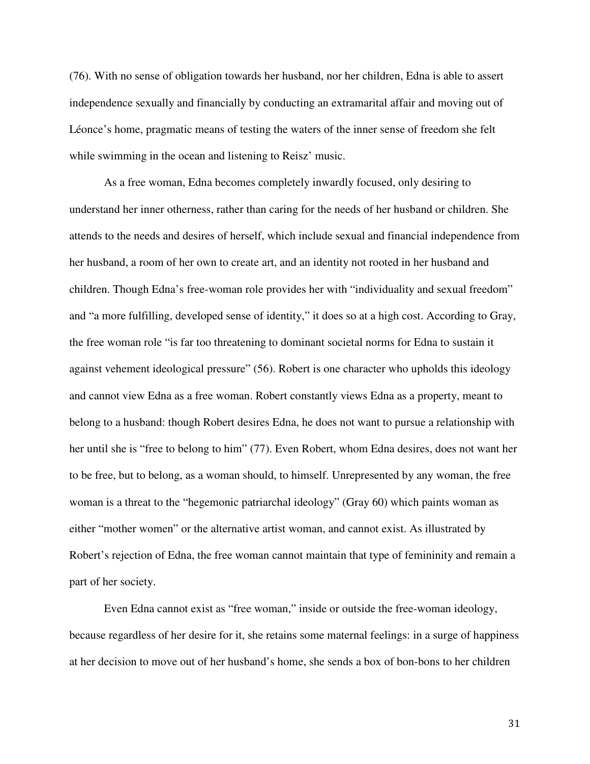(76). With no sense of obligation towards her husband, nor her children, Edna is able to assert independence sexually and financially by conducting an extramarital affair and moving out of Léonce's home, pragmatic means of testing the waters of the inner sense of freedom she felt while swimming in the ocean and listening to Reisz' music.

As a free woman, Edna becomes completely inwardly focused, only desiring to understand her inner otherness, rather than caring for the needs of her husband or children. She attends to the needs and desires of herself, which include sexual and financial independence from her husband, a room of her own to create art, and an identity not rooted in her husband and children. Though Edna's free-woman role provides her with "individuality and sexual freedom" and "a more fulfilling, developed sense of identity," it does so at a high cost. According to Gray, the free woman role "is far too threatening to dominant societal norms for Edna to sustain it against vehement ideological pressure" (56). Robert is one character who upholds this ideology and cannot view Edna as a free woman. Robert constantly views Edna as a property, meant to belong to a husband: though Robert desires Edna, he does not want to pursue a relationship with her until she is "free to belong to him" (77). Even Robert, whom Edna desires, does not want her to be free, but to belong, as a woman should, to himself. Unrepresented by any woman, the free woman is a threat to the "hegemonic patriarchal ideology" (Gray 60) which paints woman as either "mother women" or the alternative artist woman, and cannot exist. As illustrated by Robert's rejection of Edna, the free woman cannot maintain that type of femininity and remain a part of her society.

Even Edna cannot exist as "free woman," inside or outside the free-woman ideology, because regardless of her desire for it, she retains some maternal feelings: in a surge of happiness at her decision to move out of her husband's home, she sends a box of bon-bons to her children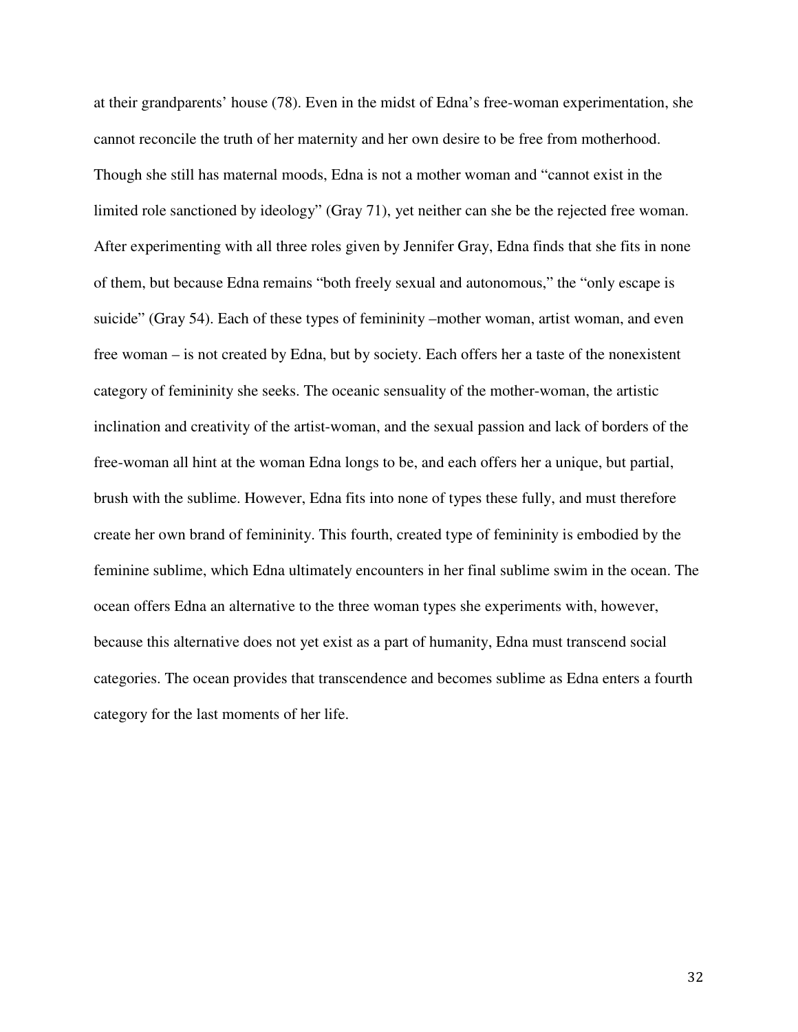at their grandparents' house (78). Even in the midst of Edna's free-woman experimentation, she cannot reconcile the truth of her maternity and her own desire to be free from motherhood. Though she still has maternal moods, Edna is not a mother woman and "cannot exist in the limited role sanctioned by ideology" (Gray 71), yet neither can she be the rejected free woman. After experimenting with all three roles given by Jennifer Gray, Edna finds that she fits in none of them, but because Edna remains "both freely sexual and autonomous," the "only escape is suicide" (Gray 54). Each of these types of femininity –mother woman, artist woman, and even free woman – is not created by Edna, but by society. Each offers her a taste of the nonexistent category of femininity she seeks. The oceanic sensuality of the mother-woman, the artistic inclination and creativity of the artist-woman, and the sexual passion and lack of borders of the free-woman all hint at the woman Edna longs to be, and each offers her a unique, but partial, brush with the sublime. However, Edna fits into none of types these fully, and must therefore create her own brand of femininity. This fourth, created type of femininity is embodied by the feminine sublime, which Edna ultimately encounters in her final sublime swim in the ocean. The ocean offers Edna an alternative to the three woman types she experiments with, however, because this alternative does not yet exist as a part of humanity, Edna must transcend social categories. The ocean provides that transcendence and becomes sublime as Edna enters a fourth category for the last moments of her life.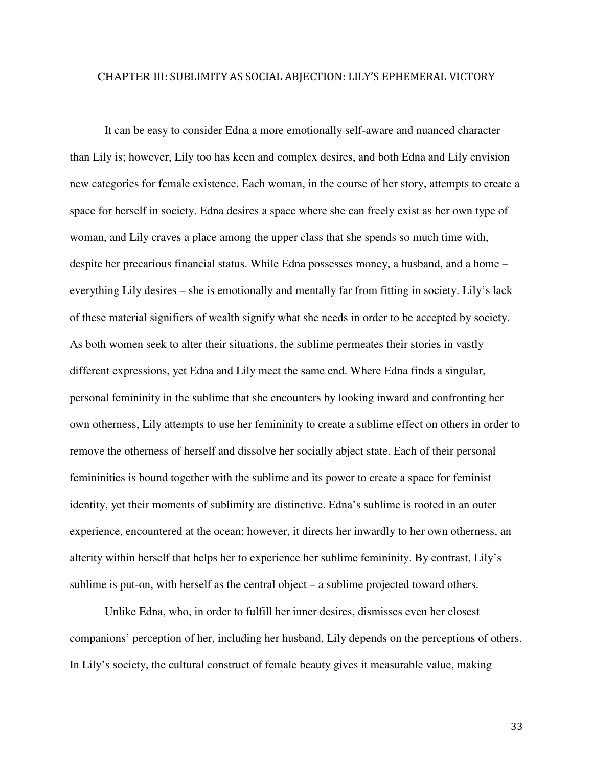# CHAPTER III: SUBLIMITY AS SOCIAL ABJECTION: LILY'S EPHEMERAL VICTORY

It can be easy to consider Edna a more emotionally self-aware and nuanced character than Lily is; however, Lily too has keen and complex desires, and both Edna and Lily envision new categories for female existence. Each woman, in the course of her story, attempts to create a space for herself in society. Edna desires a space where she can freely exist as her own type of woman, and Lily craves a place among the upper class that she spends so much time with, despite her precarious financial status. While Edna possesses money, a husband, and a home – everything Lily desires – she is emotionally and mentally far from fitting in society. Lily's lack of these material signifiers of wealth signify what she needs in order to be accepted by society. As both women seek to alter their situations, the sublime permeates their stories in vastly different expressions, yet Edna and Lily meet the same end. Where Edna finds a singular, personal femininity in the sublime that she encounters by looking inward and confronting her own otherness, Lily attempts to use her femininity to create a sublime effect on others in order to remove the otherness of herself and dissolve her socially abject state. Each of their personal femininities is bound together with the sublime and its power to create a space for feminist identity, yet their moments of sublimity are distinctive. Edna's sublime is rooted in an outer experience, encountered at the ocean; however, it directs her inwardly to her own otherness, an alterity within herself that helps her to experience her sublime femininity. By contrast, Lily's sublime is put-on, with herself as the central object – a sublime projected toward others.

Unlike Edna, who, in order to fulfill her inner desires, dismisses even her closest companions' perception of her, including her husband, Lily depends on the perceptions of others. In Lily's society, the cultural construct of female beauty gives it measurable value, making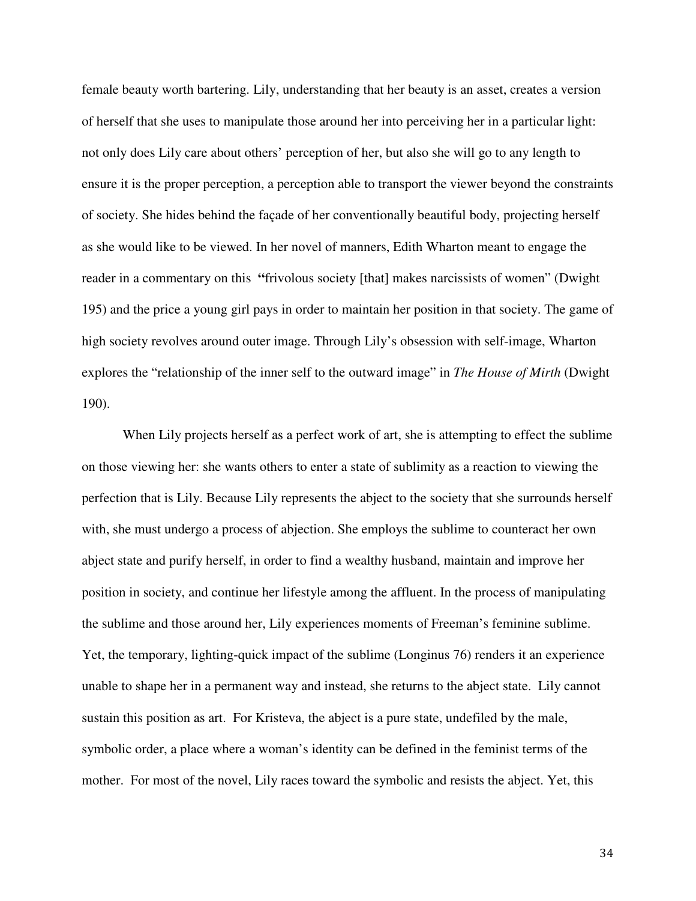female beauty worth bartering. Lily, understanding that her beauty is an asset, creates a version of herself that she uses to manipulate those around her into perceiving her in a particular light: not only does Lily care about others' perception of her, but also she will go to any length to ensure it is the proper perception, a perception able to transport the viewer beyond the constraints of society. She hides behind the façade of her conventionally beautiful body, projecting herself as she would like to be viewed. In her novel of manners, Edith Wharton meant to engage the reader in a commentary on this **"**frivolous society [that] makes narcissists of women" (Dwight 195) and the price a young girl pays in order to maintain her position in that society. The game of high society revolves around outer image. Through Lily's obsession with self-image, Wharton explores the "relationship of the inner self to the outward image" in *The House of Mirth* (Dwight 190).

When Lily projects herself as a perfect work of art, she is attempting to effect the sublime on those viewing her: she wants others to enter a state of sublimity as a reaction to viewing the perfection that is Lily. Because Lily represents the abject to the society that she surrounds herself with, she must undergo a process of abjection. She employs the sublime to counteract her own abject state and purify herself, in order to find a wealthy husband, maintain and improve her position in society, and continue her lifestyle among the affluent. In the process of manipulating the sublime and those around her, Lily experiences moments of Freeman's feminine sublime. Yet, the temporary, lighting-quick impact of the sublime (Longinus 76) renders it an experience unable to shape her in a permanent way and instead, she returns to the abject state. Lily cannot sustain this position as art. For Kristeva, the abject is a pure state, undefiled by the male, symbolic order, a place where a woman's identity can be defined in the feminist terms of the mother. For most of the novel, Lily races toward the symbolic and resists the abject. Yet, this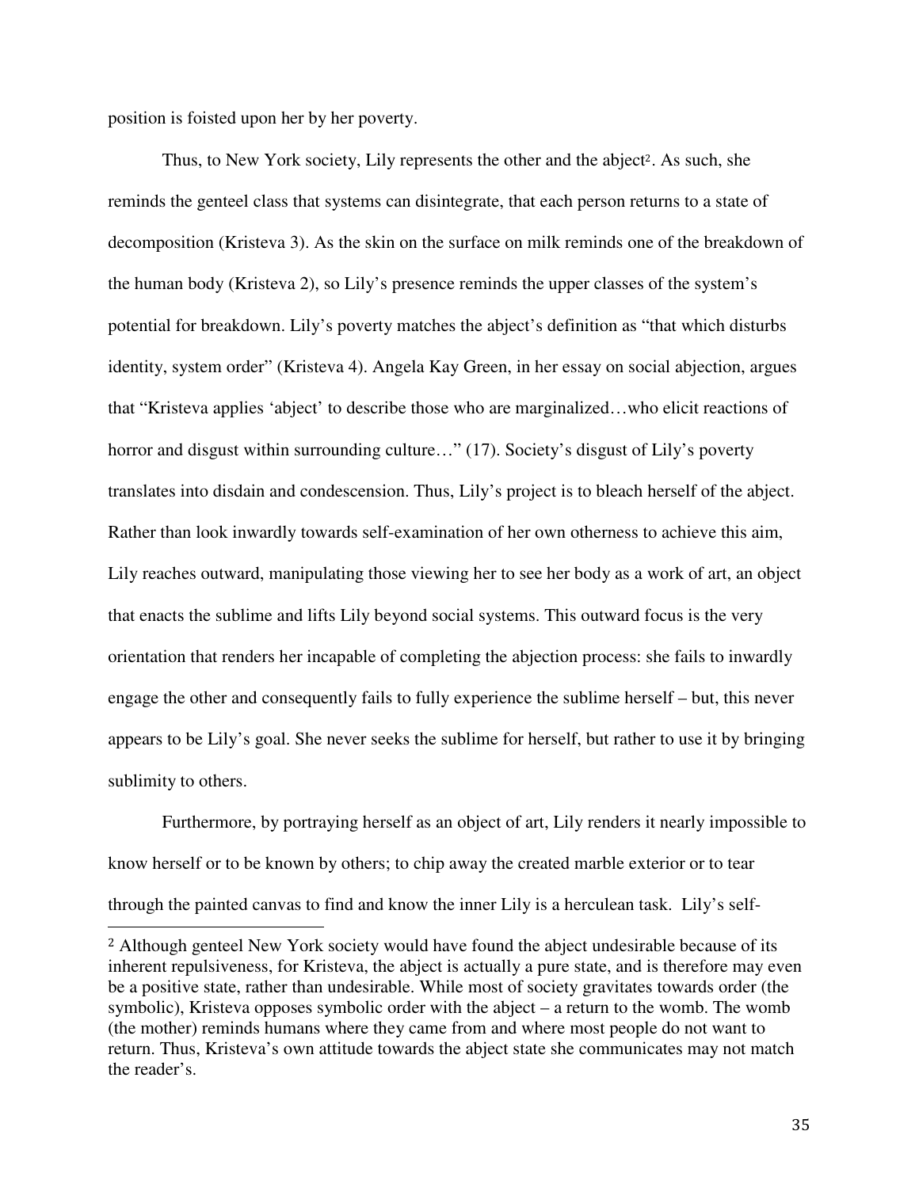position is foisted upon her by her poverty.

Thus, to New York society, Lily represents the other and the abject[2]. As such, she reminds the genteel class that systems can disintegrate, that each person returns to a state of decomposition (Kristeva 3). As the skin on the surface on milk reminds one of the breakdown of the human body (Kristeva 2), so Lily's presence reminds the upper classes of the system's potential for breakdown. Lily's poverty matches the abject's definition as "that which disturbs identity, system order" (Kristeva 4). Angela Kay Green, in her essay on social abjection, argues that "Kristeva applies 'abject' to describe those who are marginalized…who elicit reactions of horror and disgust within surrounding culture…" (17). Society's disgust of Lily's poverty translates into disdain and condescension. Thus, Lily's project is to bleach herself of the abject. Rather than look inwardly towards self-examination of her own otherness to achieve this aim, Lily reaches outward, manipulating those viewing her to see her body as a work of art, an object that enacts the sublime and lifts Lily beyond social systems. This outward focus is the very orientation that renders her incapable of completing the abjection process: she fails to inwardly engage the other and consequently fails to fully experience the sublime herself – but, this never appears to be Lily's goal. She never seeks the sublime for herself, but rather to use it by bringing sublimity to others.

Furthermore, by portraying herself as an object of art, Lily renders it nearly impossible to know herself or to be known by others; to chip away the created marble exterior or to tear through the painted canvas to find and know the inner Lily is a herculean task. Lily's self-

---

[2] Although genteel New York society would have found the abject undesirable because of its inherent repulsiveness, for Kristeva, the abject is actually a pure state, and is therefore may even be a positive state, rather than undesirable. While most of society gravitates towards order (the symbolic), Kristeva opposes symbolic order with the abject – a return to the womb. The womb (the mother) reminds humans where they came from and where most people do not want to return. Thus, Kristeva's own attitude towards the abject state she communicates may not match the reader's.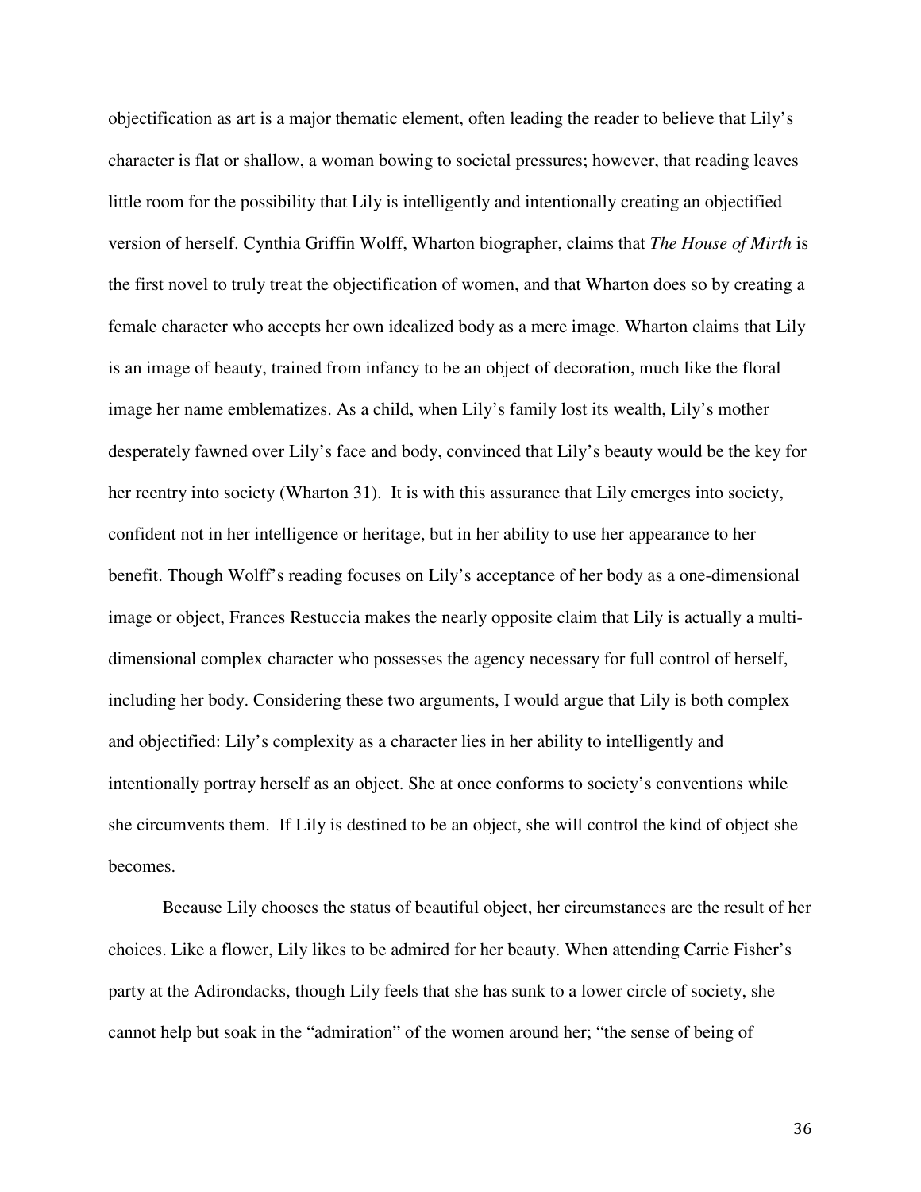objectification as art is a major thematic element, often leading the reader to believe that Lily's character is flat or shallow, a woman bowing to societal pressures; however, that reading leaves little room for the possibility that Lily is intelligently and intentionally creating an objectified version of herself. Cynthia Griffin Wolff, Wharton biographer, claims that *The House of Mirth* is the first novel to truly treat the objectification of women, and that Wharton does so by creating a female character who accepts her own idealized body as a mere image. Wharton claims that Lily is an image of beauty, trained from infancy to be an object of decoration, much like the floral image her name emblematizes. As a child, when Lily's family lost its wealth, Lily's mother desperately fawned over Lily's face and body, convinced that Lily's beauty would be the key for her reentry into society (Wharton 31). It is with this assurance that Lily emerges into society, confident not in her intelligence or heritage, but in her ability to use her appearance to her benefit. Though Wolff's reading focuses on Lily's acceptance of her body as a one-dimensional image or object, Frances Restuccia makes the nearly opposite claim that Lily is actually a multi-dimensional complex character who possesses the agency necessary for full control of herself, including her body. Considering these two arguments, I would argue that Lily is both complex and objectified: Lily's complexity as a character lies in her ability to intelligently and intentionally portray herself as an object. She at once conforms to society's conventions while she circumvents them. If Lily is destined to be an object, she will control the kind of object she becomes.

Because Lily chooses the status of beautiful object, her circumstances are the result of her choices. Like a flower, Lily likes to be admired for her beauty. When attending Carrie Fisher's party at the Adirondacks, though Lily feels that she has sunk to a lower circle of society, she cannot help but soak in the "admiration" of the women around her; "the sense of being of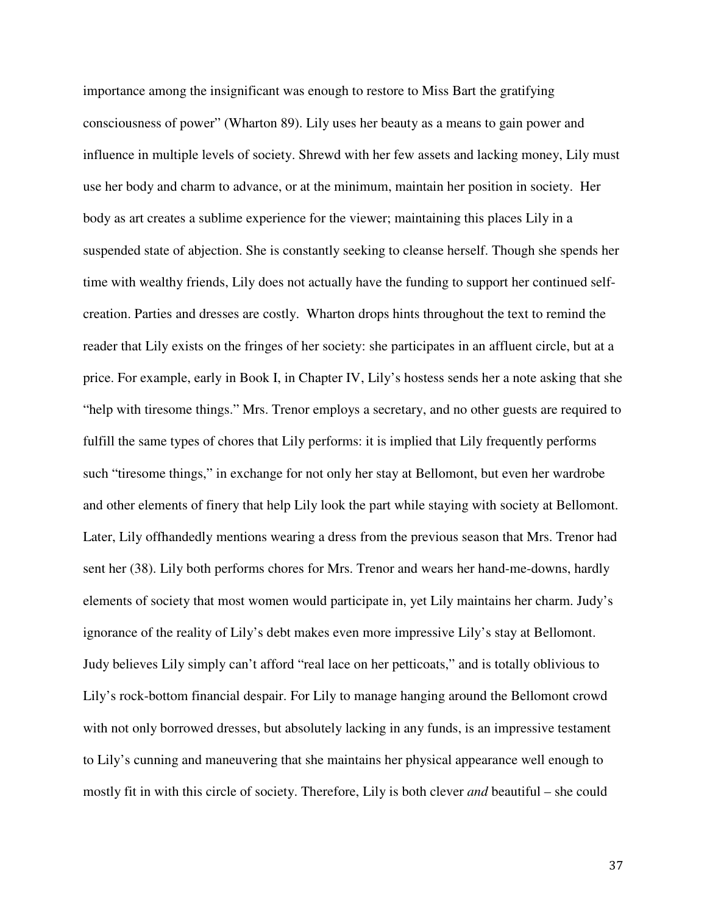importance among the insignificant was enough to restore to Miss Bart the gratifying consciousness of power" (Wharton 89). Lily uses her beauty as a means to gain power and influence in multiple levels of society. Shrewd with her few assets and lacking money, Lily must use her body and charm to advance, or at the minimum, maintain her position in society. Her body as art creates a sublime experience for the viewer; maintaining this places Lily in a suspended state of abjection. She is constantly seeking to cleanse herself. Though she spends her time with wealthy friends, Lily does not actually have the funding to support her continued self-creation. Parties and dresses are costly. Wharton drops hints throughout the text to remind the reader that Lily exists on the fringes of her society: she participates in an affluent circle, but at a price. For example, early in Book I, in Chapter IV, Lily's hostess sends her a note asking that she "help with tiresome things." Mrs. Trenor employs a secretary, and no other guests are required to fulfill the same types of chores that Lily performs: it is implied that Lily frequently performs such "tiresome things," in exchange for not only her stay at Bellomont, but even her wardrobe and other elements of finery that help Lily look the part while staying with society at Bellomont. Later, Lily offhandedly mentions wearing a dress from the previous season that Mrs. Trenor had sent her (38). Lily both performs chores for Mrs. Trenor and wears her hand-me-downs, hardly elements of society that most women would participate in, yet Lily maintains her charm. Judy's ignorance of the reality of Lily's debt makes even more impressive Lily's stay at Bellomont. Judy believes Lily simply can't afford "real lace on her petticoats," and is totally oblivious to Lily's rock-bottom financial despair. For Lily to manage hanging around the Bellomont crowd with not only borrowed dresses, but absolutely lacking in any funds, is an impressive testament to Lily's cunning and maneuvering that she maintains her physical appearance well enough to mostly fit in with this circle of society. Therefore, Lily is both clever *and* beautiful – she could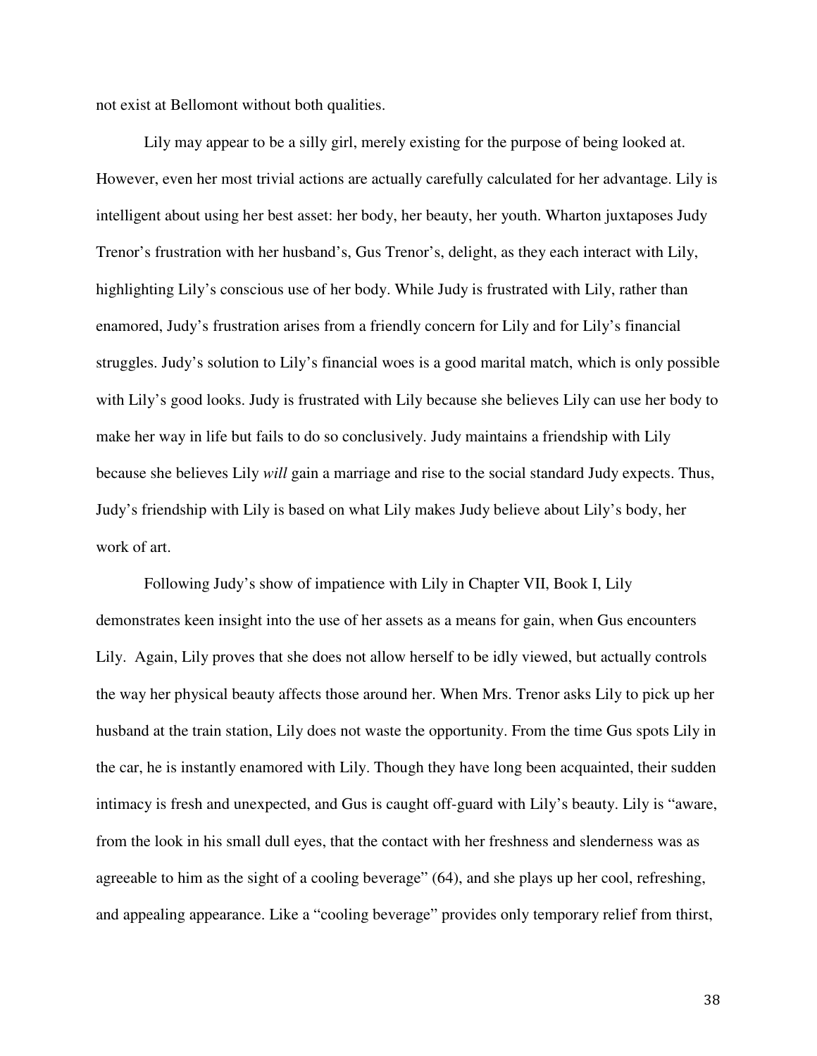not exist at Bellomont without both qualities.

Lily may appear to be a silly girl, merely existing for the purpose of being looked at. However, even her most trivial actions are actually carefully calculated for her advantage. Lily is intelligent about using her best asset: her body, her beauty, her youth. Wharton juxtaposes Judy Trenor's frustration with her husband's, Gus Trenor's, delight, as they each interact with Lily, highlighting Lily's conscious use of her body. While Judy is frustrated with Lily, rather than enamored, Judy's frustration arises from a friendly concern for Lily and for Lily's financial struggles. Judy's solution to Lily's financial woes is a good marital match, which is only possible with Lily's good looks. Judy is frustrated with Lily because she believes Lily can use her body to make her way in life but fails to do so conclusively. Judy maintains a friendship with Lily because she believes Lily *will* gain a marriage and rise to the social standard Judy expects. Thus, Judy's friendship with Lily is based on what Lily makes Judy believe about Lily's body, her work of art.

Following Judy's show of impatience with Lily in Chapter VII, Book I, Lily demonstrates keen insight into the use of her assets as a means for gain, when Gus encounters Lily. Again, Lily proves that she does not allow herself to be idly viewed, but actually controls the way her physical beauty affects those around her. When Mrs. Trenor asks Lily to pick up her husband at the train station, Lily does not waste the opportunity. From the time Gus spots Lily in the car, he is instantly enamored with Lily. Though they have long been acquainted, their sudden intimacy is fresh and unexpected, and Gus is caught off-guard with Lily's beauty. Lily is "aware, from the look in his small dull eyes, that the contact with her freshness and slenderness was as agreeable to him as the sight of a cooling beverage" (64), and she plays up her cool, refreshing, and appealing appearance. Like a "cooling beverage" provides only temporary relief from thirst,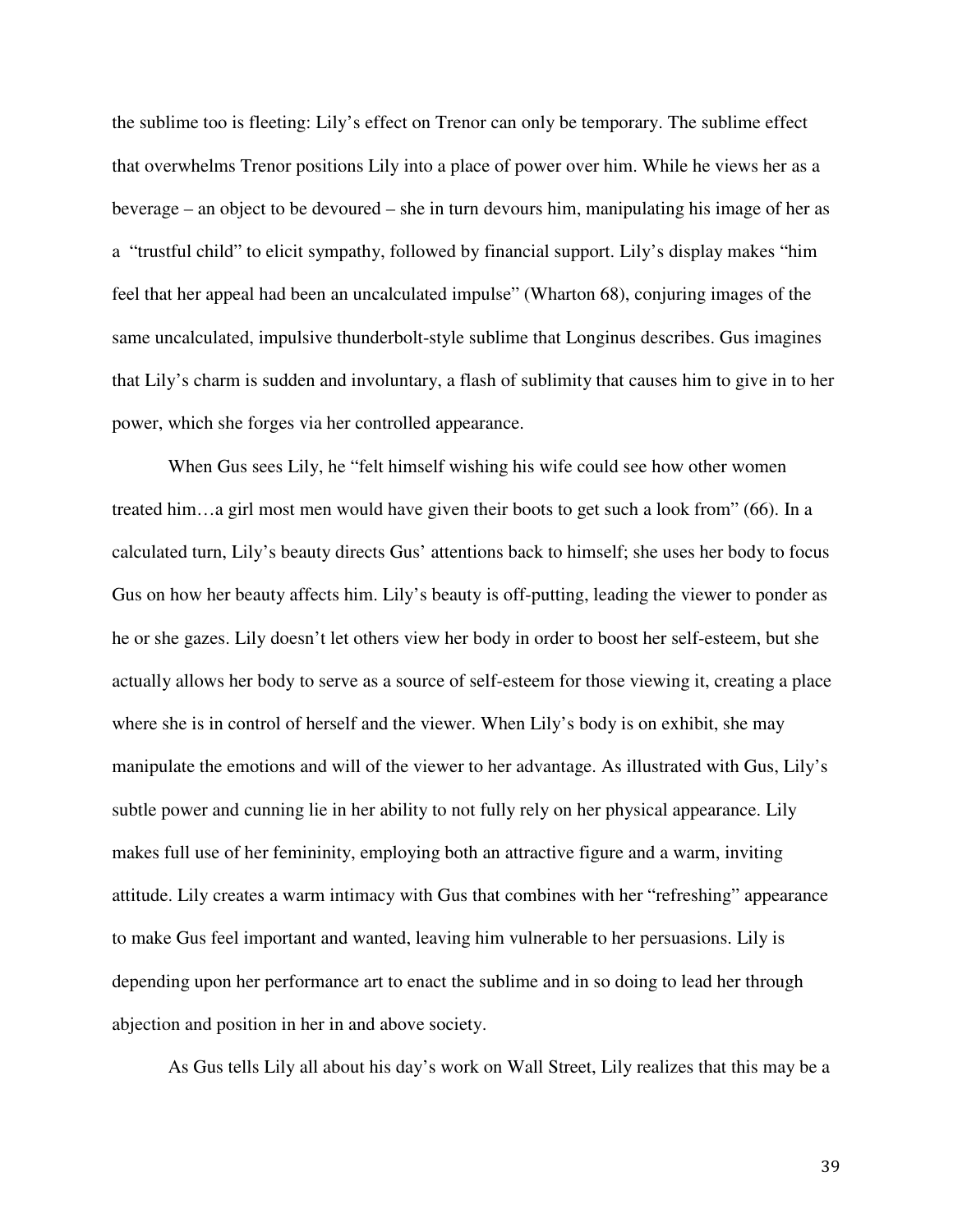the sublime too is fleeting: Lily's effect on Trenor can only be temporary. The sublime effect that overwhelms Trenor positions Lily into a place of power over him. While he views her as a beverage – an object to be devoured – she in turn devours him, manipulating his image of her as a "trustful child" to elicit sympathy, followed by financial support. Lily's display makes "him feel that her appeal had been an uncalculated impulse" (Wharton 68), conjuring images of the same uncalculated, impulsive thunderbolt-style sublime that Longinus describes. Gus imagines that Lily's charm is sudden and involuntary, a flash of sublimity that causes him to give in to her power, which she forges via her controlled appearance.

When Gus sees Lily, he "felt himself wishing his wife could see how other women treated him…a girl most men would have given their boots to get such a look from" (66). In a calculated turn, Lily's beauty directs Gus' attentions back to himself; she uses her body to focus Gus on how her beauty affects him. Lily's beauty is off-putting, leading the viewer to ponder as he or she gazes. Lily doesn't let others view her body in order to boost her self-esteem, but she actually allows her body to serve as a source of self-esteem for those viewing it, creating a place where she is in control of herself and the viewer. When Lily's body is on exhibit, she may manipulate the emotions and will of the viewer to her advantage. As illustrated with Gus, Lily's subtle power and cunning lie in her ability to not fully rely on her physical appearance. Lily makes full use of her femininity, employing both an attractive figure and a warm, inviting attitude. Lily creates a warm intimacy with Gus that combines with her "refreshing" appearance to make Gus feel important and wanted, leaving him vulnerable to her persuasions. Lily is depending upon her performance art to enact the sublime and in so doing to lead her through abjection and position in her in and above society.

As Gus tells Lily all about his day's work on Wall Street, Lily realizes that this may be a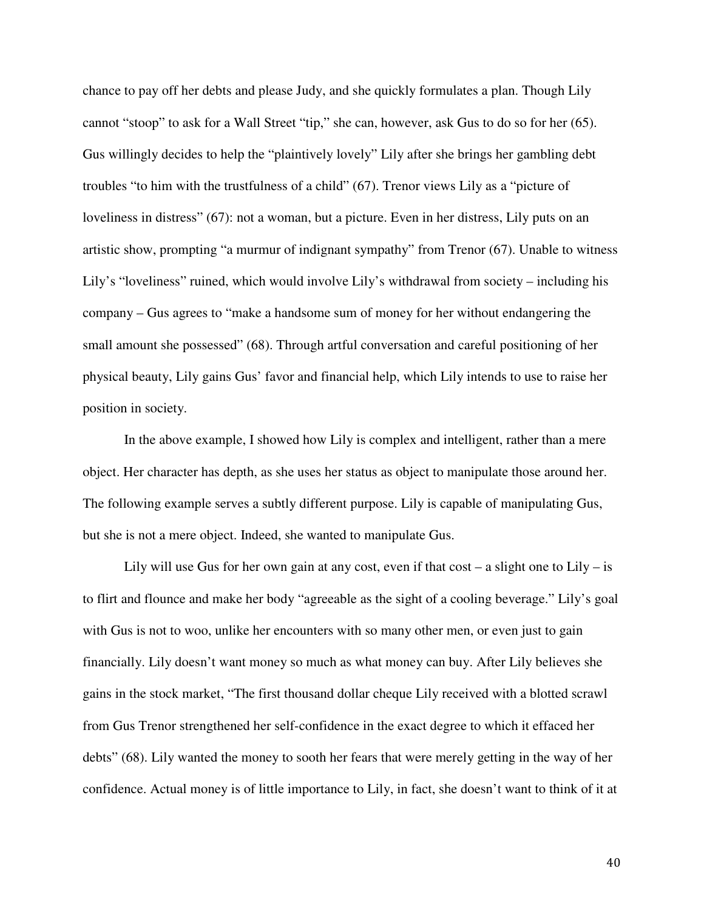chance to pay off her debts and please Judy, and she quickly formulates a plan. Though Lily cannot "stoop" to ask for a Wall Street "tip," she can, however, ask Gus to do so for her (65). Gus willingly decides to help the "plaintively lovely" Lily after she brings her gambling debt troubles "to him with the trustfulness of a child" (67). Trenor views Lily as a "picture of loveliness in distress" (67): not a woman, but a picture. Even in her distress, Lily puts on an artistic show, prompting "a murmur of indignant sympathy" from Trenor (67). Unable to witness Lily's "loveliness" ruined, which would involve Lily's withdrawal from society – including his company – Gus agrees to "make a handsome sum of money for her without endangering the small amount she possessed" (68). Through artful conversation and careful positioning of her physical beauty, Lily gains Gus' favor and financial help, which Lily intends to use to raise her position in society.

In the above example, I showed how Lily is complex and intelligent, rather than a mere object. Her character has depth, as she uses her status as object to manipulate those around her. The following example serves a subtly different purpose. Lily is capable of manipulating Gus, but she is not a mere object. Indeed, she wanted to manipulate Gus.

Lily will use Gus for her own gain at any cost, even if that cost – a slight one to Lily – is to flirt and flounce and make her body "agreeable as the sight of a cooling beverage." Lily's goal with Gus is not to woo, unlike her encounters with so many other men, or even just to gain financially. Lily doesn't want money so much as what money can buy. After Lily believes she gains in the stock market, "The first thousand dollar cheque Lily received with a blotted scrawl from Gus Trenor strengthened her self-confidence in the exact degree to which it effaced her debts" (68). Lily wanted the money to sooth her fears that were merely getting in the way of her confidence. Actual money is of little importance to Lily, in fact, she doesn't want to think of it at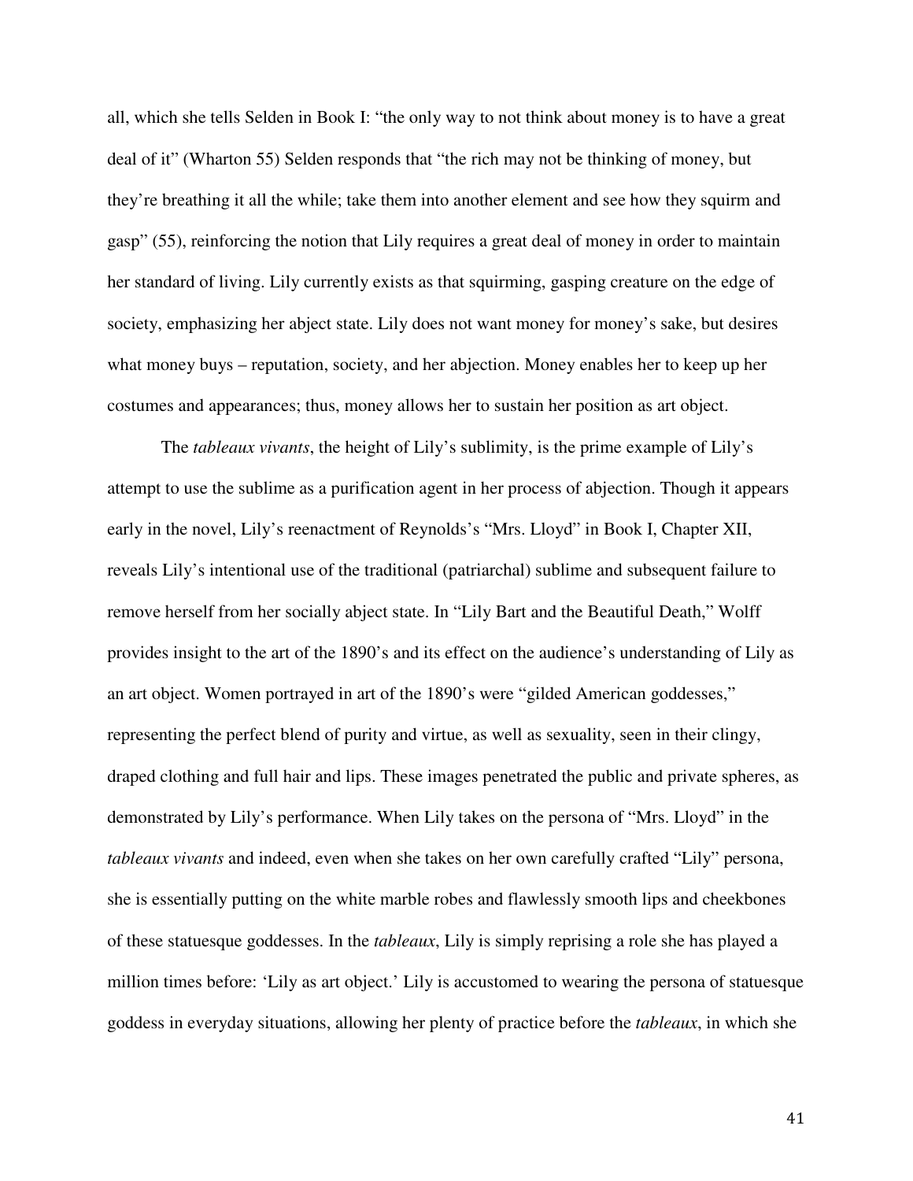all, which she tells Selden in Book I: "the only way to not think about money is to have a great deal of it" (Wharton 55) Selden responds that "the rich may not be thinking of money, but they're breathing it all the while; take them into another element and see how they squirm and gasp" (55), reinforcing the notion that Lily requires a great deal of money in order to maintain her standard of living. Lily currently exists as that squirming, gasping creature on the edge of society, emphasizing her abject state. Lily does not want money for money's sake, but desires what money buys – reputation, society, and her abjection. Money enables her to keep up her costumes and appearances; thus, money allows her to sustain her position as art object.

The *tableaux vivants*, the height of Lily's sublimity, is the prime example of Lily's attempt to use the sublime as a purification agent in her process of abjection. Though it appears early in the novel, Lily's reenactment of Reynolds's "Mrs. Lloyd" in Book I, Chapter XII, reveals Lily's intentional use of the traditional (patriarchal) sublime and subsequent failure to remove herself from her socially abject state. In "Lily Bart and the Beautiful Death," Wolff provides insight to the art of the 1890's and its effect on the audience's understanding of Lily as an art object. Women portrayed in art of the 1890's were "gilded American goddesses," representing the perfect blend of purity and virtue, as well as sexuality, seen in their clingy, draped clothing and full hair and lips. These images penetrated the public and private spheres, as demonstrated by Lily's performance. When Lily takes on the persona of "Mrs. Lloyd" in the *tableaux vivants* and indeed, even when she takes on her own carefully crafted "Lily" persona, she is essentially putting on the white marble robes and flawlessly smooth lips and cheekbones of these statuesque goddesses. In the *tableaux*, Lily is simply reprising a role she has played a million times before: 'Lily as art object.' Lily is accustomed to wearing the persona of statuesque goddess in everyday situations, allowing her plenty of practice before the *tableaux*, in which she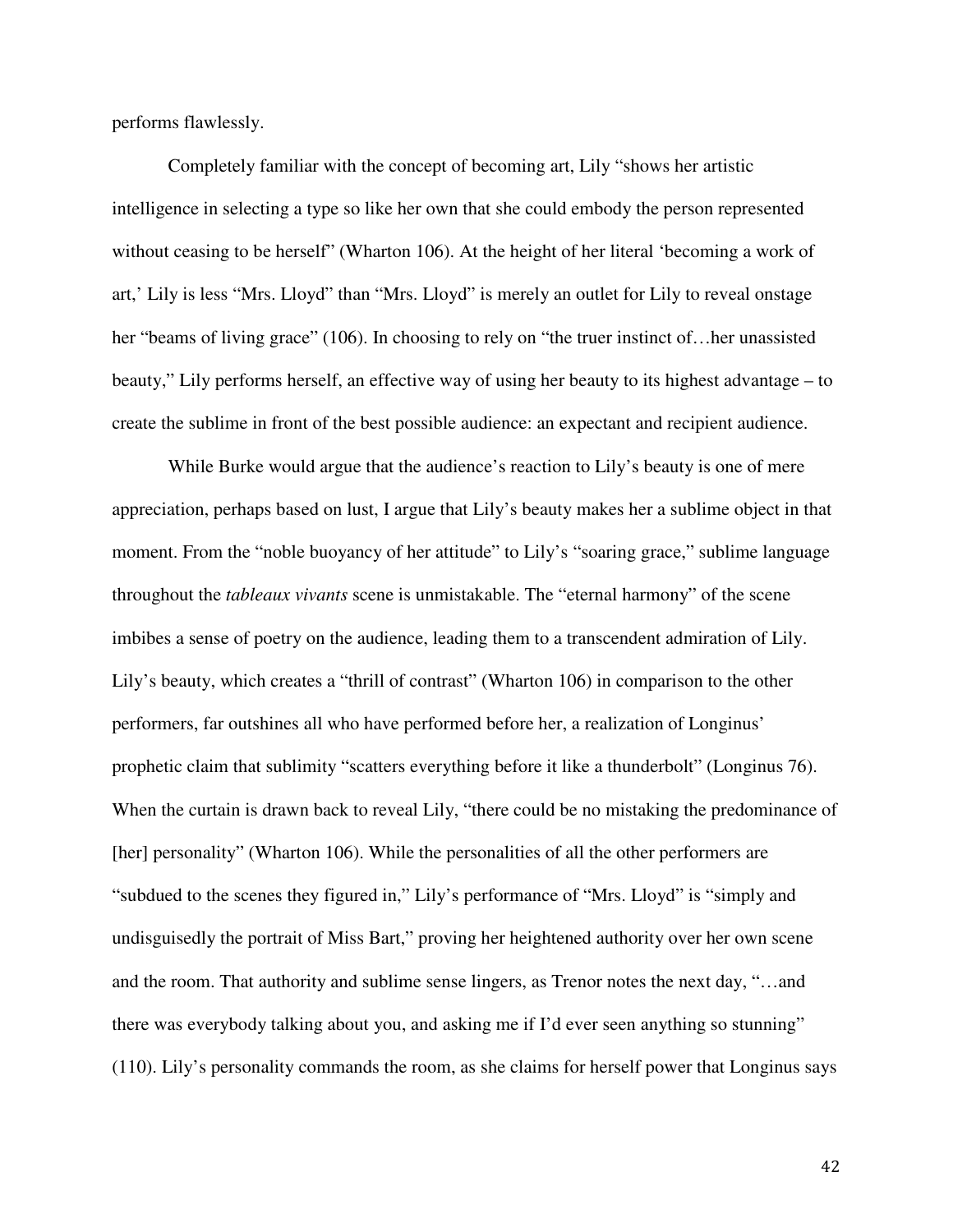performs flawlessly.

Completely familiar with the concept of becoming art, Lily "shows her artistic intelligence in selecting a type so like her own that she could embody the person represented without ceasing to be herself" (Wharton 106). At the height of her literal 'becoming a work of art,' Lily is less "Mrs. Lloyd" than "Mrs. Lloyd" is merely an outlet for Lily to reveal onstage her "beams of living grace" (106). In choosing to rely on "the truer instinct of…her unassisted beauty," Lily performs herself, an effective way of using her beauty to its highest advantage – to create the sublime in front of the best possible audience: an expectant and recipient audience.

While Burke would argue that the audience's reaction to Lily's beauty is one of mere appreciation, perhaps based on lust, I argue that Lily's beauty makes her a sublime object in that moment. From the "noble buoyancy of her attitude" to Lily's "soaring grace," sublime language throughout the *tableaux vivants* scene is unmistakable. The "eternal harmony" of the scene imbibes a sense of poetry on the audience, leading them to a transcendent admiration of Lily. Lily's beauty, which creates a "thrill of contrast" (Wharton 106) in comparison to the other performers, far outshines all who have performed before her, a realization of Longinus' prophetic claim that sublimity "scatters everything before it like a thunderbolt" (Longinus 76). When the curtain is drawn back to reveal Lily, "there could be no mistaking the predominance of [her] personality" (Wharton 106). While the personalities of all the other performers are "subdued to the scenes they figured in," Lily's performance of "Mrs. Lloyd" is "simply and undisguisedly the portrait of Miss Bart," proving her heightened authority over her own scene and the room. That authority and sublime sense lingers, as Trenor notes the next day, "…and there was everybody talking about you, and asking me if I'd ever seen anything so stunning" (110). Lily's personality commands the room, as she claims for herself power that Longinus says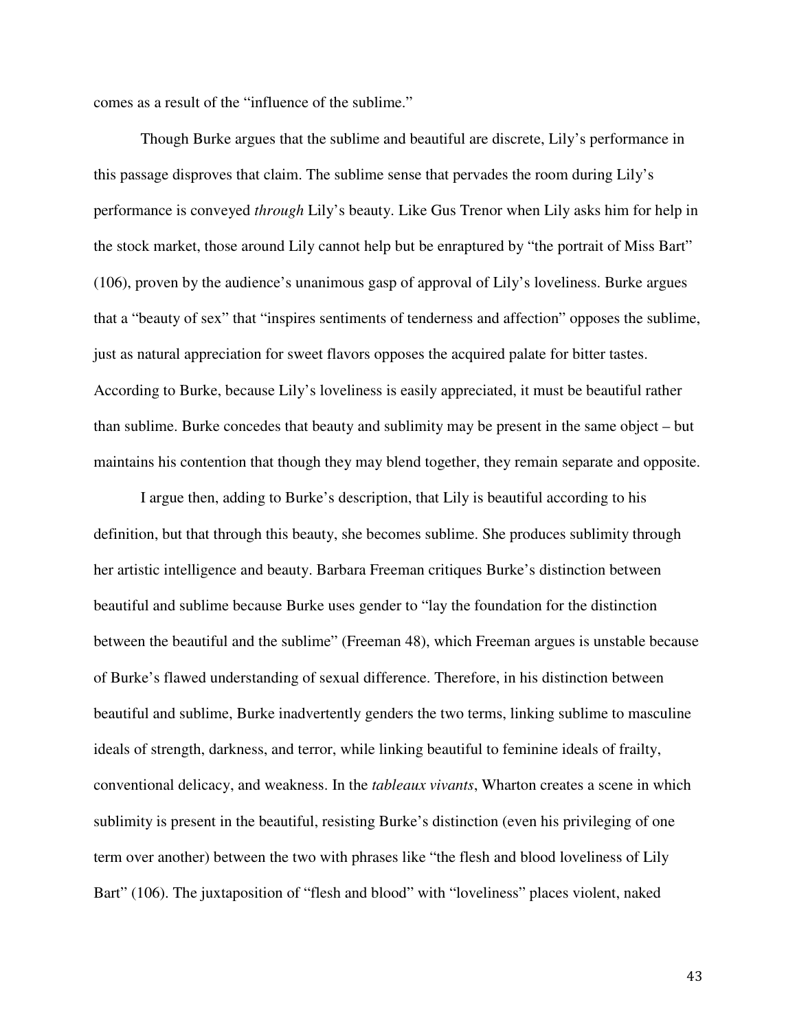comes as a result of the “influence of the sublime.”

Though Burke argues that the sublime and beautiful are discrete, Lily’s performance in this passage disproves that claim. The sublime sense that pervades the room during Lily’s performance is conveyed *through* Lily’s beauty. Like Gus Trenor when Lily asks him for help in the stock market, those around Lily cannot help but be enraptured by “the portrait of Miss Bart” (106), proven by the audience’s unanimous gasp of approval of Lily’s loveliness. Burke argues that a “beauty of sex” that “inspires sentiments of tenderness and affection” opposes the sublime, just as natural appreciation for sweet flavors opposes the acquired palate for bitter tastes. According to Burke, because Lily’s loveliness is easily appreciated, it must be beautiful rather than sublime. Burke concedes that beauty and sublimity may be present in the same object – but maintains his contention that though they may blend together, they remain separate and opposite.

I argue then, adding to Burke’s description, that Lily is beautiful according to his definition, but that through this beauty, she becomes sublime. She produces sublimity through her artistic intelligence and beauty. Barbara Freeman critiques Burke’s distinction between beautiful and sublime because Burke uses gender to “lay the foundation for the distinction between the beautiful and the sublime” (Freeman 48), which Freeman argues is unstable because of Burke’s flawed understanding of sexual difference. Therefore, in his distinction between beautiful and sublime, Burke inadvertently genders the two terms, linking sublime to masculine ideals of strength, darkness, and terror, while linking beautiful to feminine ideals of frailty, conventional delicacy, and weakness. In the *tableaux vivants*, Wharton creates a scene in which sublimity is present in the beautiful, resisting Burke’s distinction (even his privileging of one term over another) between the two with phrases like “the flesh and blood loveliness of Lily Bart” (106). The juxtaposition of “flesh and blood” with “loveliness” places violent, naked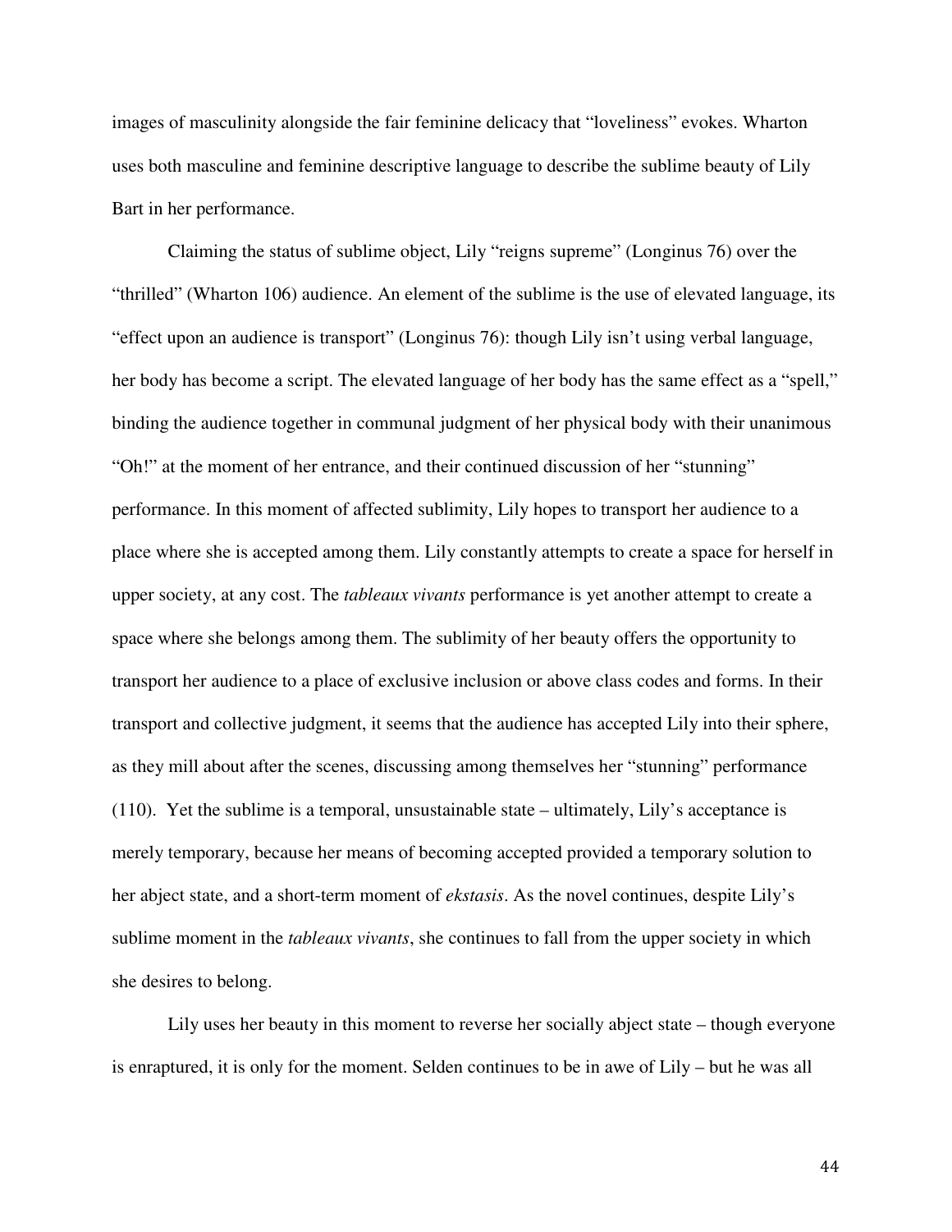images of masculinity alongside the fair feminine delicacy that "loveliness" evokes. Wharton uses both masculine and feminine descriptive language to describe the sublime beauty of Lily Bart in her performance.

Claiming the status of sublime object, Lily "reigns supreme" (Longinus 76) over the "thrilled" (Wharton 106) audience. An element of the sublime is the use of elevated language, its "effect upon an audience is transport" (Longinus 76): though Lily isn't using verbal language, her body has become a script. The elevated language of her body has the same effect as a "spell," binding the audience together in communal judgment of her physical body with their unanimous "Oh!" at the moment of her entrance, and their continued discussion of her "stunning" performance. In this moment of affected sublimity, Lily hopes to transport her audience to a place where she is accepted among them. Lily constantly attempts to create a space for herself in upper society, at any cost. The *tableaux vivants* performance is yet another attempt to create a space where she belongs among them. The sublimity of her beauty offers the opportunity to transport her audience to a place of exclusive inclusion or above class codes and forms. In their transport and collective judgment, it seems that the audience has accepted Lily into their sphere, as they mill about after the scenes, discussing among themselves her "stunning" performance (110). Yet the sublime is a temporal, unsustainable state – ultimately, Lily's acceptance is merely temporary, because her means of becoming accepted provided a temporary solution to her abject state, and a short-term moment of *ekstasis*. As the novel continues, despite Lily's sublime moment in the *tableaux vivants*, she continues to fall from the upper society in which she desires to belong.

Lily uses her beauty in this moment to reverse her socially abject state – though everyone is enraptured, it is only for the moment. Selden continues to be in awe of Lily – but he was all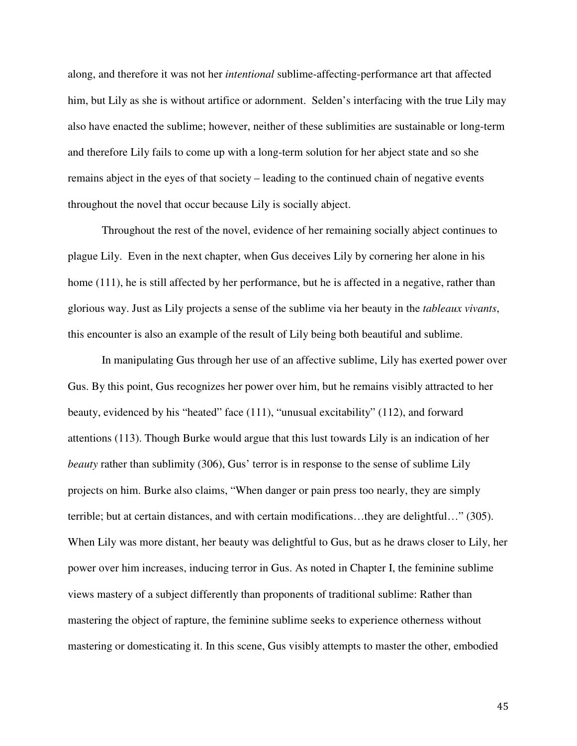along, and therefore it was not her *intentional* sublime-affecting-performance art that affected him, but Lily as she is without artifice or adornment. Selden's interfacing with the true Lily may also have enacted the sublime; however, neither of these sublimities are sustainable or long-term and therefore Lily fails to come up with a long-term solution for her abject state and so she remains abject in the eyes of that society – leading to the continued chain of negative events throughout the novel that occur because Lily is socially abject.

Throughout the rest of the novel, evidence of her remaining socially abject continues to plague Lily. Even in the next chapter, when Gus deceives Lily by cornering her alone in his home (111), he is still affected by her performance, but he is affected in a negative, rather than glorious way. Just as Lily projects a sense of the sublime via her beauty in the *tableaux vivants*, this encounter is also an example of the result of Lily being both beautiful and sublime.

In manipulating Gus through her use of an affective sublime, Lily has exerted power over Gus. By this point, Gus recognizes her power over him, but he remains visibly attracted to her beauty, evidenced by his "heated" face (111), "unusual excitability" (112), and forward attentions (113). Though Burke would argue that this lust towards Lily is an indication of her *beauty* rather than sublimity (306), Gus' terror is in response to the sense of sublime Lily projects on him. Burke also claims, "When danger or pain press too nearly, they are simply terrible; but at certain distances, and with certain modifications…they are delightful…" (305). When Lily was more distant, her beauty was delightful to Gus, but as he draws closer to Lily, her power over him increases, inducing terror in Gus. As noted in Chapter I, the feminine sublime views mastery of a subject differently than proponents of traditional sublime: Rather than mastering the object of rapture, the feminine sublime seeks to experience otherness without mastering or domesticating it. In this scene, Gus visibly attempts to master the other, embodied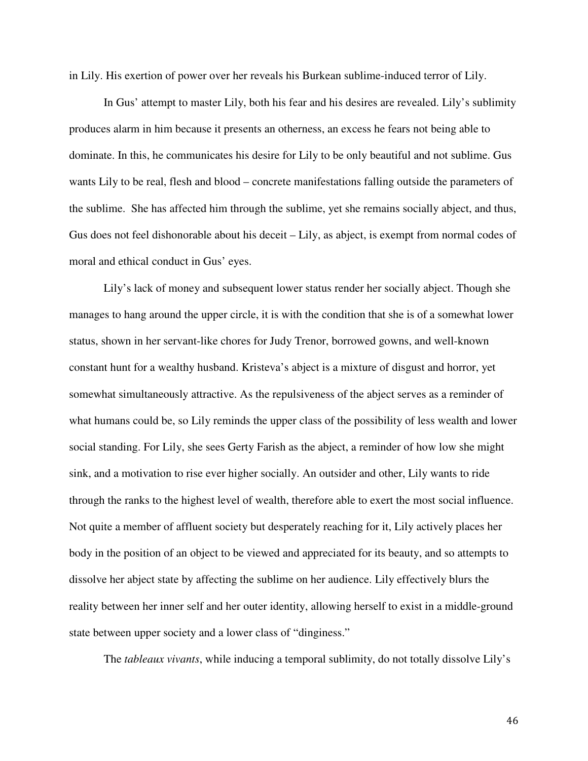in Lily. His exertion of power over her reveals his Burkean sublime-induced terror of Lily.

In Gus' attempt to master Lily, both his fear and his desires are revealed. Lily's sublimity produces alarm in him because it presents an otherness, an excess he fears not being able to dominate. In this, he communicates his desire for Lily to be only beautiful and not sublime. Gus wants Lily to be real, flesh and blood – concrete manifestations falling outside the parameters of the sublime. She has affected him through the sublime, yet she remains socially abject, and thus, Gus does not feel dishonorable about his deceit – Lily, as abject, is exempt from normal codes of moral and ethical conduct in Gus' eyes.

Lily's lack of money and subsequent lower status render her socially abject. Though she manages to hang around the upper circle, it is with the condition that she is of a somewhat lower status, shown in her servant-like chores for Judy Trenor, borrowed gowns, and well-known constant hunt for a wealthy husband. Kristeva's abject is a mixture of disgust and horror, yet somewhat simultaneously attractive. As the repulsiveness of the abject serves as a reminder of what humans could be, so Lily reminds the upper class of the possibility of less wealth and lower social standing. For Lily, she sees Gerty Farish as the abject, a reminder of how low she might sink, and a motivation to rise ever higher socially. An outsider and other, Lily wants to ride through the ranks to the highest level of wealth, therefore able to exert the most social influence. Not quite a member of affluent society but desperately reaching for it, Lily actively places her body in the position of an object to be viewed and appreciated for its beauty, and so attempts to dissolve her abject state by affecting the sublime on her audience. Lily effectively blurs the reality between her inner self and her outer identity, allowing herself to exist in a middle-ground state between upper society and a lower class of "dinginess."

The *tableaux vivants*, while inducing a temporal sublimity, do not totally dissolve Lily's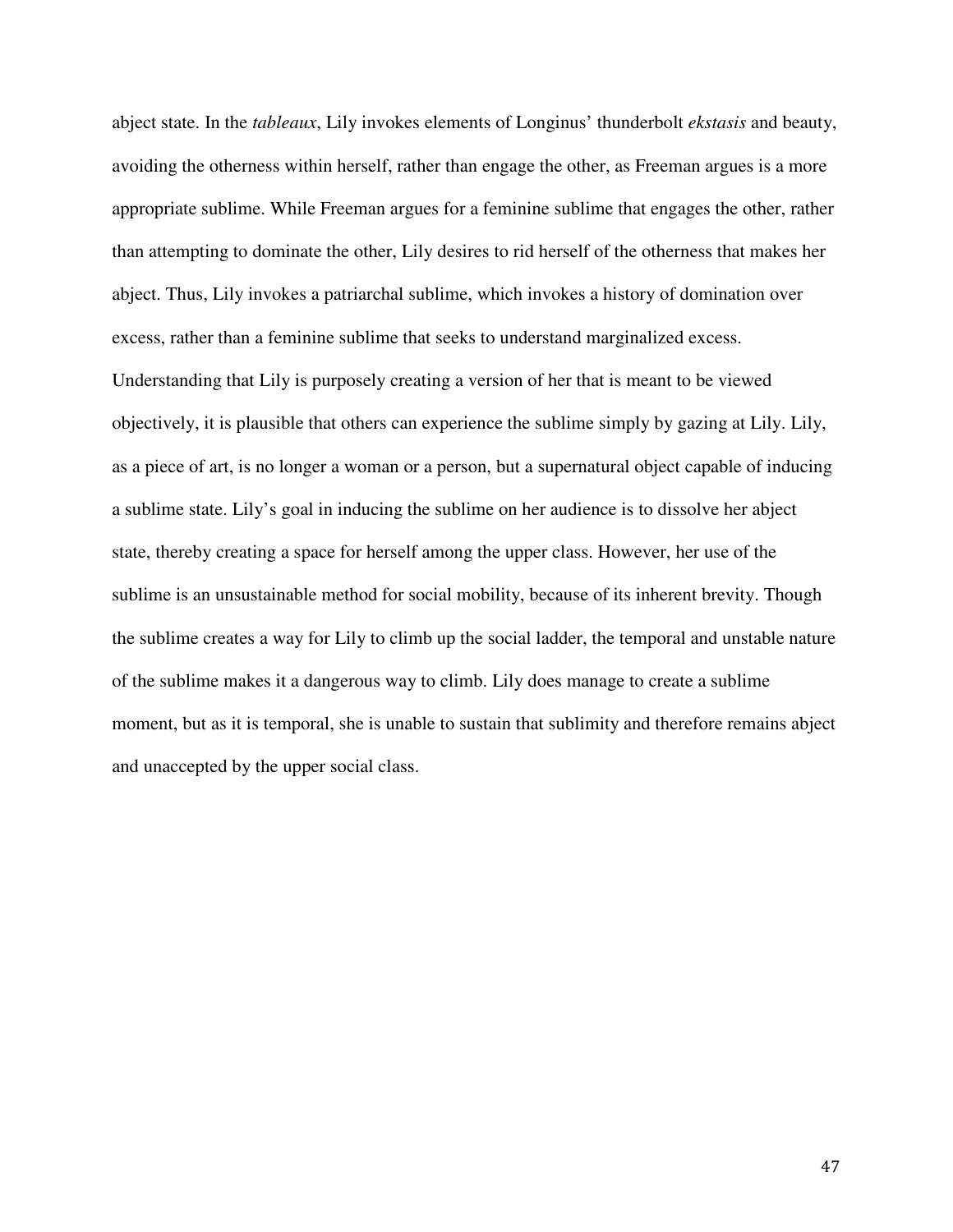abject state. In the *tableaux*, Lily invokes elements of Longinus' thunderbolt *ekstasis* and beauty, avoiding the otherness within herself, rather than engage the other, as Freeman argues is a more appropriate sublime. While Freeman argues for a feminine sublime that engages the other, rather than attempting to dominate the other, Lily desires to rid herself of the otherness that makes her abject. Thus, Lily invokes a patriarchal sublime, which invokes a history of domination over excess, rather than a feminine sublime that seeks to understand marginalized excess. Understanding that Lily is purposely creating a version of her that is meant to be viewed objectively, it is plausible that others can experience the sublime simply by gazing at Lily. Lily, as a piece of art, is no longer a woman or a person, but a supernatural object capable of inducing a sublime state. Lily's goal in inducing the sublime on her audience is to dissolve her abject state, thereby creating a space for herself among the upper class. However, her use of the sublime is an unsustainable method for social mobility, because of its inherent brevity. Though the sublime creates a way for Lily to climb up the social ladder, the temporal and unstable nature of the sublime makes it a dangerous way to climb. Lily does manage to create a sublime moment, but as it is temporal, she is unable to sustain that sublimity and therefore remains abject and unaccepted by the upper social class.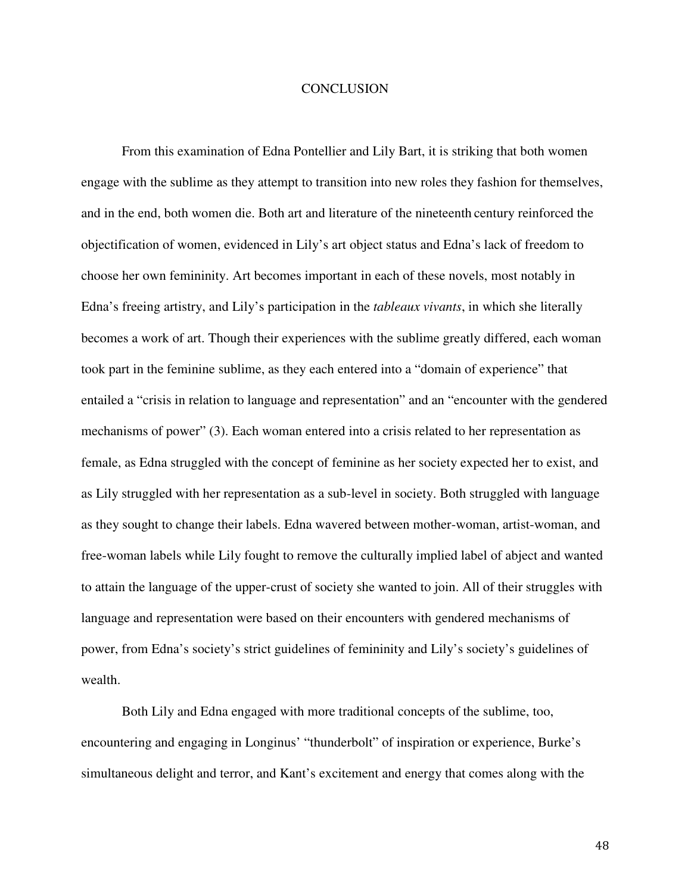# CONCLUSION

From this examination of Edna Pontellier and Lily Bart, it is striking that both women engage with the sublime as they attempt to transition into new roles they fashion for themselves, and in the end, both women die. Both art and literature of the nineteenth century reinforced the objectification of women, evidenced in Lily's art object status and Edna's lack of freedom to choose her own femininity. Art becomes important in each of these novels, most notably in Edna's freeing artistry, and Lily's participation in the *tableaux vivants*, in which she literally becomes a work of art. Though their experiences with the sublime greatly differed, each woman took part in the feminine sublime, as they each entered into a "domain of experience" that entailed a "crisis in relation to language and representation" and an "encounter with the gendered mechanisms of power" (3). Each woman entered into a crisis related to her representation as female, as Edna struggled with the concept of feminine as her society expected her to exist, and as Lily struggled with her representation as a sub-level in society. Both struggled with language as they sought to change their labels. Edna wavered between mother-woman, artist-woman, and free-woman labels while Lily fought to remove the culturally implied label of abject and wanted to attain the language of the upper-crust of society she wanted to join. All of their struggles with language and representation were based on their encounters with gendered mechanisms of power, from Edna's society's strict guidelines of femininity and Lily's society's guidelines of wealth.

Both Lily and Edna engaged with more traditional concepts of the sublime, too, encountering and engaging in Longinus' "thunderbolt" of inspiration or experience, Burke's simultaneous delight and terror, and Kant's excitement and energy that comes along with the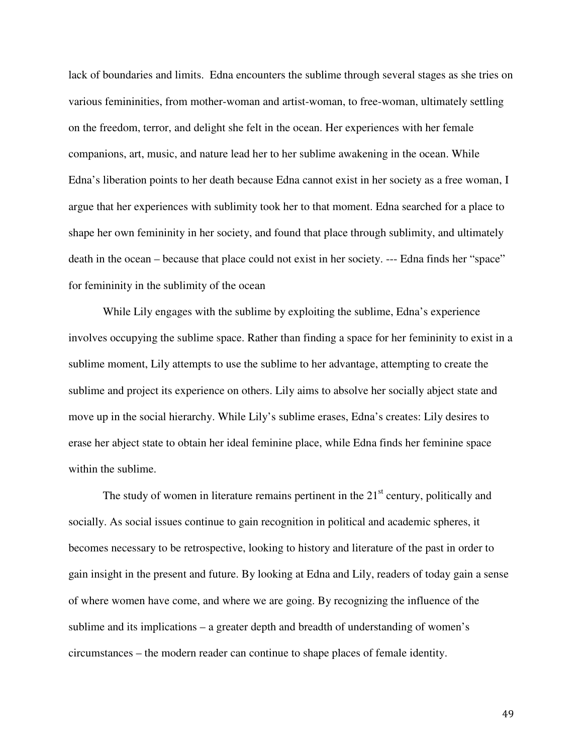lack of boundaries and limits. Edna encounters the sublime through several stages as she tries on various femininities, from mother-woman and artist-woman, to free-woman, ultimately settling on the freedom, terror, and delight she felt in the ocean. Her experiences with her female companions, art, music, and nature lead her to her sublime awakening in the ocean. While Edna's liberation points to her death because Edna cannot exist in her society as a free woman, I argue that her experiences with sublimity took her to that moment. Edna searched for a place to shape her own femininity in her society, and found that place through sublimity, and ultimately death in the ocean – because that place could not exist in her society. --- Edna finds her "space" for femininity in the sublimity of the ocean

While Lily engages with the sublime by exploiting the sublime, Edna's experience involves occupying the sublime space. Rather than finding a space for her femininity to exist in a sublime moment, Lily attempts to use the sublime to her advantage, attempting to create the sublime and project its experience on others. Lily aims to absolve her socially abject state and move up in the social hierarchy. While Lily's sublime erases, Edna's creates: Lily desires to erase her abject state to obtain her ideal feminine place, while Edna finds her feminine space within the sublime.

The study of women in literature remains pertinent in the 21st century, politically and socially. As social issues continue to gain recognition in political and academic spheres, it becomes necessary to be retrospective, looking to history and literature of the past in order to gain insight in the present and future. By looking at Edna and Lily, readers of today gain a sense of where women have come, and where we are going. By recognizing the influence of the sublime and its implications – a greater depth and breadth of understanding of women's circumstances – the modern reader can continue to shape places of female identity.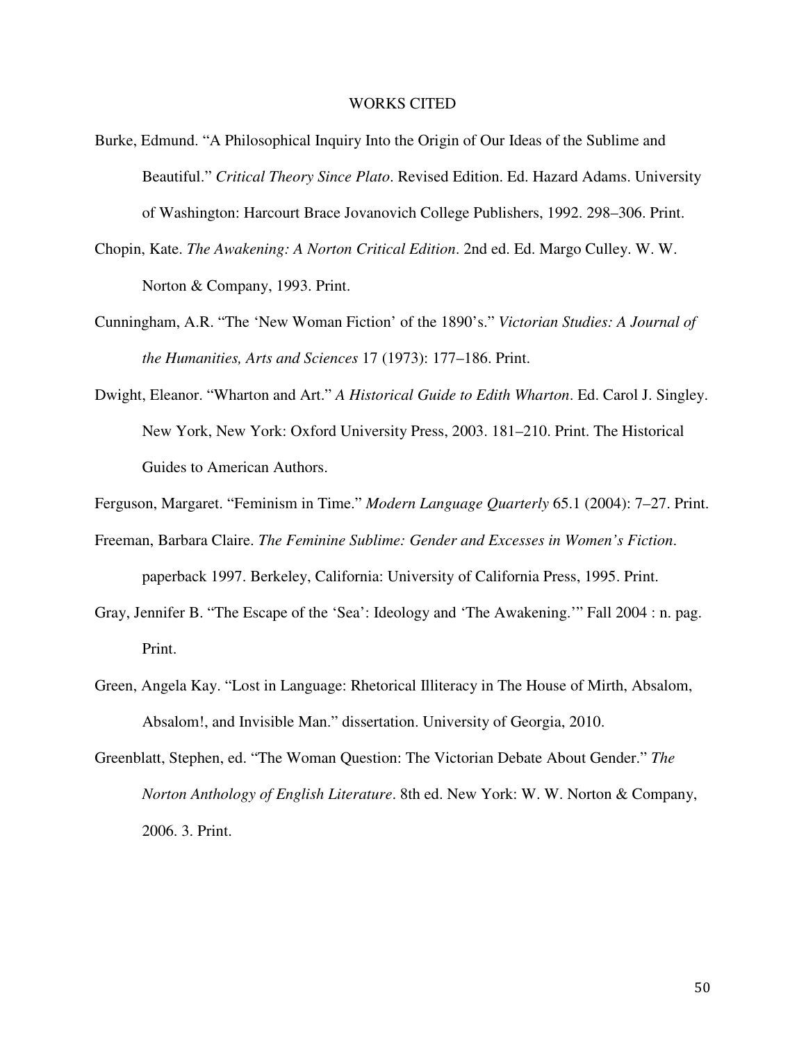# WORKS CITED

Burke, Edmund. "A Philosophical Inquiry Into the Origin of Our Ideas of the Sublime and Beautiful." *Critical Theory Since Plato*. Revised Edition. Ed. Hazard Adams. University of Washington: Harcourt Brace Jovanovich College Publishers, 1992. 298–306. Print.

Chopin, Kate. *The Awakening: A Norton Critical Edition*. 2nd ed. Ed. Margo Culley. W. W. Norton & Company, 1993. Print.

Cunningham, A.R. "The 'New Woman Fiction' of the 1890's." *Victorian Studies: A Journal of the Humanities, Arts and Sciences* 17 (1973): 177–186. Print.

Dwight, Eleanor. "Wharton and Art." *A Historical Guide to Edith Wharton*. Ed. Carol J. Singley. New York, New York: Oxford University Press, 2003. 181–210. Print. The Historical Guides to American Authors.

Ferguson, Margaret. "Feminism in Time." *Modern Language Quarterly* 65.1 (2004): 7–27. Print.

Freeman, Barbara Claire. *The Feminine Sublime: Gender and Excesses in Women's Fiction*. paperback 1997. Berkeley, California: University of California Press, 1995. Print.

Gray, Jennifer B. "The Escape of the 'Sea': Ideology and 'The Awakening.'" Fall 2004 : n. pag. Print.

Green, Angela Kay. "Lost in Language: Rhetorical Illiteracy in The House of Mirth, Absalom, Absalom!, and Invisible Man." dissertation. University of Georgia, 2010.

Greenblatt, Stephen, ed. "The Woman Question: The Victorian Debate About Gender." *The Norton Anthology of English Literature*. 8th ed. New York: W. W. Norton & Company, 2006. 3. Print.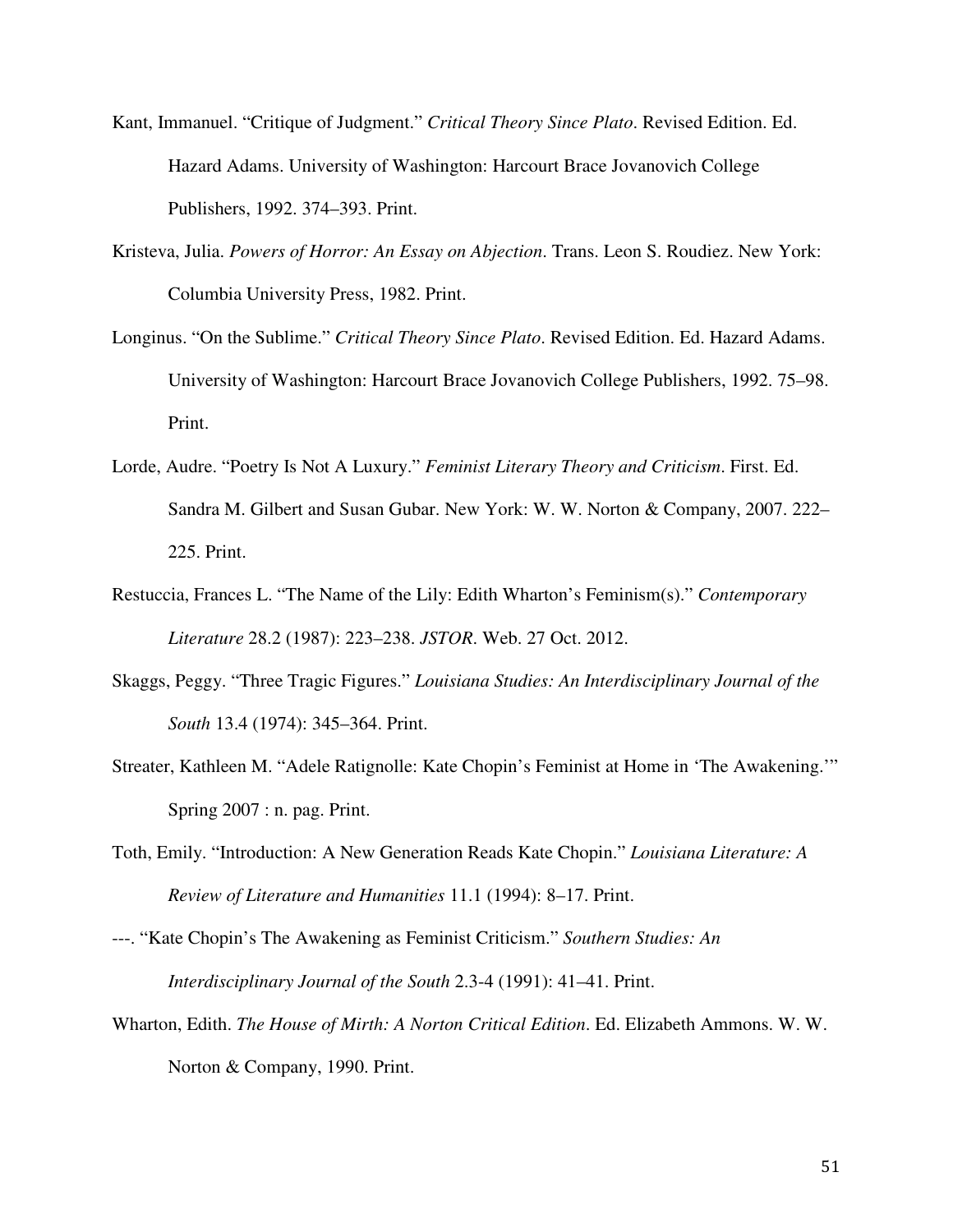Kant, Immanuel. "Critique of Judgment." *Critical Theory Since Plato*. Revised Edition. Ed. Hazard Adams. University of Washington: Harcourt Brace Jovanovich College Publishers, 1992. 374–393. Print.

Kristeva, Julia. *Powers of Horror: An Essay on Abjection*. Trans. Leon S. Roudiez. New York: Columbia University Press, 1982. Print.

Longinus. "On the Sublime." *Critical Theory Since Plato*. Revised Edition. Ed. Hazard Adams. University of Washington: Harcourt Brace Jovanovich College Publishers, 1992. 75–98. Print.

Lorde, Audre. "Poetry Is Not A Luxury." *Feminist Literary Theory and Criticism*. First. Ed. Sandra M. Gilbert and Susan Gubar. New York: W. W. Norton & Company, 2007. 222–225. Print.

Restuccia, Frances L. "The Name of the Lily: Edith Wharton's Feminism(s)." *Contemporary Literature* 28.2 (1987): 223–238. *JSTOR*. Web. 27 Oct. 2012.

Skaggs, Peggy. "Three Tragic Figures." *Louisiana Studies: An Interdisciplinary Journal of the South* 13.4 (1974): 345–364. Print.

Streater, Kathleen M. "Adele Ratignolle: Kate Chopin's Feminist at Home in 'The Awakening.'" Spring 2007 : n. pag. Print.

Toth, Emily. "Introduction: A New Generation Reads Kate Chopin." *Louisiana Literature: A Review of Literature and Humanities* 11.1 (1994): 8–17. Print.

---. "Kate Chopin's The Awakening as Feminist Criticism." *Southern Studies: An Interdisciplinary Journal of the South* 2.3-4 (1991): 41–41. Print.

Wharton, Edith. *The House of Mirth: A Norton Critical Edition*. Ed. Elizabeth Ammons. W. W. Norton & Company, 1990. Print.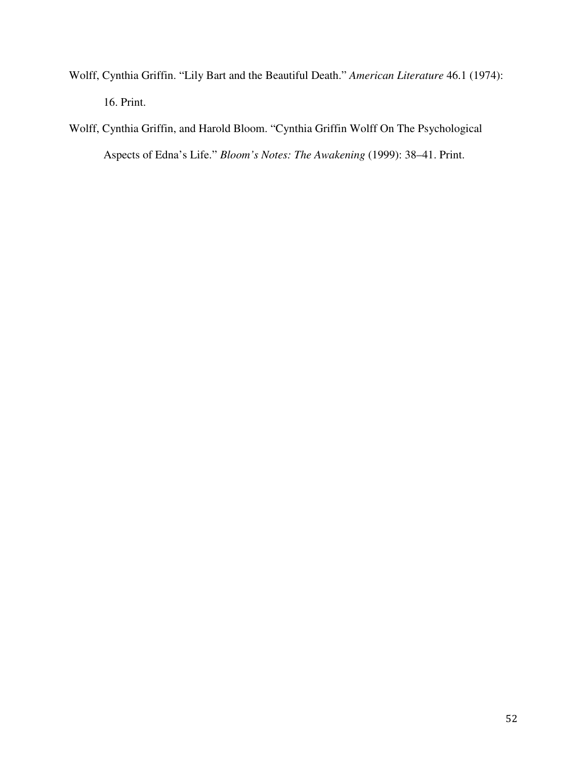Wolff, Cynthia Griffin. "Lily Bart and the Beautiful Death." *American Literature* 46.1 (1974): 16. Print.

Wolff, Cynthia Griffin, and Harold Bloom. "Cynthia Griffin Wolff On The Psychological Aspects of Edna's Life." *Bloom's Notes: The Awakening* (1999): 38–41. Print.